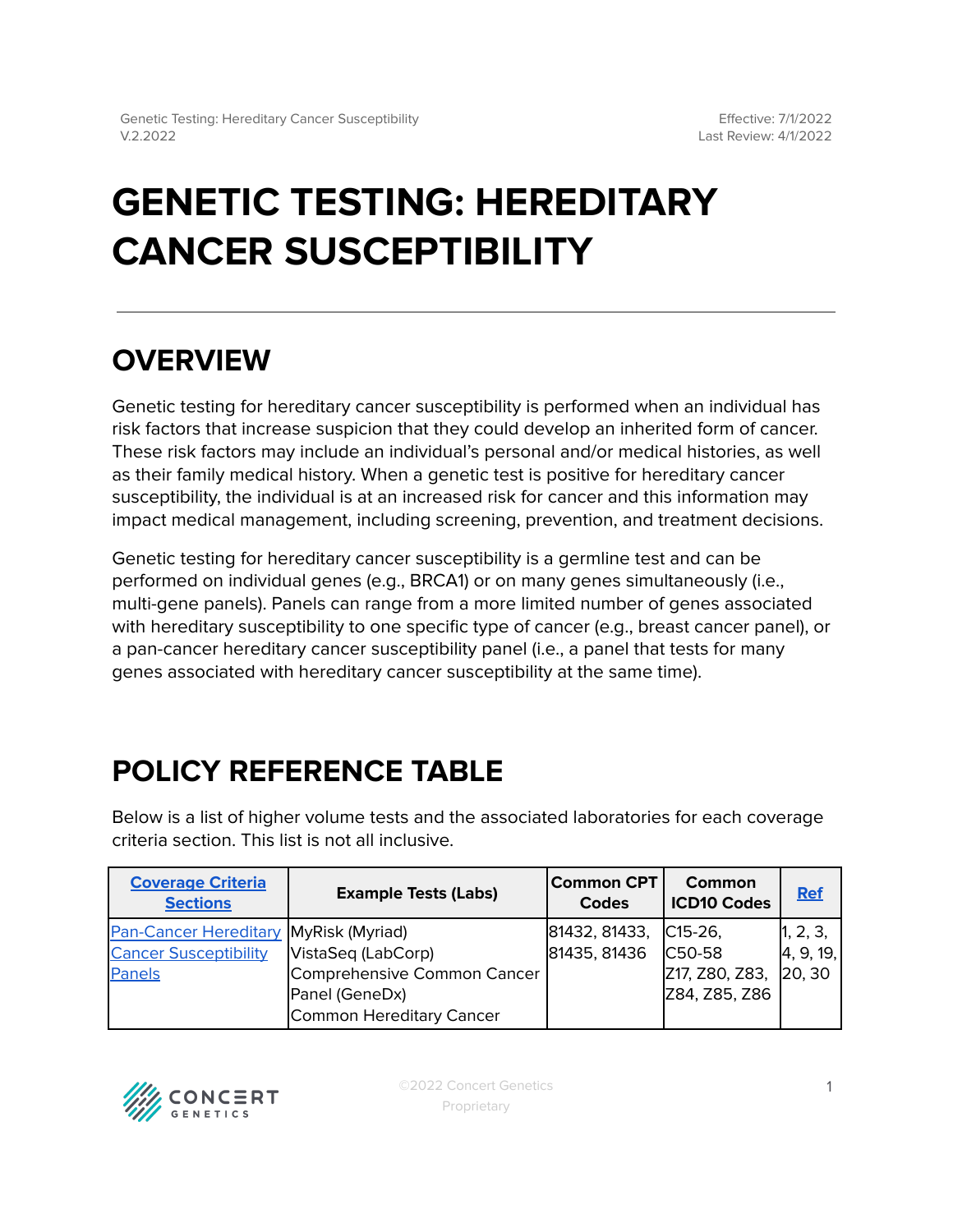# GENETIC TESTING: HEREDITARY CANCER SUSCEPTIBILITY

## OVERVIEW

Genetic testing for hereditary cancer susceptibility is performed when an individual has risk factors that increase suspicion that they could develop an inherited form of cancer. These risk factors may include an individual's personal and/or medical histories, as well as their family medical history. When a genetic test is positive for hereditary cancer susceptibility, the individual is at an increased risk for cancer and this information may impact medical management, including screening, prevention, and treatment decisions.

Genetic testing for hereditary cancer susceptibility is a germline test and can be performed on individual genes (e.g., BRCA1) or on many genes simultaneously (i.e., multi-gene panels). Panels can range from a more limited number of genes associated with hereditary susceptibility to one specific type of cancer (e.g., breast cancer panel), or a pan-cancer hereditary cancer susceptibility panel (i.e., a panel that tests for many genes associated with hereditary cancer susceptibility at the same time).

## POLICY REFERENCE TABLE

Below is a list of higher volume tests and the associated laboratories for each coverage criteria section. This list is not all inclusive.

| Coverage Criteria Sections | Example Tests (Labs) | Common CPT Codes | Common ICD10 Codes | Ref |
|---|---|---|---|---|
| Pan-Cancer Hereditary Cancer Susceptibility Panels | MyRisk (Myriad)<br>VistaSeq (LabCorp)<br>Comprehensive Common Cancer Panel (GeneDx)<br>Common Hereditary Cancer | 81432, 81433, 81435, 81436 | C15-26, C50-58<br>Z17, Z80, Z83, Z84, Z85, Z86 | 1, 2, 3, 4, 9, 19, 20, 30 |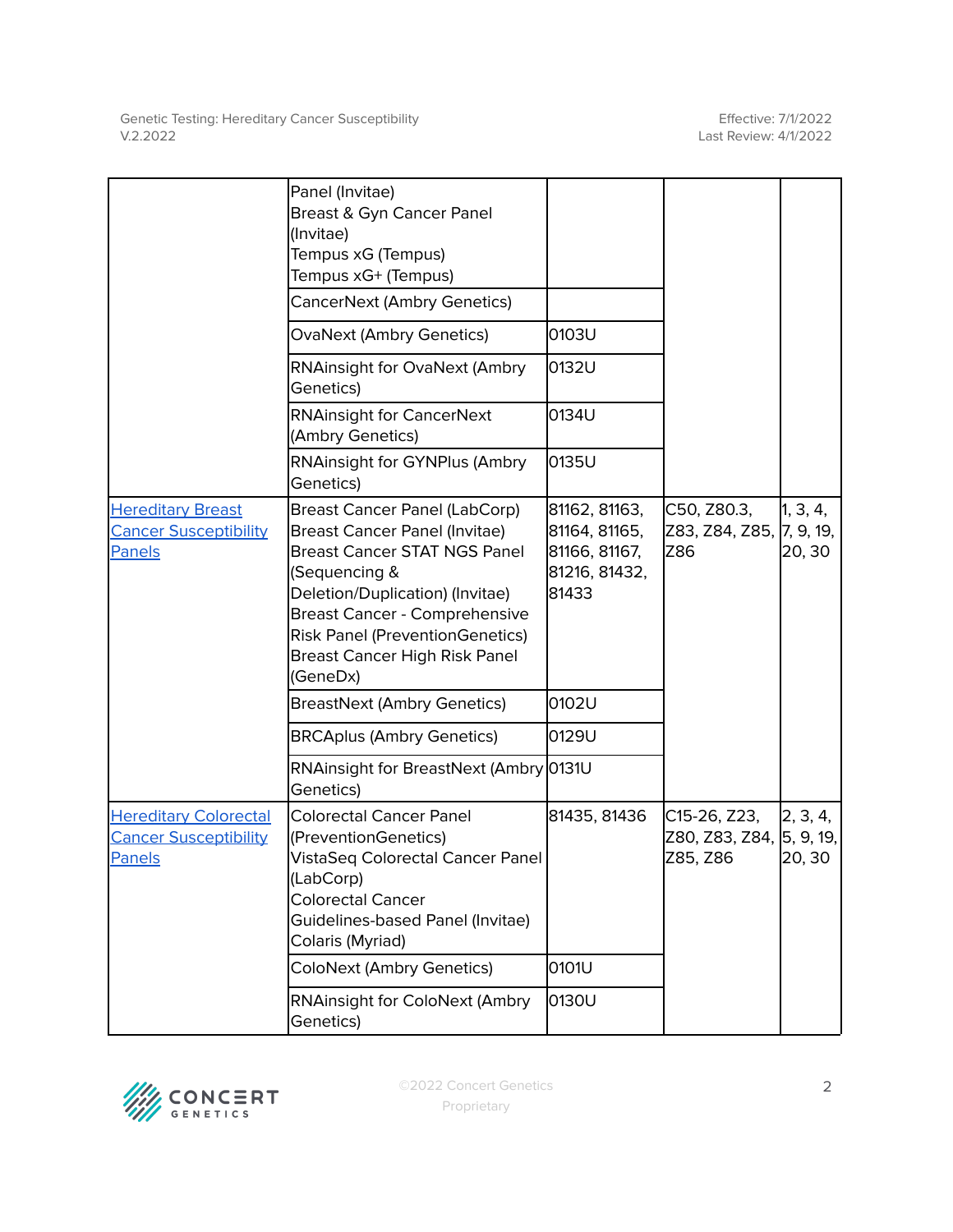| | Panel (Invitae)<br>Breast & Gyn Cancer Panel (Invitae)<br>Tempus xG (Tempus)<br>Tempus xG+ (Tempus) | | | |
|---|---|---|---|---|
| | CancerNext (Ambry Genetics) | | | |
| | OvaNext (Ambry Genetics) | 0103U | | |
| | RNAinsight for OvaNext (Ambry Genetics) | 0132U | | |
| | RNAinsight for CancerNext (Ambry Genetics) | 0134U | | |
| | RNAinsight for GYNPlus (Ambry Genetics) | 0135U | | |
| [Hereditary Breast Cancer Susceptibility Panels]() | Breast Cancer Panel (LabCorp)<br>Breast Cancer Panel (Invitae)<br>Breast Cancer STAT NGS Panel (Sequencing & Deletion/Duplication) (Invitae)<br>Breast Cancer - Comprehensive Risk Panel (PreventionGenetics)<br>Breast Cancer High Risk Panel (GeneDx) | 81162, 81163, 81164, 81165, 81166, 81167, 81216, 81432, 81433 | C50, Z80.3, Z83, Z84, Z85, Z86 | 1, 3, 4, 7, 9, 19, 20, 30 |
| | BreastNext (Ambry Genetics) | 0102U | | |
| | BRCAplus (Ambry Genetics) | 0129U | | |
| | RNAinsight for BreastNext (Ambry Genetics) | 0131U | | |
| [Hereditary Colorectal Cancer Susceptibility Panels]() | Colorectal Cancer Panel (PreventionGenetics)<br>VistaSeq Colorectal Cancer Panel (LabCorp)<br>Colorectal Cancer Guidelines-based Panel (Invitae)<br>Colaris (Myriad) | 81435, 81436 | C15-26, Z23, Z80, Z83, Z84, Z85, Z86 | 2, 3, 4, 5, 9, 19, 20, 30 |
| | ColoNext (Ambry Genetics) | 0101U | | |
| | RNAinsight for ColoNext (Ambry Genetics) | 0130U | | |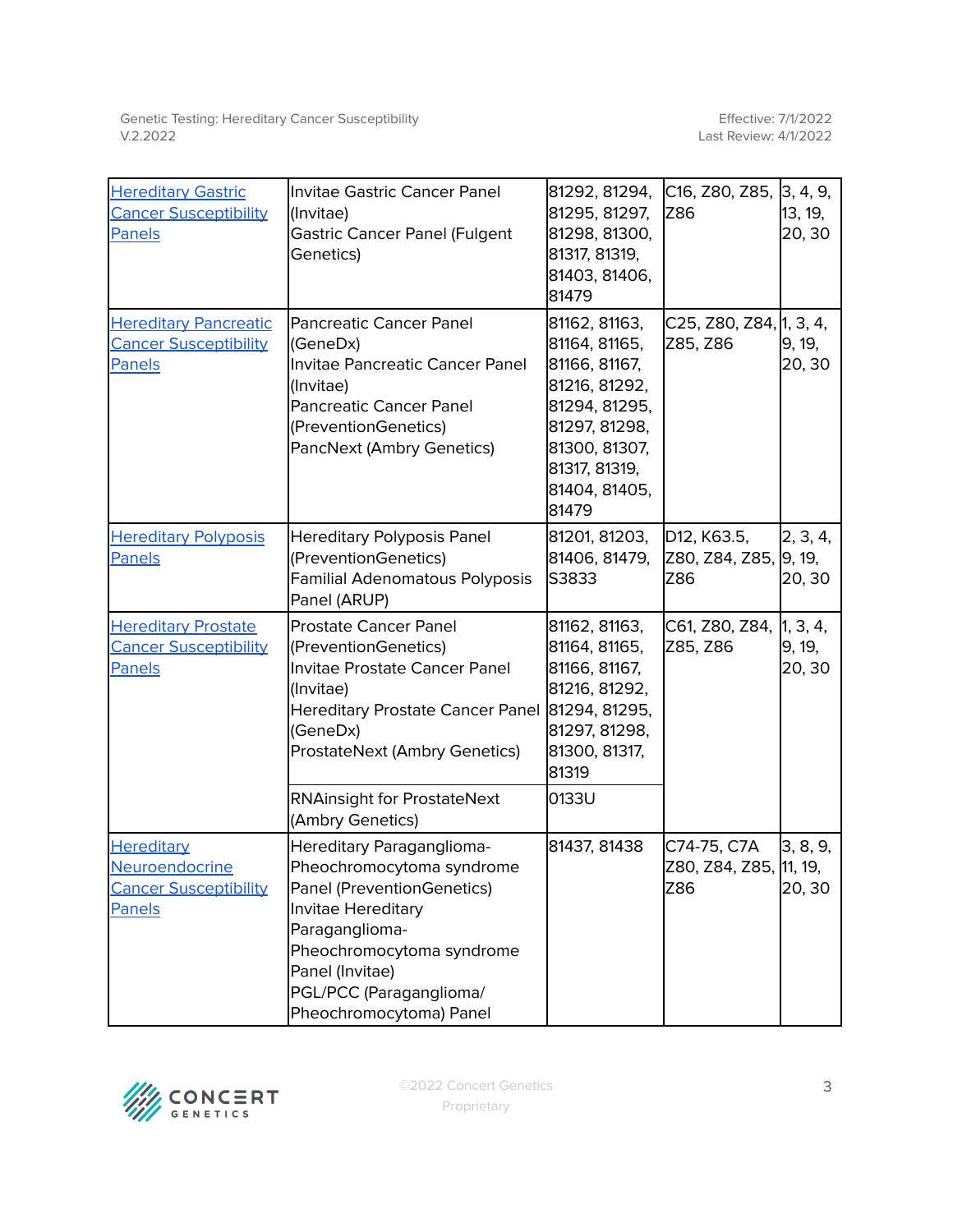| | | | | |
|---|---|---|---|---|
| Hereditary Gastric Cancer Susceptibility Panels | Invitae Gastric Cancer Panel (Invitae)<br>Gastric Cancer Panel (Fulgent Genetics) | 81292, 81294, 81295, 81297, 81298, 81300, 81317, 81319, 81403, 81406, 81479 | C16, Z80, Z85, Z86 | 3, 4, 9, 13, 19, 20, 30 |
| Hereditary Pancreatic Cancer Susceptibility Panels | Pancreatic Cancer Panel (GeneDx)<br>Invitae Pancreatic Cancer Panel (Invitae)<br>Pancreatic Cancer Panel (PreventionGenetics)<br>PancNext (Ambry Genetics) | 81162, 81163, 81164, 81165, 81166, 81167, 81216, 81292, 81294, 81295, 81297, 81298, 81300, 81307, 81317, 81319, 81404, 81405, 81479 | C25, Z80, Z84, Z85, Z86 | 1, 3, 4, 9, 19, 20, 30 |
| Hereditary Polyposis Panels | Hereditary Polyposis Panel (PreventionGenetics)<br>Familial Adenomatous Polyposis Panel (ARUP) | 81201, 81203, 81406, 81479, S3833 | D12, K63.5, Z80, Z84, Z85, Z86 | 2, 3, 4, 9, 19, 20, 30 |
| Hereditary Prostate Cancer Susceptibility Panels | Prostate Cancer Panel (PreventionGenetics)<br>Invitae Prostate Cancer Panel (Invitae)<br>Hereditary Prostate Cancer Panel (GeneDx)<br>ProstateNext (Ambry Genetics) | 81162, 81163, 81164, 81165, 81166, 81167, 81216, 81292, 81294, 81295, 81297, 81298, 81300, 81317, 81319 | C61, Z80, Z84, Z85, Z86 | 1, 3, 4, 9, 19, 20, 30 |
| | RNAinsight for ProstateNext (Ambry Genetics) | 0133U | | |
| Hereditary Neuroendocrine Cancer Susceptibility Panels | Hereditary Paraganglioma-Pheochromocytoma syndrome Panel (PreventionGenetics)<br>Invitae Hereditary Paraganglioma-Pheochromocytoma syndrome Panel (Invitae)<br>PGL/PCC (Paraganglioma/ Pheochromocytoma) Panel | 81437, 81438 | C74-75, C7A Z80, Z84, Z85, Z86 | 3, 8, 9, 11, 19, 20, 30 |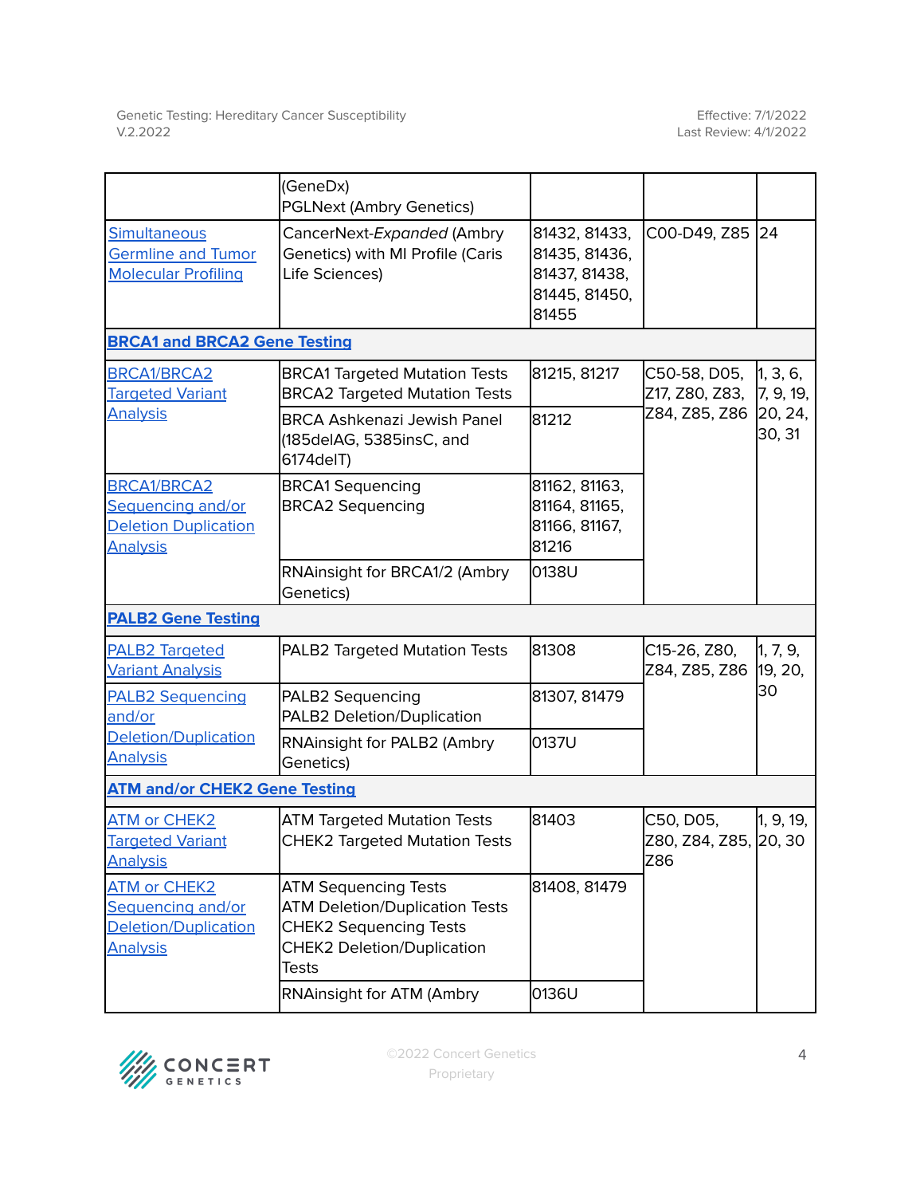| | | | | |
|---|---|---|---|---|
| | (GeneDx)<br>PGLNext (Ambry Genetics) | | | |
| Simultaneous Germline and Tumor Molecular Profiling | CancerNext-*Expanded* (Ambry Genetics) with MI Profile (Caris Life Sciences) | 81432, 81433, 81435, 81436, 81437, 81438, 81445, 81450, 81455 | C00-D49, Z85 | 24 |
| **BRCA1 and BRCA2 Gene Testing** | | | | |
| BRCA1/BRCA2 Targeted Variant Analysis | BRCA1 Targeted Mutation Tests<br>BRCA2 Targeted Mutation Tests | 81215, 81217 | C50-58, D05, Z17, Z80, Z83, Z84, Z85, Z86 | 1, 3, 6, 7, 9, 19, 20, 24, 30, 31 |
| | BRCA Ashkenazi Jewish Panel (185delAG, 5385insC, and 6174delT) | 81212 | | |
| BRCA1/BRCA2 Sequencing and/or Deletion Duplication Analysis | BRCA1 Sequencing<br>BRCA2 Sequencing | 81162, 81163, 81164, 81165, 81166, 81167, 81216 | | |
| | RNAinsight for BRCA1/2 (Ambry Genetics) | 0138U | | |
| **PALB2 Gene Testing** | | | | |
| PALB2 Targeted Variant Analysis | PALB2 Targeted Mutation Tests | 81308 | C15-26, Z80, Z84, Z85, Z86 | 1, 7, 9, 19, 20, 30 |
| PALB2 Sequencing and/or Deletion/Duplication Analysis | PALB2 Sequencing<br>PALB2 Deletion/Duplication | 81307, 81479 | | |
| | RNAinsight for PALB2 (Ambry Genetics) | 0137U | | |
| **ATM and/or CHEK2 Gene Testing** | | | | |
| ATM or CHEK2 Targeted Variant Analysis | ATM Targeted Mutation Tests<br>CHEK2 Targeted Mutation Tests | 81403 | C50, D05, Z80, Z84, Z85, Z86 | 1, 9, 19, 20, 30 |
| ATM or CHEK2 Sequencing and/or Deletion/Duplication Analysis | ATM Sequencing Tests<br>ATM Deletion/Duplication Tests<br>CHEK2 Sequencing Tests<br>CHEK2 Deletion/Duplication Tests | 81408, 81479 | | |
| | RNAinsight for ATM (Ambry | 0136U | | |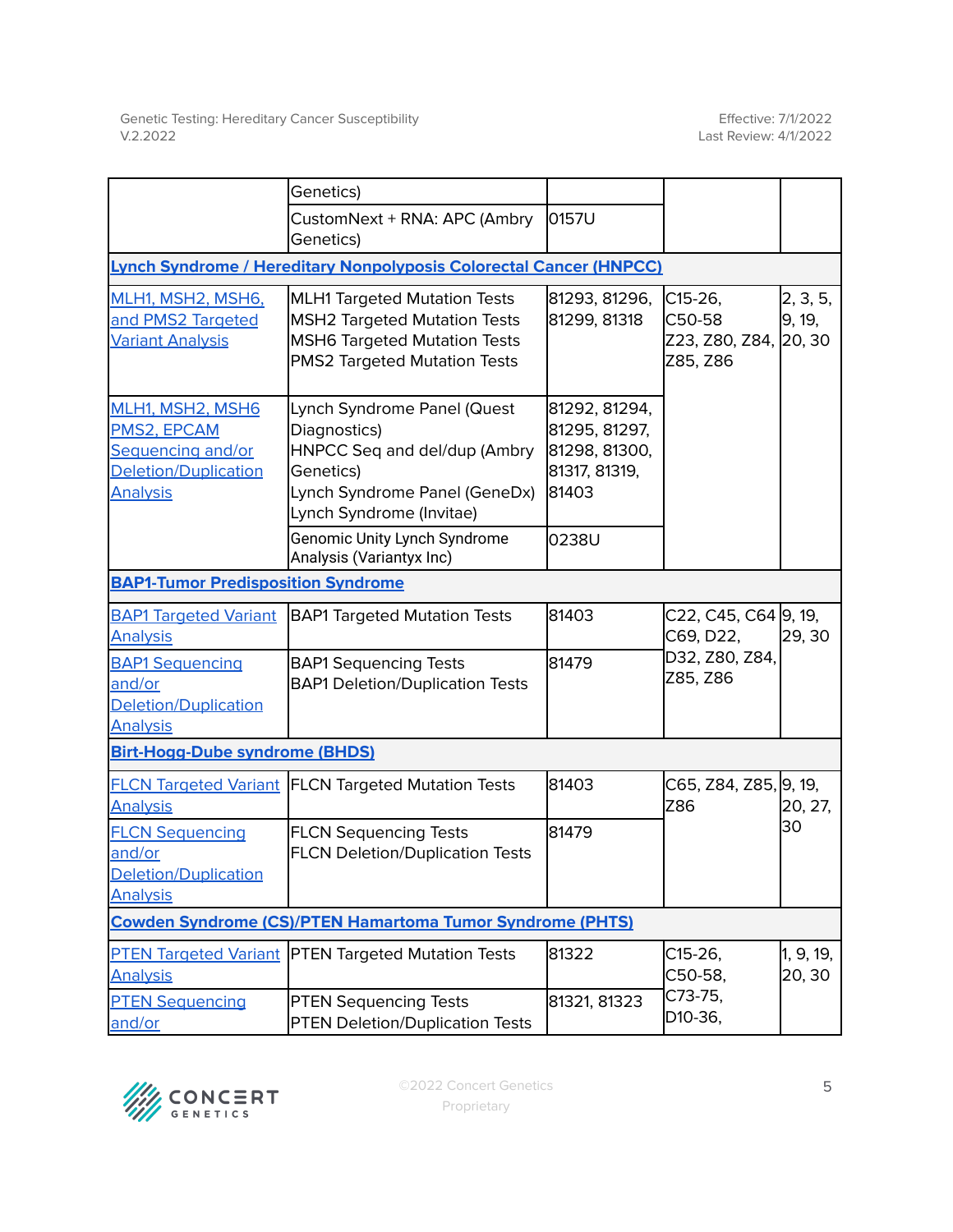| | | | | |
|---|---|---|---|---|
| | Genetics) | | | |
| | CustomNext + RNA: APC (Ambry Genetics) | 0157U | | |
| **Lynch Syndrome / Hereditary Nonpolyposis Colorectal Cancer (HNPCC)** | | | | |
| MLH1, MSH2, MSH6, and PMS2 Targeted Variant Analysis | MLH1 Targeted Mutation Tests<br>MSH2 Targeted Mutation Tests<br>MSH6 Targeted Mutation Tests<br>PMS2 Targeted Mutation Tests | 81293, 81296, 81299, 81318 | C15-26, C50-58<br>Z23, Z80, Z84, Z85, Z86 | 2, 3, 5, 9, 19, 20, 30 |
| MLH1, MSH2, MSH6 PMS2, EPCAM Sequencing and/or Deletion/Duplication Analysis | Lynch Syndrome Panel (Quest Diagnostics)<br>HNPCC Seq and del/dup (Ambry Genetics)<br>Lynch Syndrome Panel (GeneDx)<br>Lynch Syndrome (Invitae) | 81292, 81294, 81295, 81297, 81298, 81300, 81317, 81319, 81403 | | |
| | Genomic Unity Lynch Syndrome Analysis (Variantyx Inc) | 0238U | | |
| **BAP1-Tumor Predisposition Syndrome** | | | | |
| BAP1 Targeted Variant Analysis | BAP1 Targeted Mutation Tests | 81403 | C22, C45, C64 C69, D22, D32, Z80, Z84, Z85, Z86 | 9, 19, 29, 30 |
| BAP1 Sequencing and/or Deletion/Duplication Analysis | BAP1 Sequencing Tests<br>BAP1 Deletion/Duplication Tests | 81479 | | |
| **Birt-Hogg-Dube syndrome (BHDS)** | | | | |
| FLCN Targeted Variant Analysis | FLCN Targeted Mutation Tests | 81403 | C65, Z84, Z85, Z86 | 9, 19, 20, 27, 30 |
| FLCN Sequencing and/or Deletion/Duplication Analysis | FLCN Sequencing Tests<br>FLCN Deletion/Duplication Tests | 81479 | | |
| **Cowden Syndrome (CS)/PTEN Hamartoma Tumor Syndrome (PHTS)** | | | | |
| PTEN Targeted Variant Analysis | PTEN Targeted Mutation Tests | 81322 | C15-26, C50-58, C73-75, D10-36, | 1, 9, 19, 20, 30 |
| PTEN Sequencing and/or | PTEN Sequencing Tests<br>PTEN Deletion/Duplication Tests | 81321, 81323 | | |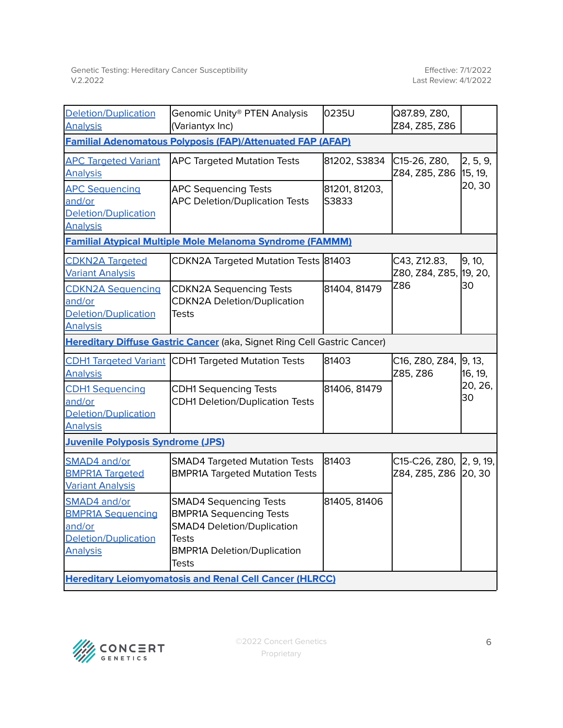| | | | | |
|---|---|---|---|---|
| Deletion/Duplication Analysis | Genomic Unity® PTEN Analysis (Variantyx Inc) | 0235U | Q87.89, Z80, Z84, Z85, Z86 | |
| **Familial Adenomatous Polyposis (FAP)/Attenuated FAP (AFAP)** | | | | |
| APC Targeted Variant Analysis | APC Targeted Mutation Tests | 81202, S3834 | C15-26, Z80, Z84, Z85, Z86 | 2, 5, 9, 15, 19, 20, 30 |
| APC Sequencing and/or Deletion/Duplication Analysis | APC Sequencing Tests<br>APC Deletion/Duplication Tests | 81201, 81203, S3833 | | |
| **Familial Atypical Multiple Mole Melanoma Syndrome (FAMMM)** | | | | |
| CDKN2A Targeted Variant Analysis | CDKN2A Targeted Mutation Tests | 81403 | C43, Z12.83, Z80, Z84, Z85, Z86 | 9, 10, 19, 20, 30 |
| CDKN2A Sequencing and/or Deletion/Duplication Analysis | CDKN2A Sequencing Tests<br>CDKN2A Deletion/Duplication Tests | 81404, 81479 | | |
| **Hereditary Diffuse Gastric Cancer** (aka, Signet Ring Cell Gastric Cancer) | | | | |
| CDH1 Targeted Variant Analysis | CDH1 Targeted Mutation Tests | 81403 | C16, Z80, Z84, Z85, Z86 | 9, 13, 16, 19, 20, 26, 30 |
| CDH1 Sequencing and/or Deletion/Duplication Analysis | CDH1 Sequencing Tests<br>CDH1 Deletion/Duplication Tests | 81406, 81479 | | |
| **Juvenile Polyposis Syndrome (JPS)** | | | | |
| SMAD4 and/or BMPR1A Targeted Variant Analysis | SMAD4 Targeted Mutation Tests<br>BMPR1A Targeted Mutation Tests | 81403 | C15-C26, Z80, Z84, Z85, Z86 | 2, 9, 19, 20, 30 |
| SMAD4 and/or BMPR1A Sequencing and/or Deletion/Duplication Analysis | SMAD4 Sequencing Tests<br>BMPR1A Sequencing Tests<br>SMAD4 Deletion/Duplication Tests<br>BMPR1A Deletion/Duplication Tests | 81405, 81406 | | |
| **Hereditary Leiomyomatosis and Renal Cell Cancer (HLRCC)** | | | | |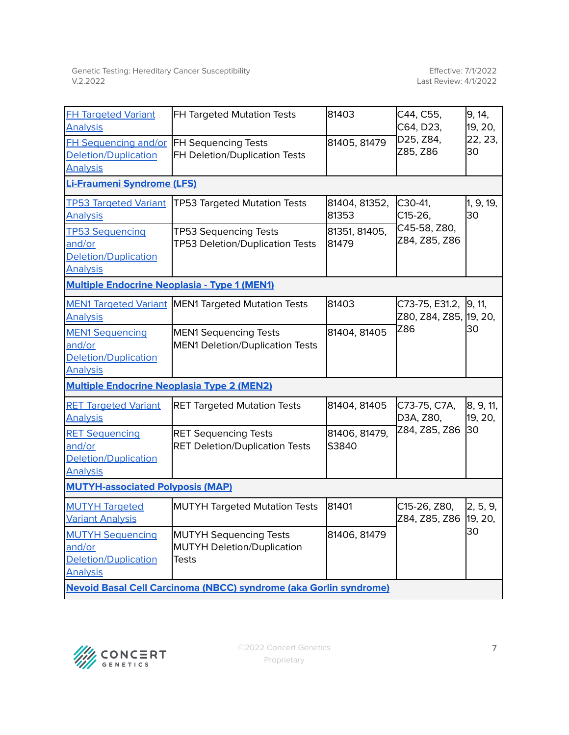| | | | | |
|---|---|---|---|---|
| FH Targeted Variant Analysis | FH Targeted Mutation Tests | 81403 | C44, C55, C64, D23, D25, Z84, Z85, Z86 | 9, 14, 19, 20, 22, 23, 30 |
| FH Sequencing and/or Deletion/Duplication Analysis | FH Sequencing Tests<br>FH Deletion/Duplication Tests | 81405, 81479 | | |
| **Li-Fraumeni Syndrome (LFS)** | | | | |
| TP53 Targeted Variant Analysis | TP53 Targeted Mutation Tests | 81404, 81352, 81353 | C30-41, C15-26, C45-58, Z80, Z84, Z85, Z86 | 1, 9, 19, 30 |
| TP53 Sequencing and/or Deletion/Duplication Analysis | TP53 Sequencing Tests<br>TP53 Deletion/Duplication Tests | 81351, 81405, 81479 | | |
| **Multiple Endocrine Neoplasia - Type 1 (MEN1)** | | | | |
| MEN1 Targeted Variant Analysis | MEN1 Targeted Mutation Tests | 81403 | C73-75, E31.2, Z80, Z84, Z85, Z86 | 9, 11, 19, 20, 30 |
| MEN1 Sequencing and/or Deletion/Duplication Analysis | MEN1 Sequencing Tests<br>MEN1 Deletion/Duplication Tests | 81404, 81405 | | |
| **Multiple Endocrine Neoplasia Type 2 (MEN2)** | | | | |
| RET Targeted Variant Analysis | RET Targeted Mutation Tests | 81404, 81405 | C73-75, C7A, D3A, Z80, Z84, Z85, Z86 | 8, 9, 11, 19, 20, 30 |
| RET Sequencing and/or Deletion/Duplication Analysis | RET Sequencing Tests<br>RET Deletion/Duplication Tests | 81406, 81479, S3840 | | |
| **MUTYH-associated Polyposis (MAP)** | | | | |
| MUTYH Targeted Variant Analysis | MUTYH Targeted Mutation Tests | 81401 | C15-26, Z80, Z84, Z85, Z86 | 2, 5, 9, 19, 20, 30 |
| MUTYH Sequencing and/or Deletion/Duplication Analysis | MUTYH Sequencing Tests<br>MUTYH Deletion/Duplication Tests | 81406, 81479 | | |
| **Nevoid Basal Cell Carcinoma (NBCC) syndrome (aka Gorlin syndrome)** | | | | |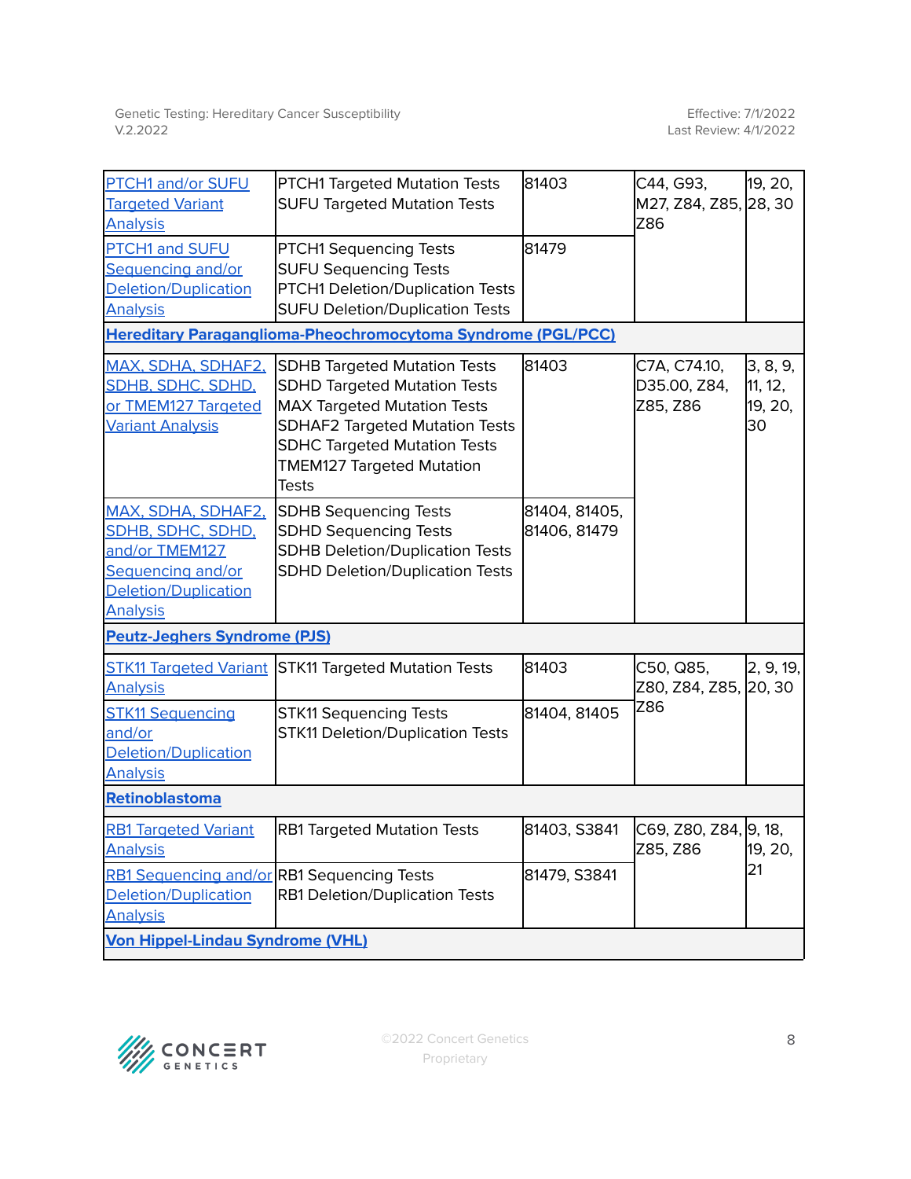| | | | | |
|---|---|---|---|---|
| PTCH1 and/or SUFU Targeted Variant Analysis | PTCH1 Targeted Mutation Tests<br>SUFU Targeted Mutation Tests | 81403 | C44, G93, M27, Z84, Z85, Z86 | 19, 20, 28, 30 |
| PTCH1 and SUFU Sequencing and/or Deletion/Duplication Analysis | PTCH1 Sequencing Tests<br>SUFU Sequencing Tests<br>PTCH1 Deletion/Duplication Tests<br>SUFU Deletion/Duplication Tests | 81479 | | |
| **Hereditary Paraganglioma-Pheochromocytoma Syndrome (PGL/PCC)** | | | | |
| MAX, SDHA, SDHAF2, SDHB, SDHC, SDHD, or TMEM127 Targeted Variant Analysis | SDHB Targeted Mutation Tests<br>SDHD Targeted Mutation Tests<br>MAX Targeted Mutation Tests<br>SDHAF2 Targeted Mutation Tests<br>SDHC Targeted Mutation Tests<br>TMEM127 Targeted Mutation Tests | 81403 | C7A, C74.10, D35.00, Z84, Z85, Z86 | 3, 8, 9, 11, 12, 19, 20, 30 |
| MAX, SDHA, SDHAF2, SDHB, SDHC, SDHD, and/or TMEM127 Sequencing and/or Deletion/Duplication Analysis | SDHB Sequencing Tests<br>SDHD Sequencing Tests<br>SDHB Deletion/Duplication Tests<br>SDHD Deletion/Duplication Tests | 81404, 81405, 81406, 81479 | | |
| **Peutz-Jeghers Syndrome (PJS)** | | | | |
| STK11 Targeted Variant Analysis | STK11 Targeted Mutation Tests | 81403 | C50, Q85, Z80, Z84, Z85, Z86 | 2, 9, 19, 20, 30 |
| STK11 Sequencing and/or Deletion/Duplication Analysis | STK11 Sequencing Tests<br>STK11 Deletion/Duplication Tests | 81404, 81405 | | |
| **Retinoblastoma** | | | | |
| RB1 Targeted Variant Analysis | RB1 Targeted Mutation Tests | 81403, S3841 | C69, Z80, Z84, Z85, Z86 | 9, 18, 19, 20, 21 |
| RB1 Sequencing and/or Deletion/Duplication Analysis | RB1 Sequencing Tests<br>RB1 Deletion/Duplication Tests | 81479, S3841 | | |
| **Von Hippel-Lindau Syndrome (VHL)** | | | | |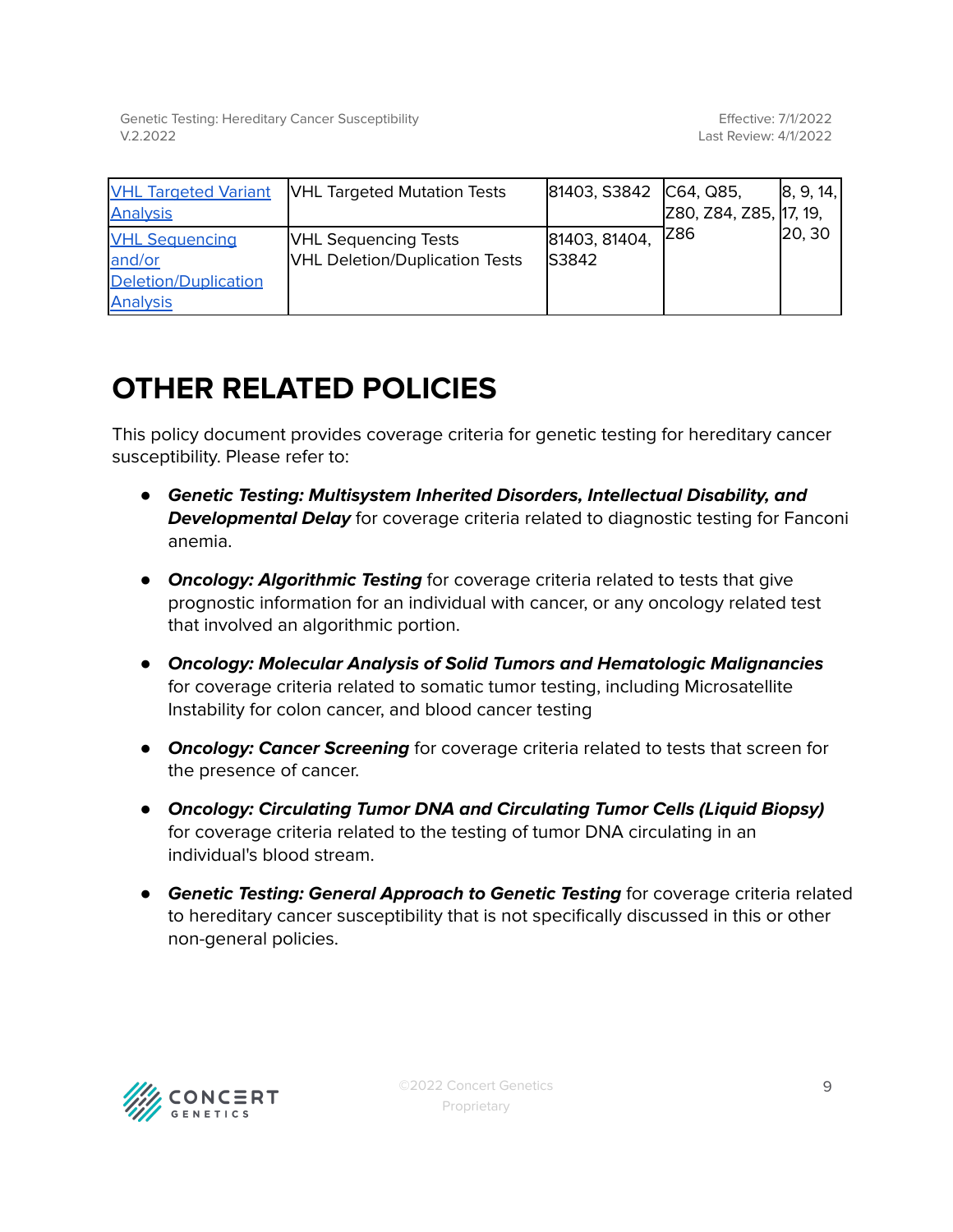| | | | | |
|---|---|---|---|---|
| VHL Targeted Variant Analysis | VHL Targeted Mutation Tests | 81403, S3842 | C64, Q85, Z80, Z84, Z85, Z86 | 8, 9, 14, 17, 19, 20, 30 |
| VHL Sequencing and/or Deletion/Duplication Analysis | VHL Sequencing Tests<br>VHL Deletion/Duplication Tests | 81403, 81404, S3842 | | |

# OTHER RELATED POLICIES

This policy document provides coverage criteria for genetic testing for hereditary cancer susceptibility. Please refer to:

- ***Genetic Testing: Multisystem Inherited Disorders, Intellectual Disability, and Developmental Delay*** for coverage criteria related to diagnostic testing for Fanconi anemia.
- ***Oncology: Algorithmic Testing*** for coverage criteria related to tests that give prognostic information for an individual with cancer, or any oncology related test that involved an algorithmic portion.
- ***Oncology: Molecular Analysis of Solid Tumors and Hematologic Malignancies*** for coverage criteria related to somatic tumor testing, including Microsatellite Instability for colon cancer, and blood cancer testing
- ***Oncology: Cancer Screening*** for coverage criteria related to tests that screen for the presence of cancer.
- ***Oncology: Circulating Tumor DNA and Circulating Tumor Cells (Liquid Biopsy)*** for coverage criteria related to the testing of tumor DNA circulating in an individual's blood stream.
- ***Genetic Testing: General Approach to Genetic Testing*** for coverage criteria related to hereditary cancer susceptibility that is not specifically discussed in this or other non-general policies.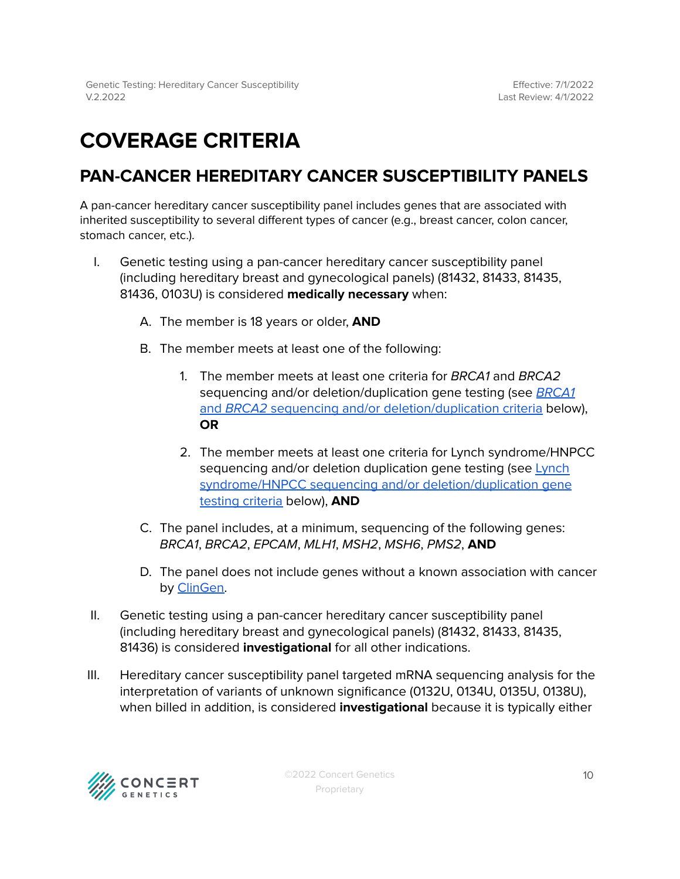# COVERAGE CRITERIA

## PAN-CANCER HEREDITARY CANCER SUSCEPTIBILITY PANELS

A pan-cancer hereditary cancer susceptibility panel includes genes that are associated with inherited susceptibility to several different types of cancer (e.g., breast cancer, colon cancer, stomach cancer, etc.).

I. Genetic testing using a pan-cancer hereditary cancer susceptibility panel (including hereditary breast and gynecological panels) (81432, 81433, 81435, 81436, 0103U) is considered **medically necessary** when:

   A. The member is 18 years or older, **AND**

   B. The member meets at least one of the following:

      1. The member meets at least one criteria for *BRCA1* and *BRCA2* sequencing and/or deletion/duplication gene testing (see [*BRCA1* and *BRCA2* sequencing and/or deletion/duplication criteria]() below), **OR**

      2. The member meets at least one criteria for Lynch syndrome/HNPCC sequencing and/or deletion duplication gene testing (see [Lynch syndrome/HNPCC sequencing and/or deletion/duplication gene testing criteria]() below), **AND**

   C. The panel includes, at a minimum, sequencing of the following genes: *BRCA1*, *BRCA2*, *EPCAM*, *MLH1*, *MSH2*, *MSH6*, *PMS2*, **AND**

   D. The panel does not include genes without a known association with cancer by [ClinGen]().

II. Genetic testing using a pan-cancer hereditary cancer susceptibility panel (including hereditary breast and gynecological panels) (81432, 81433, 81435, 81436) is considered **investigational** for all other indications.

III. Hereditary cancer susceptibility panel targeted mRNA sequencing analysis for the interpretation of variants of unknown significance (0132U, 0134U, 0135U, 0138U), when billed in addition, is considered **investigational** because it is typically either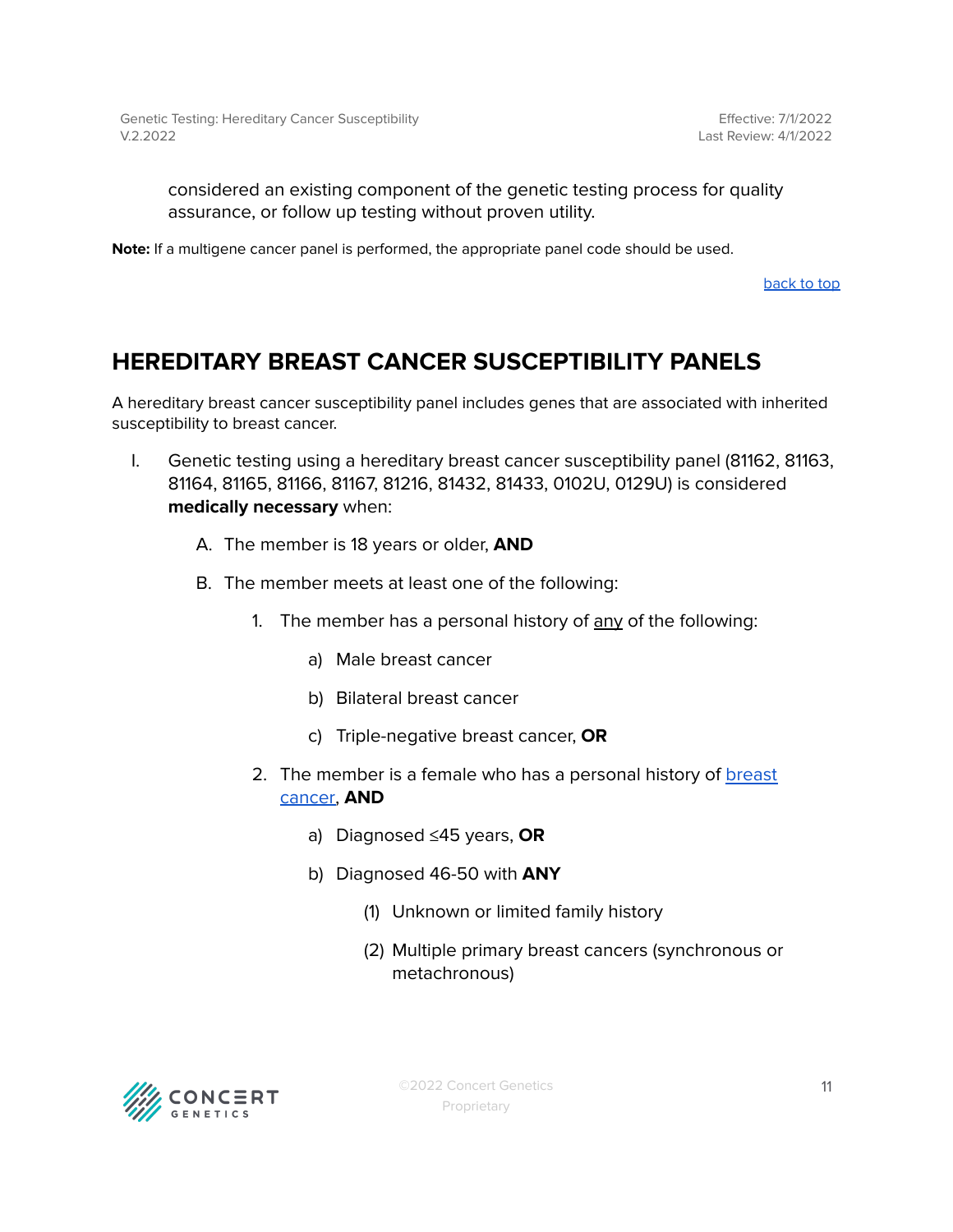considered an existing component of the genetic testing process for quality assurance, or follow up testing without proven utility.

**Note:** If a multigene cancer panel is performed, the appropriate panel code should be used.

back to top

## HEREDITARY BREAST CANCER SUSCEPTIBILITY PANELS

A hereditary breast cancer susceptibility panel includes genes that are associated with inherited susceptibility to breast cancer.

I. Genetic testing using a hereditary breast cancer susceptibility panel (81162, 81163, 81164, 81165, 81166, 81167, 81216, 81432, 81433, 0102U, 0129U) is considered **medically necessary** when:

   A. The member is 18 years or older, **AND**

   B. The member meets at least one of the following:

      1. The member has a personal history of any of the following:

         a) Male breast cancer

         b) Bilateral breast cancer

         c) Triple-negative breast cancer, **OR**

      2. The member is a female who has a personal history of breast cancer, **AND**

         a) Diagnosed ≤45 years, **OR**

         b) Diagnosed 46-50 with **ANY**

            (1) Unknown or limited family history

            (2) Multiple primary breast cancers (synchronous or metachronous)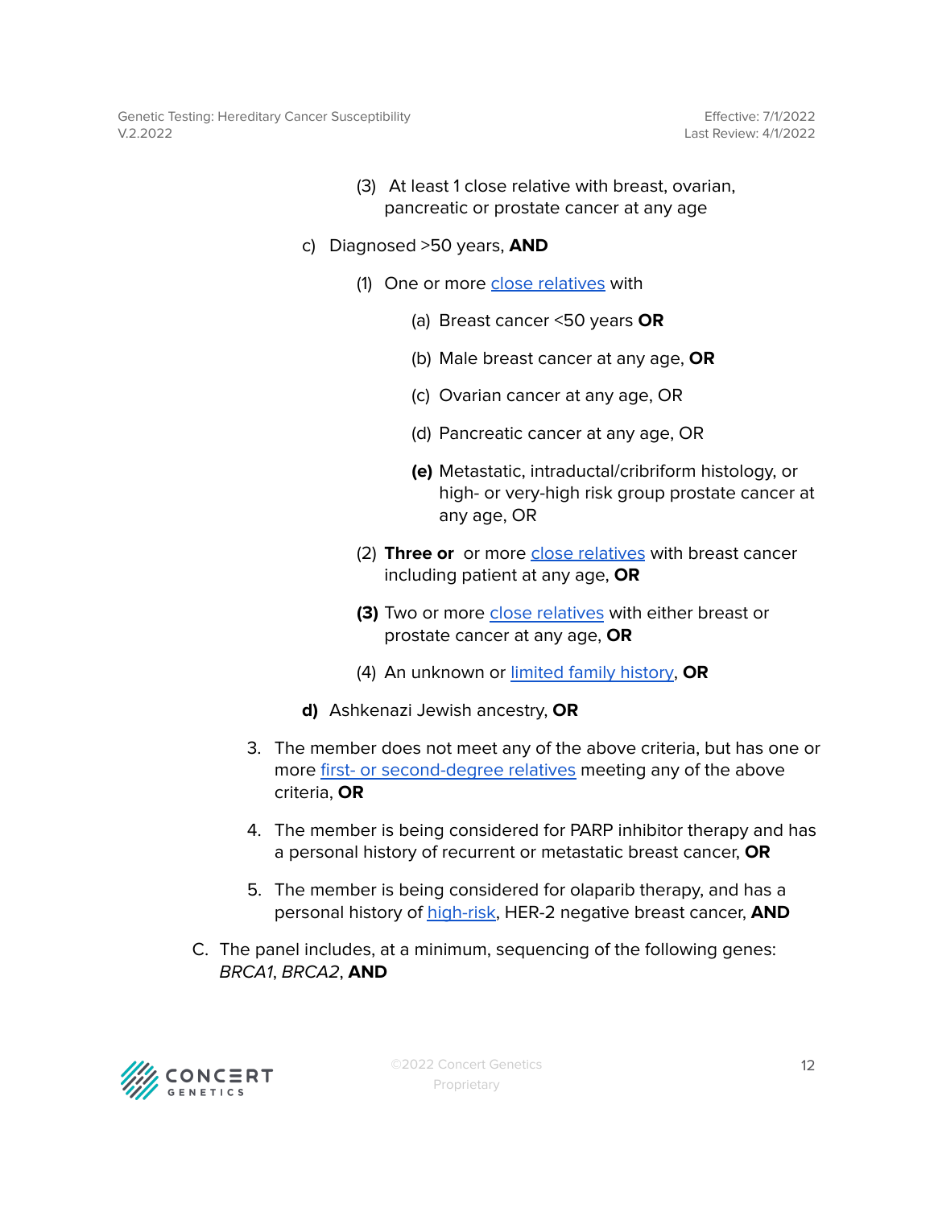(3) At least 1 close relative with breast, ovarian, pancreatic or prostate cancer at any age

c) Diagnosed >50 years, **AND**

(1) One or more close relatives with

(a) Breast cancer <50 years **OR**

(b) Male breast cancer at any age, **OR**

(c) Ovarian cancer at any age, OR

(d) Pancreatic cancer at any age, OR

**(e)** Metastatic, intraductal/cribriform histology, or high- or very-high risk group prostate cancer at any age, OR

(2) **Three or** or more close relatives with breast cancer including patient at any age, **OR**

**(3)** Two or more close relatives with either breast or prostate cancer at any age, **OR**

(4) An unknown or limited family history, **OR**

**d)** Ashkenazi Jewish ancestry, **OR**

3. The member does not meet any of the above criteria, but has one or more first- or second-degree relatives meeting any of the above criteria, **OR**
4. The member is being considered for PARP inhibitor therapy and has a personal history of recurrent or metastatic breast cancer, **OR**
5. The member is being considered for olaparib therapy, and has a personal history of high-risk, HER-2 negative breast cancer, **AND**

C. The panel includes, at a minimum, sequencing of the following genes: *BRCA1*, *BRCA2*, **AND**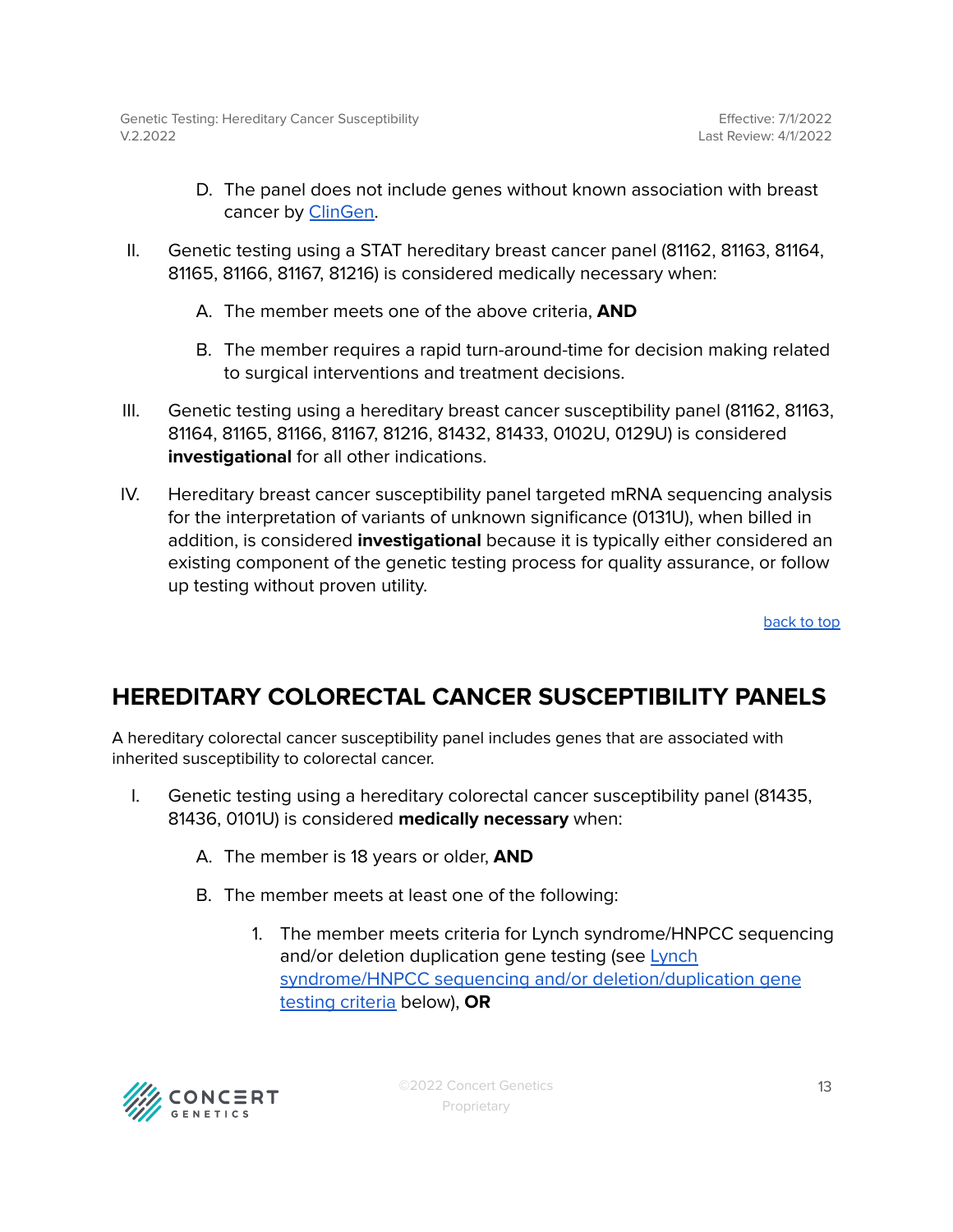D. The panel does not include genes without known association with breast cancer by [ClinGen](#).

II. Genetic testing using a STAT hereditary breast cancer panel (81162, 81163, 81164, 81165, 81166, 81167, 81216) is considered medically necessary when:

   A. The member meets one of the above criteria, **AND**

   B. The member requires a rapid turn-around-time for decision making related to surgical interventions and treatment decisions.

III. Genetic testing using a hereditary breast cancer susceptibility panel (81162, 81163, 81164, 81165, 81166, 81167, 81216, 81432, 81433, 0102U, 0129U) is considered **investigational** for all other indications.

IV. Hereditary breast cancer susceptibility panel targeted mRNA sequencing analysis for the interpretation of variants of unknown significance (0131U), when billed in addition, is considered **investigational** because it is typically either considered an existing component of the genetic testing process for quality assurance, or follow up testing without proven utility.

[back to top](#)

## HEREDITARY COLORECTAL CANCER SUSCEPTIBILITY PANELS

A hereditary colorectal cancer susceptibility panel includes genes that are associated with inherited susceptibility to colorectal cancer.

I. Genetic testing using a hereditary colorectal cancer susceptibility panel (81435, 81436, 0101U) is considered **medically necessary** when:

   A. The member is 18 years or older, **AND**

   B. The member meets at least one of the following:

      1. The member meets criteria for Lynch syndrome/HNPCC sequencing and/or deletion duplication gene testing (see [Lynch syndrome/HNPCC sequencing and/or deletion/duplication gene testing criteria](#) below), **OR**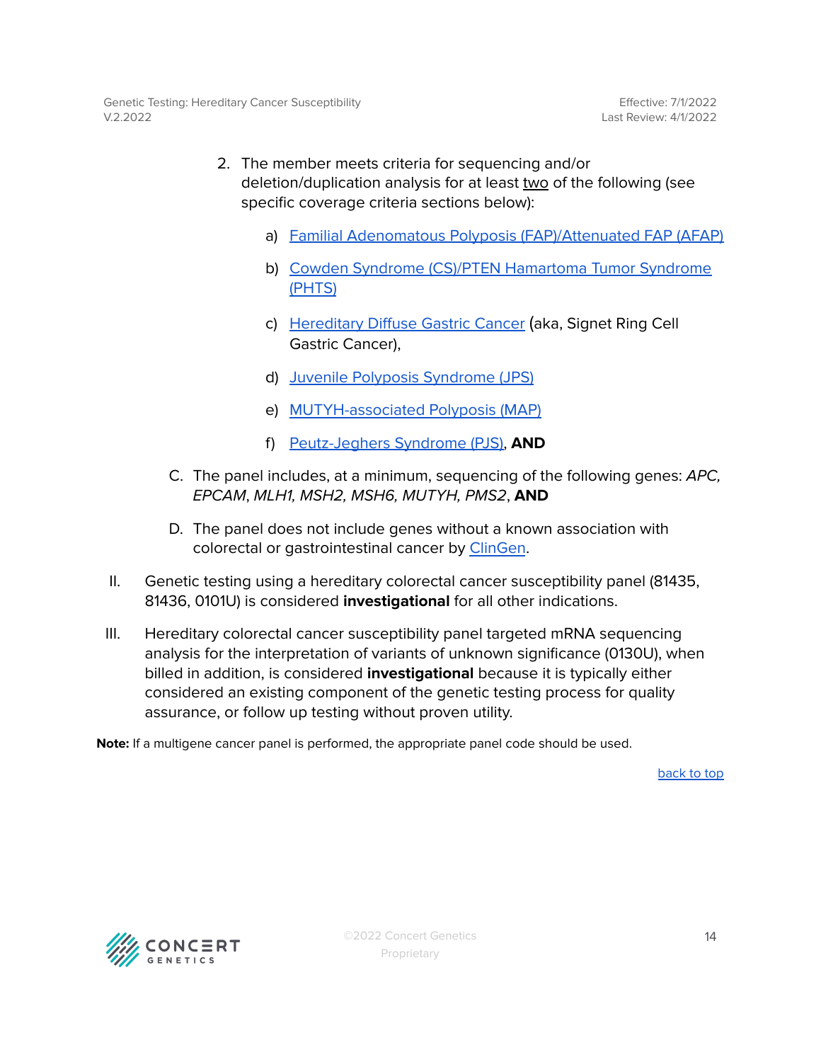2. The member meets criteria for sequencing and/or deletion/duplication analysis for at least two of the following (see specific coverage criteria sections below):

    a) Familial Adenomatous Polyposis (FAP)/Attenuated FAP (AFAP)

    b) Cowden Syndrome (CS)/PTEN Hamartoma Tumor Syndrome (PHTS)

    c) Hereditary Diffuse Gastric Cancer (aka, Signet Ring Cell Gastric Cancer),

    d) Juvenile Polyposis Syndrome (JPS)

    e) MUTYH-associated Polyposis (MAP)

    f) Peutz-Jeghers Syndrome (PJS), **AND**

C. The panel includes, at a minimum, sequencing of the following genes: *APC*, *EPCAM*, *MLH1, MSH2, MSH6, MUTYH, PMS2*, **AND**

D. The panel does not include genes without a known association with colorectal or gastrointestinal cancer by ClinGen.

II. Genetic testing using a hereditary colorectal cancer susceptibility panel (81435, 81436, 0101U) is considered **investigational** for all other indications.

III. Hereditary colorectal cancer susceptibility panel targeted mRNA sequencing analysis for the interpretation of variants of unknown significance (0130U), when billed in addition, is considered **investigational** because it is typically either considered an existing component of the genetic testing process for quality assurance, or follow up testing without proven utility.

**Note:** If a multigene cancer panel is performed, the appropriate panel code should be used.

back to top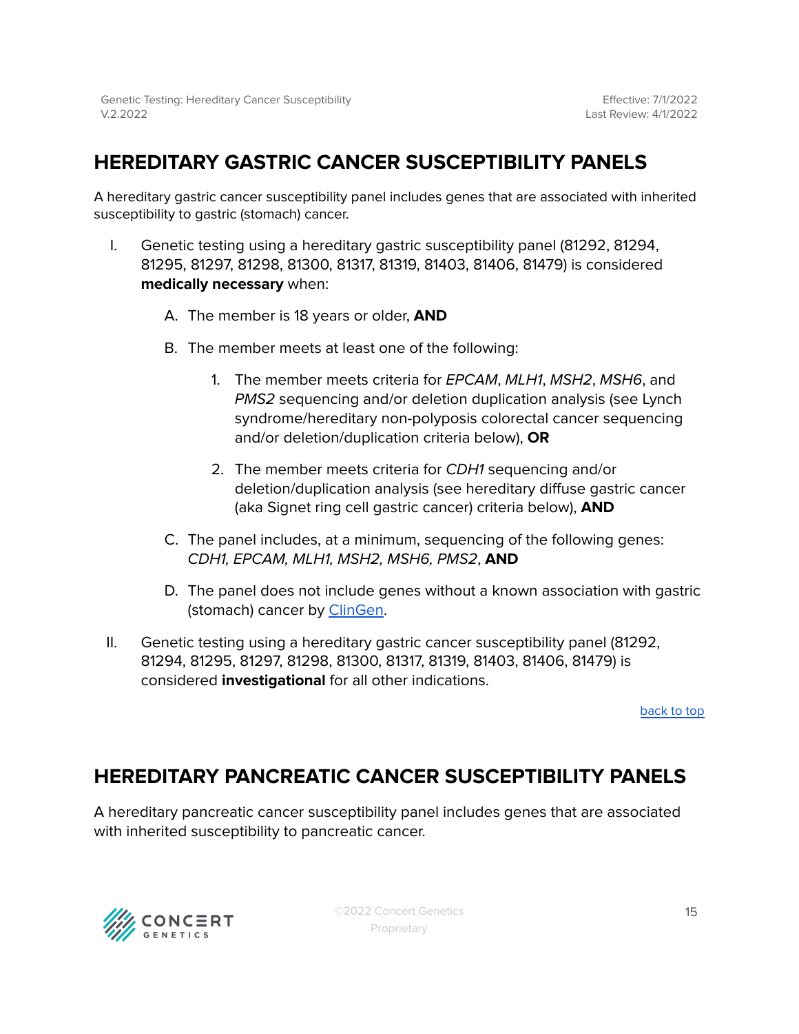## HEREDITARY GASTRIC CANCER SUSCEPTIBILITY PANELS

A hereditary gastric cancer susceptibility panel includes genes that are associated with inherited susceptibility to gastric (stomach) cancer.

I. Genetic testing using a hereditary gastric susceptibility panel (81292, 81294, 81295, 81297, 81298, 81300, 81317, 81319, 81403, 81406, 81479) is considered **medically necessary** when:

   A. The member is 18 years or older, **AND**

   B. The member meets at least one of the following:

      1. The member meets criteria for *EPCAM*, *MLH1*, *MSH2*, *MSH6*, and *PMS2* sequencing and/or deletion duplication analysis (see Lynch syndrome/hereditary non-polyposis colorectal cancer sequencing and/or deletion/duplication criteria below), **OR**

      2. The member meets criteria for *CDH1* sequencing and/or deletion/duplication analysis (see hereditary diffuse gastric cancer (aka Signet ring cell gastric cancer) criteria below), **AND**

   C. The panel includes, at a minimum, sequencing of the following genes: *CDH1, EPCAM, MLH1, MSH2, MSH6, PMS2*, **AND**

   D. The panel does not include genes without a known association with gastric (stomach) cancer by ClinGen.

II. Genetic testing using a hereditary gastric cancer susceptibility panel (81292, 81294, 81295, 81297, 81298, 81300, 81317, 81319, 81403, 81406, 81479) is considered **investigational** for all other indications.

back to top

## HEREDITARY PANCREATIC CANCER SUSCEPTIBILITY PANELS

A hereditary pancreatic cancer susceptibility panel includes genes that are associated with inherited susceptibility to pancreatic cancer.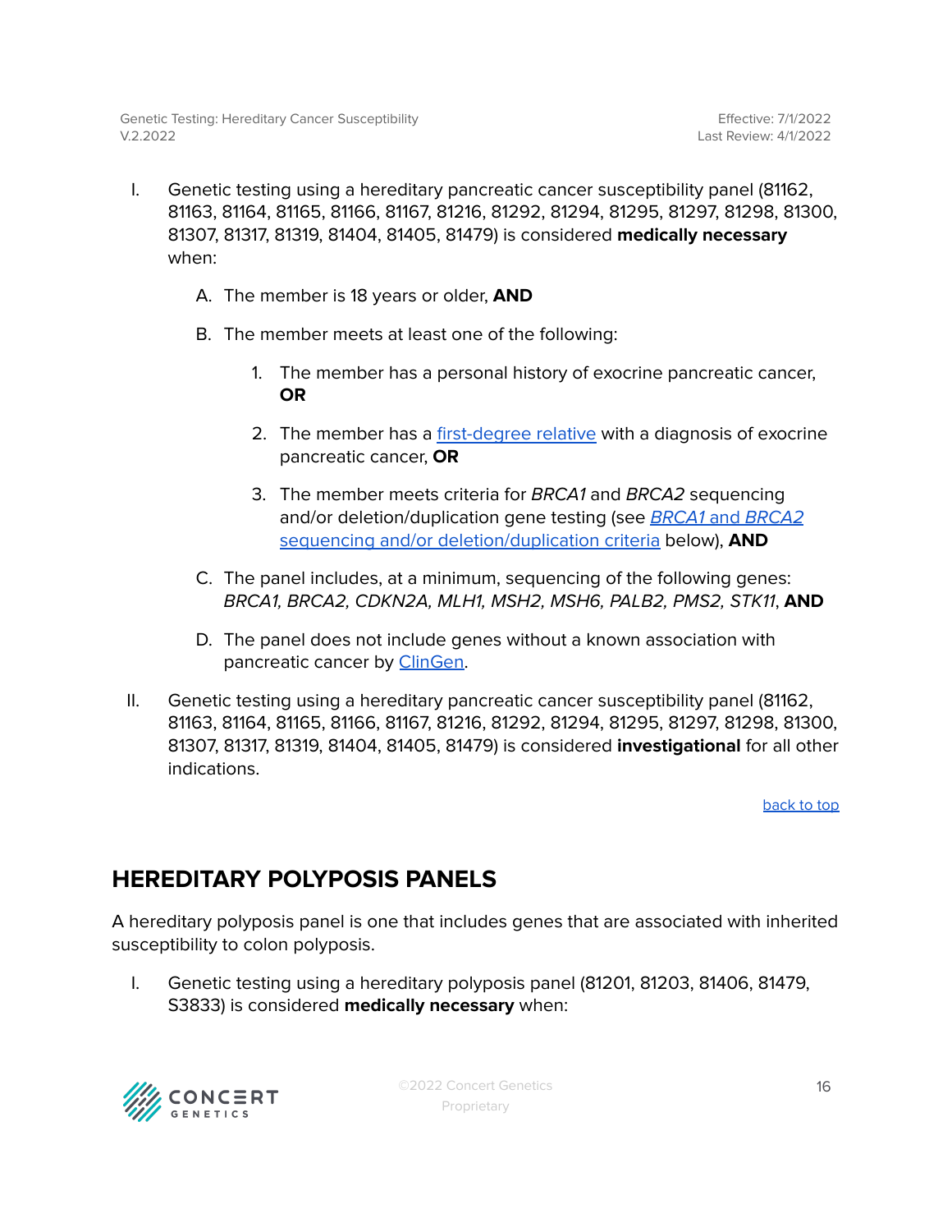I. Genetic testing using a hereditary pancreatic cancer susceptibility panel (81162, 81163, 81164, 81165, 81166, 81167, 81216, 81292, 81294, 81295, 81297, 81298, 81300, 81307, 81317, 81319, 81404, 81405, 81479) is considered **medically necessary** when:

   A. The member is 18 years or older, **AND**

   B. The member meets at least one of the following:

      1. The member has a personal history of exocrine pancreatic cancer, **OR**

      2. The member has a first-degree relative with a diagnosis of exocrine pancreatic cancer, **OR**

      3. The member meets criteria for *BRCA1* and *BRCA2* sequencing and/or deletion/duplication gene testing (see *BRCA1* and *BRCA2* sequencing and/or deletion/duplication criteria below), **AND**

   C. The panel includes, at a minimum, sequencing of the following genes: *BRCA1, BRCA2, CDKN2A, MLH1, MSH2, MSH6, PALB2, PMS2, STK11*, **AND**

   D. The panel does not include genes without a known association with pancreatic cancer by ClinGen.

II. Genetic testing using a hereditary pancreatic cancer susceptibility panel (81162, 81163, 81164, 81165, 81166, 81167, 81216, 81292, 81294, 81295, 81297, 81298, 81300, 81307, 81317, 81319, 81404, 81405, 81479) is considered **investigational** for all other indications.

back to top

## HEREDITARY POLYPOSIS PANELS

A hereditary polyposis panel is one that includes genes that are associated with inherited susceptibility to colon polyposis.

I. Genetic testing using a hereditary polyposis panel (81201, 81203, 81406, 81479, S3833) is considered **medically necessary** when: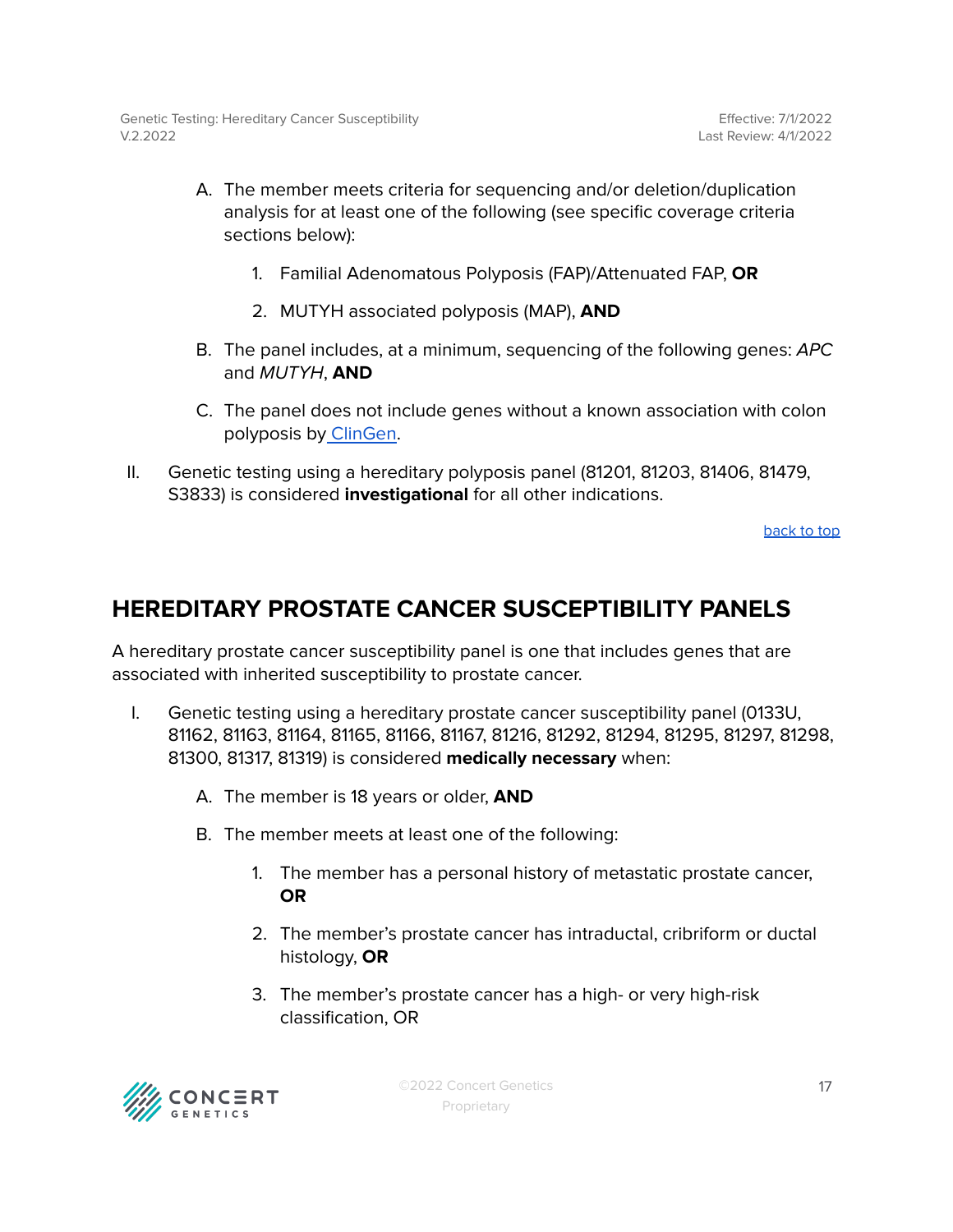A. The member meets criteria for sequencing and/or deletion/duplication analysis for at least one of the following (see specific coverage criteria sections below):

   1. Familial Adenomatous Polyposis (FAP)/Attenuated FAP, **OR**

   2. MUTYH associated polyposis (MAP), **AND**

B. The panel includes, at a minimum, sequencing of the following genes: *APC* and *MUTYH*, **AND**

C. The panel does not include genes without a known association with colon polyposis by ClinGen.

II. Genetic testing using a hereditary polyposis panel (81201, 81203, 81406, 81479, S3833) is considered **investigational** for all other indications.

back to top

## HEREDITARY PROSTATE CANCER SUSCEPTIBILITY PANELS

A hereditary prostate cancer susceptibility panel is one that includes genes that are associated with inherited susceptibility to prostate cancer.

I. Genetic testing using a hereditary prostate cancer susceptibility panel (0133U, 81162, 81163, 81164, 81165, 81166, 81167, 81216, 81292, 81294, 81295, 81297, 81298, 81300, 81317, 81319) is considered **medically necessary** when:

   A. The member is 18 years or older, **AND**

   B. The member meets at least one of the following:

      1. The member has a personal history of metastatic prostate cancer, **OR**

      2. The member's prostate cancer has intraductal, cribriform or ductal histology, **OR**

      3. The member's prostate cancer has a high- or very high-risk classification, OR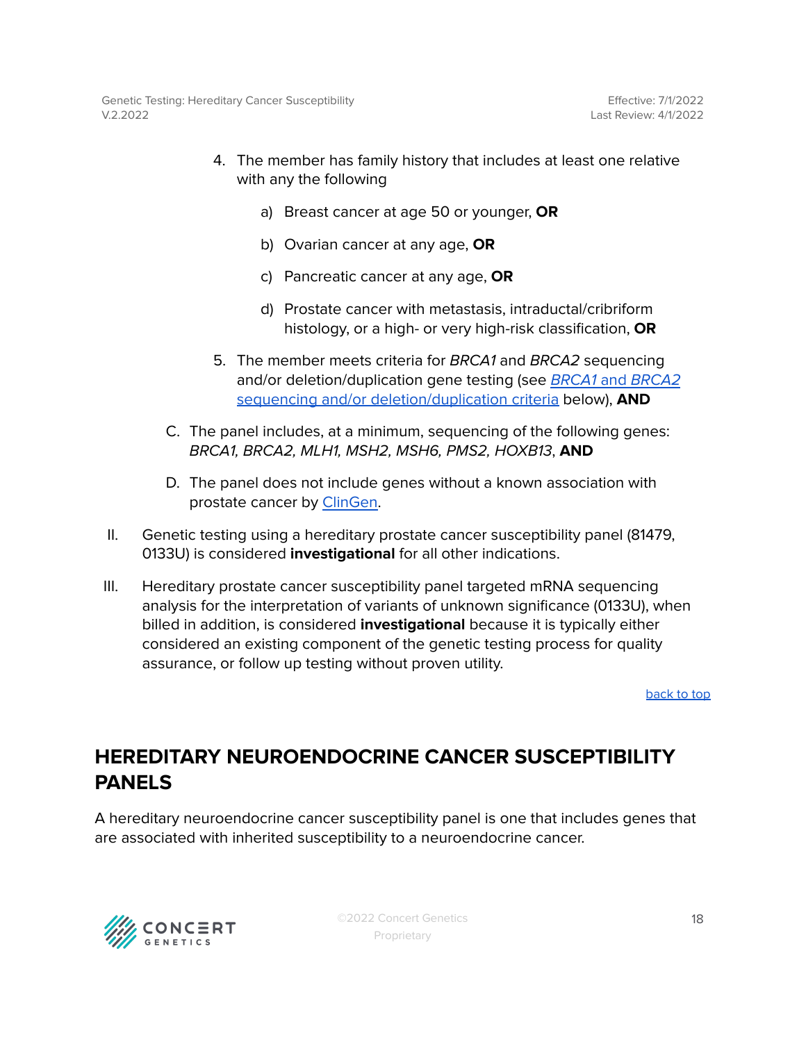4. The member has family history that includes at least one relative with any the following

    a) Breast cancer at age 50 or younger, **OR**

    b) Ovarian cancer at any age, **OR**

    c) Pancreatic cancer at any age, **OR**

    d) Prostate cancer with metastasis, intraductal/cribriform histology, or a high- or very high-risk classification, **OR**

5. The member meets criteria for *BRCA1* and *BRCA2* sequencing and/or deletion/duplication gene testing (see [*BRCA1* and *BRCA2* sequencing and/or deletion/duplication criteria]() below), **AND**

C. The panel includes, at a minimum, sequencing of the following genes: *BRCA1, BRCA2, MLH1, MSH2, MSH6, PMS2, HOXB13*, **AND**

D. The panel does not include genes without a known association with prostate cancer by [ClinGen]().

II. Genetic testing using a hereditary prostate cancer susceptibility panel (81479, 0133U) is considered **investigational** for all other indications.

III. Hereditary prostate cancer susceptibility panel targeted mRNA sequencing analysis for the interpretation of variants of unknown significance (0133U), when billed in addition, is considered **investigational** because it is typically either considered an existing component of the genetic testing process for quality assurance, or follow up testing without proven utility.

[back to top]()

## HEREDITARY NEUROENDOCRINE CANCER SUSCEPTIBILITY PANELS

A hereditary neuroendocrine cancer susceptibility panel is one that includes genes that are associated with inherited susceptibility to a neuroendocrine cancer.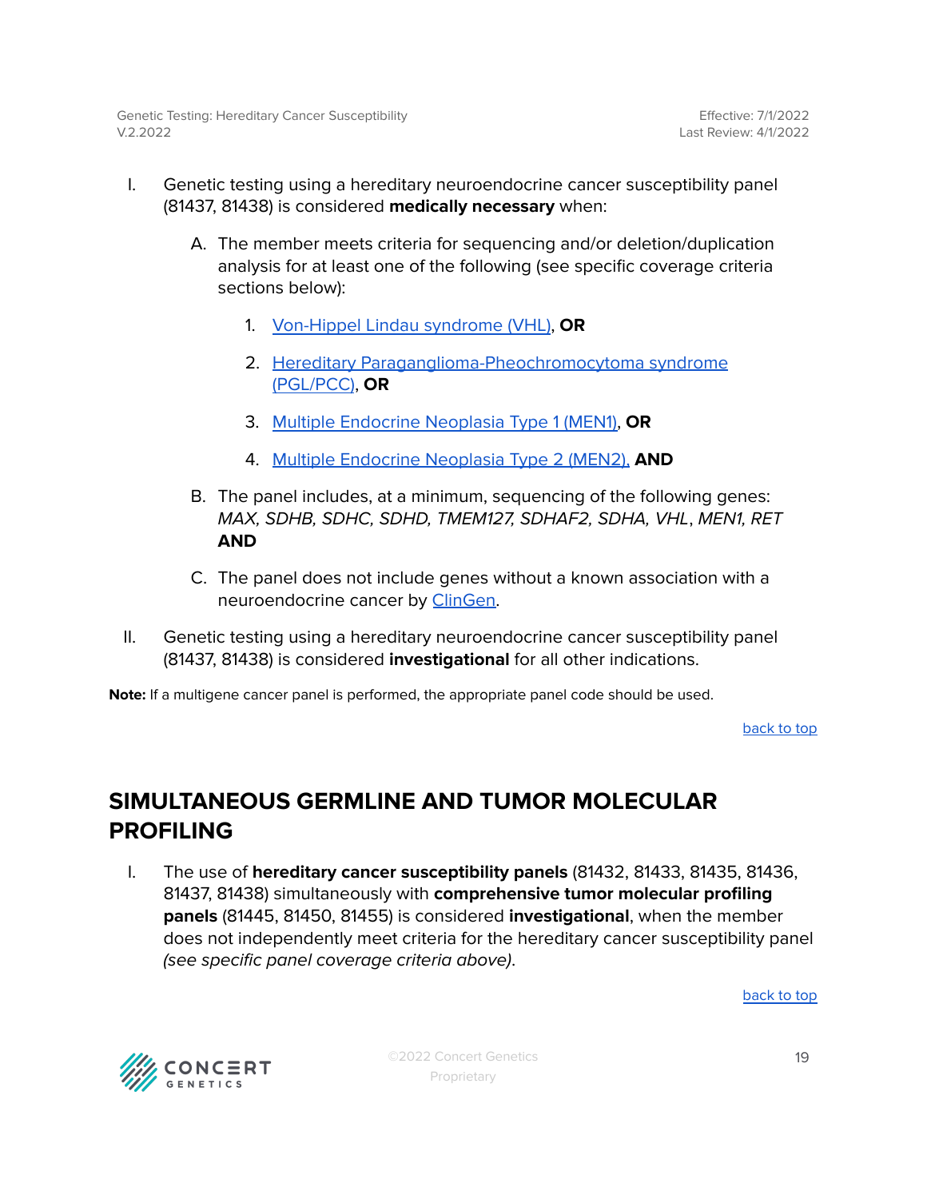I. Genetic testing using a hereditary neuroendocrine cancer susceptibility panel (81437, 81438) is considered **medically necessary** when:

   A. The member meets criteria for sequencing and/or deletion/duplication analysis for at least one of the following (see specific coverage criteria sections below):

      1. Von-Hippel Lindau syndrome (VHL), **OR**
      2. Hereditary Paraganglioma-Pheochromocytoma syndrome (PGL/PCC), **OR**
      3. Multiple Endocrine Neoplasia Type 1 (MEN1), **OR**
      4. Multiple Endocrine Neoplasia Type 2 (MEN2), **AND**

   B. The panel includes, at a minimum, sequencing of the following genes: *MAX, SDHB, SDHC, SDHD, TMEM127, SDHAF2, SDHA, VHL*, *MEN1, RET* **AND**

   C. The panel does not include genes without a known association with a neuroendocrine cancer by ClinGen.

II. Genetic testing using a hereditary neuroendocrine cancer susceptibility panel (81437, 81438) is considered **investigational** for all other indications.

**Note:** If a multigene cancer panel is performed, the appropriate panel code should be used.

back to top

## SIMULTANEOUS GERMLINE AND TUMOR MOLECULAR PROFILING

I. The use of **hereditary cancer susceptibility panels** (81432, 81433, 81435, 81436, 81437, 81438) simultaneously with **comprehensive tumor molecular profiling panels** (81445, 81450, 81455) is considered **investigational**, when the member does not independently meet criteria for the hereditary cancer susceptibility panel *(see specific panel coverage criteria above)*.

back to top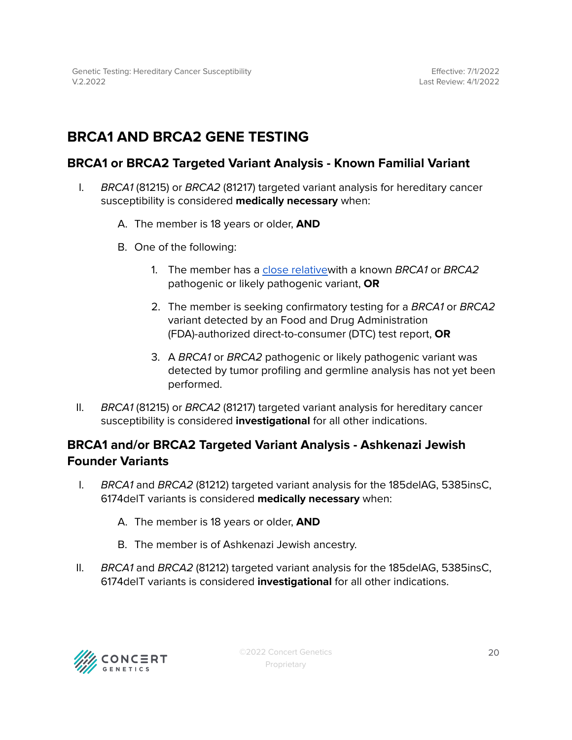## BRCA1 AND BRCA2 GENE TESTING

### BRCA1 or BRCA2 Targeted Variant Analysis - Known Familial Variant

I. *BRCA1* (81215) or *BRCA2* (81217) targeted variant analysis for hereditary cancer susceptibility is considered **medically necessary** when:

   A. The member is 18 years or older, **AND**

   B. One of the following:

      1. The member has a close relativewith a known *BRCA1* or *BRCA2* pathogenic or likely pathogenic variant, **OR**

      2. The member is seeking confirmatory testing for a *BRCA1* or *BRCA2* variant detected by an Food and Drug Administration (FDA)-authorized direct-to-consumer (DTC) test report, **OR**

      3. A *BRCA1* or *BRCA2* pathogenic or likely pathogenic variant was detected by tumor profiling and germline analysis has not yet been performed.

II. *BRCA1* (81215) or *BRCA2* (81217) targeted variant analysis for hereditary cancer susceptibility is considered **investigational** for all other indications.

### BRCA1 and/or BRCA2 Targeted Variant Analysis - Ashkenazi Jewish Founder Variants

I. *BRCA1* and *BRCA2* (81212) targeted variant analysis for the 185delAG, 5385insC, 6174delT variants is considered **medically necessary** when:

   A. The member is 18 years or older, **AND**

   B. The member is of Ashkenazi Jewish ancestry.

II. *BRCA1* and *BRCA2* (81212) targeted variant analysis for the 185delAG, 5385insC, 6174delT variants is considered **investigational** for all other indications.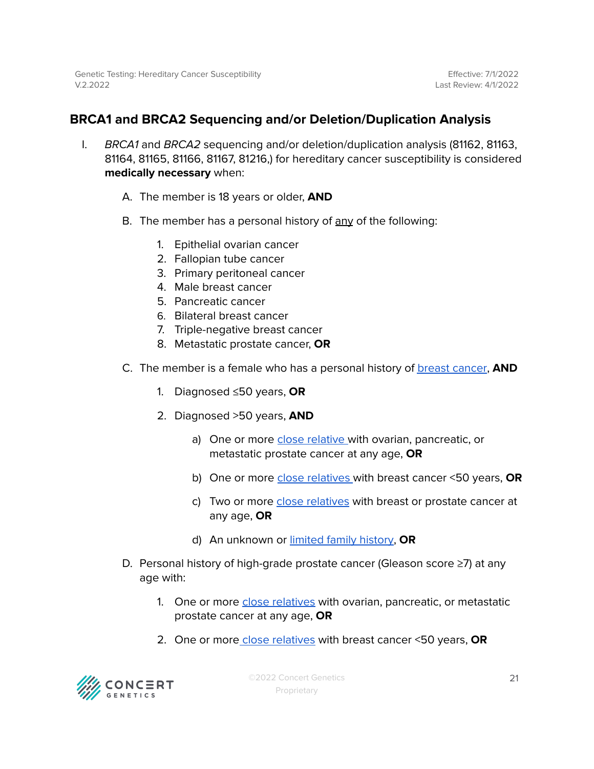## BRCA1 and BRCA2 Sequencing and/or Deletion/Duplication Analysis

I. *BRCA1* and *BRCA2* sequencing and/or deletion/duplication analysis (81162, 81163, 81164, 81165, 81166, 81167, 81216,) for hereditary cancer susceptibility is considered **medically necessary** when:

   A. The member is 18 years or older, **AND**

   B. The member has a personal history of <u>any</u> of the following:

      1. Epithelial ovarian cancer
      2. Fallopian tube cancer
      3. Primary peritoneal cancer
      4. Male breast cancer
      5. Pancreatic cancer
      6. Bilateral breast cancer
      7. Triple-negative breast cancer
      8. Metastatic prostate cancer, **OR**

   C. The member is a female who has a personal history of breast cancer, **AND**

      1. Diagnosed ≤50 years, **OR**

      2. Diagnosed >50 years, **AND**

         a) One or more close relative with ovarian, pancreatic, or metastatic prostate cancer at any age, **OR**

         b) One or more close relatives with breast cancer <50 years, **OR**

         c) Two or more close relatives with breast or prostate cancer at any age, **OR**

         d) An unknown or limited family history, **OR**

   D. Personal history of high-grade prostate cancer (Gleason score ≥7) at any age with:

      1. One or more close relatives with ovarian, pancreatic, or metastatic prostate cancer at any age, **OR**

      2. One or more close relatives with breast cancer <50 years, **OR**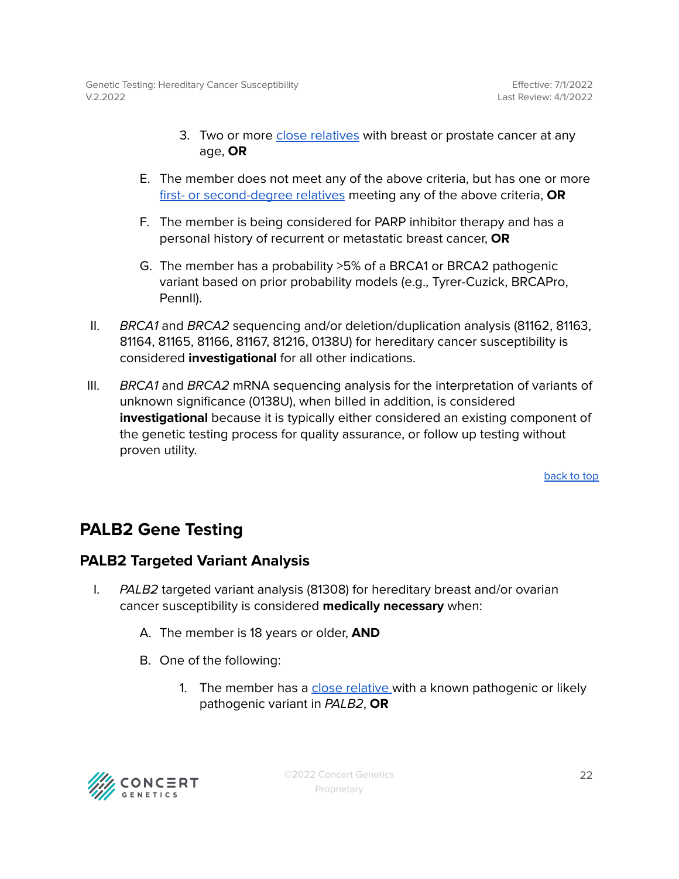3. Two or more close relatives with breast or prostate cancer at any age, **OR**

E. The member does not meet any of the above criteria, but has one or more first- or second-degree relatives meeting any of the above criteria, **OR**

F. The member is being considered for PARP inhibitor therapy and has a personal history of recurrent or metastatic breast cancer, **OR**

G. The member has a probability >5% of a BRCA1 or BRCA2 pathogenic variant based on prior probability models (e.g., Tyrer-Cuzick, BRCAPro, PennII).

II. *BRCA1* and *BRCA2* sequencing and/or deletion/duplication analysis (81162, 81163, 81164, 81165, 81166, 81167, 81216, 0138U) for hereditary cancer susceptibility is considered **investigational** for all other indications.

III. *BRCA1* and *BRCA2* mRNA sequencing analysis for the interpretation of variants of unknown significance (0138U), when billed in addition, is considered **investigational** because it is typically either considered an existing component of the genetic testing process for quality assurance, or follow up testing without proven utility.

back to top

## PALB2 Gene Testing

### PALB2 Targeted Variant Analysis

I. *PALB2* targeted variant analysis (81308) for hereditary breast and/or ovarian cancer susceptibility is considered **medically necessary** when:

A. The member is 18 years or older, **AND**

B. One of the following:

1. The member has a close relative with a known pathogenic or likely pathogenic variant in *PALB2*, **OR**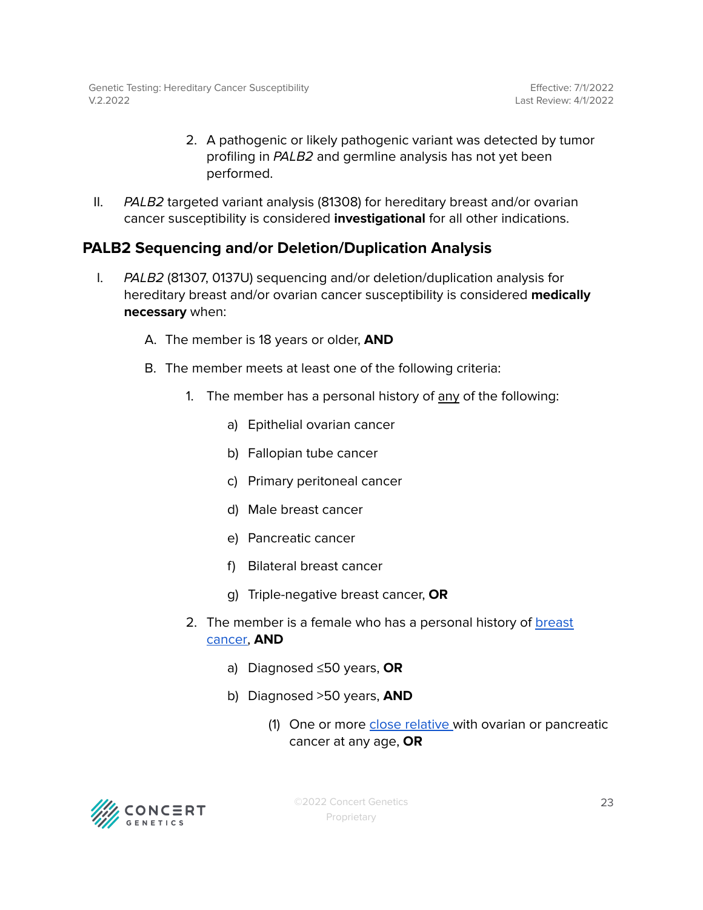2. A pathogenic or likely pathogenic variant was detected by tumor profiling in *PALB2* and germline analysis has not yet been performed.

II. *PALB2* targeted variant analysis (81308) for hereditary breast and/or ovarian cancer susceptibility is considered **investigational** for all other indications.

## PALB2 Sequencing and/or Deletion/Duplication Analysis

I. *PALB2* (81307, 0137U) sequencing and/or deletion/duplication analysis for hereditary breast and/or ovarian cancer susceptibility is considered **medically necessary** when:

   A. The member is 18 years or older, **AND**

   B. The member meets at least one of the following criteria:

      1. The member has a personal history of <u>any</u> of the following:

         a) Epithelial ovarian cancer

         b) Fallopian tube cancer

         c) Primary peritoneal cancer

         d) Male breast cancer

         e) Pancreatic cancer

         f) Bilateral breast cancer

         g) Triple-negative breast cancer, **OR**

      2. The member is a female who has a personal history of breast cancer, **AND**

         a) Diagnosed ≤50 years, **OR**

         b) Diagnosed >50 years, **AND**

            (1) One or more close relative with ovarian or pancreatic cancer at any age, **OR**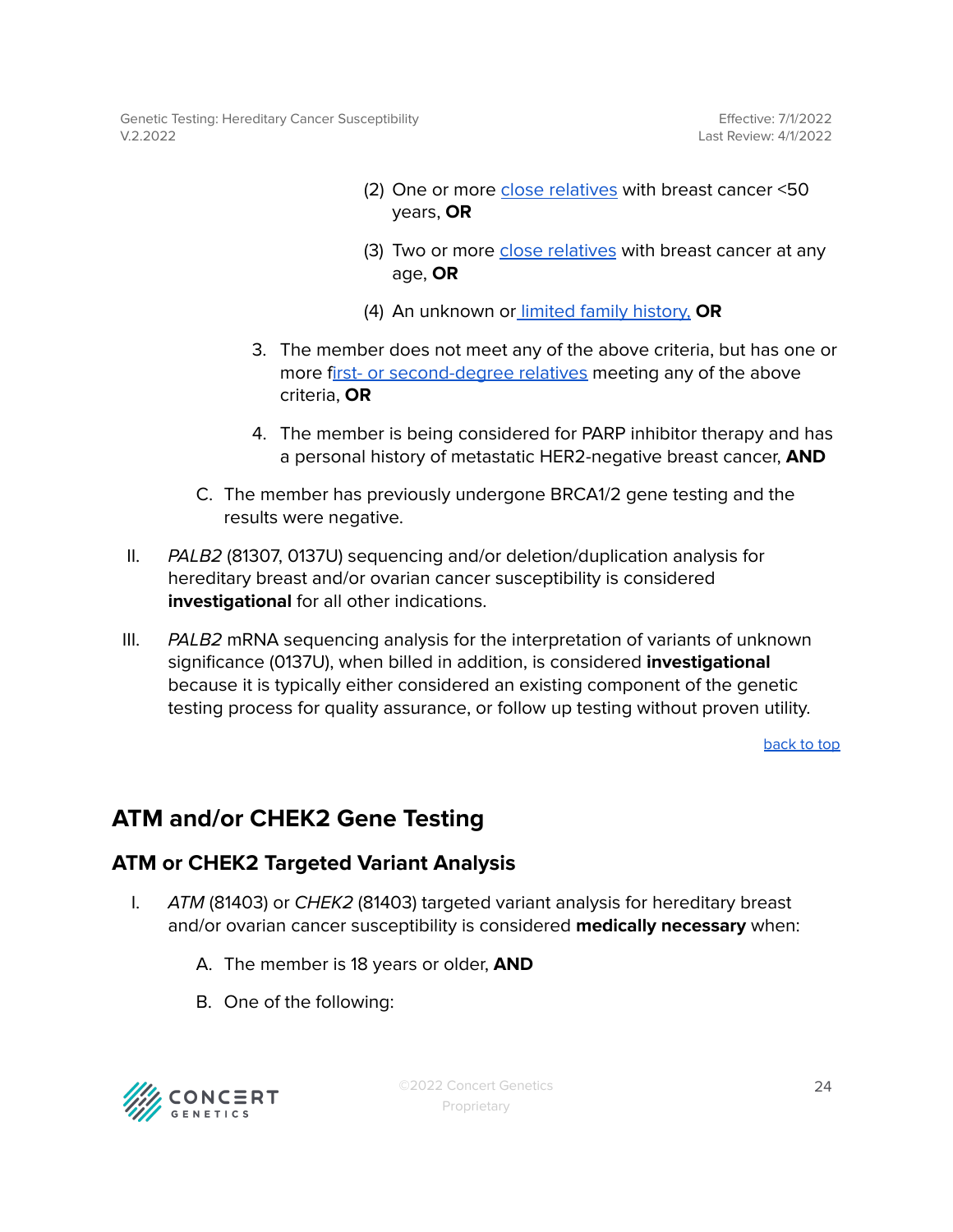(2) One or more close relatives with breast cancer <50 years, **OR**

(3) Two or more close relatives with breast cancer at any age, **OR**

(4) An unknown or limited family history, **OR**

3. The member does not meet any of the above criteria, but has one or more first- or second-degree relatives meeting any of the above criteria, **OR**

4. The member is being considered for PARP inhibitor therapy and has a personal history of metastatic HER2-negative breast cancer, **AND**

C. The member has previously undergone BRCA1/2 gene testing and the results were negative.

II. *PALB2* (81307, 0137U) sequencing and/or deletion/duplication analysis for hereditary breast and/or ovarian cancer susceptibility is considered **investigational** for all other indications.

III. *PALB2* mRNA sequencing analysis for the interpretation of variants of unknown significance (0137U), when billed in addition, is considered **investigational** because it is typically either considered an existing component of the genetic testing process for quality assurance, or follow up testing without proven utility.

back to top

## ATM and/or CHEK2 Gene Testing

### ATM or CHEK2 Targeted Variant Analysis

I. *ATM* (81403) or *CHEK2* (81403) targeted variant analysis for hereditary breast and/or ovarian cancer susceptibility is considered **medically necessary** when:

A. The member is 18 years or older, **AND**

B. One of the following: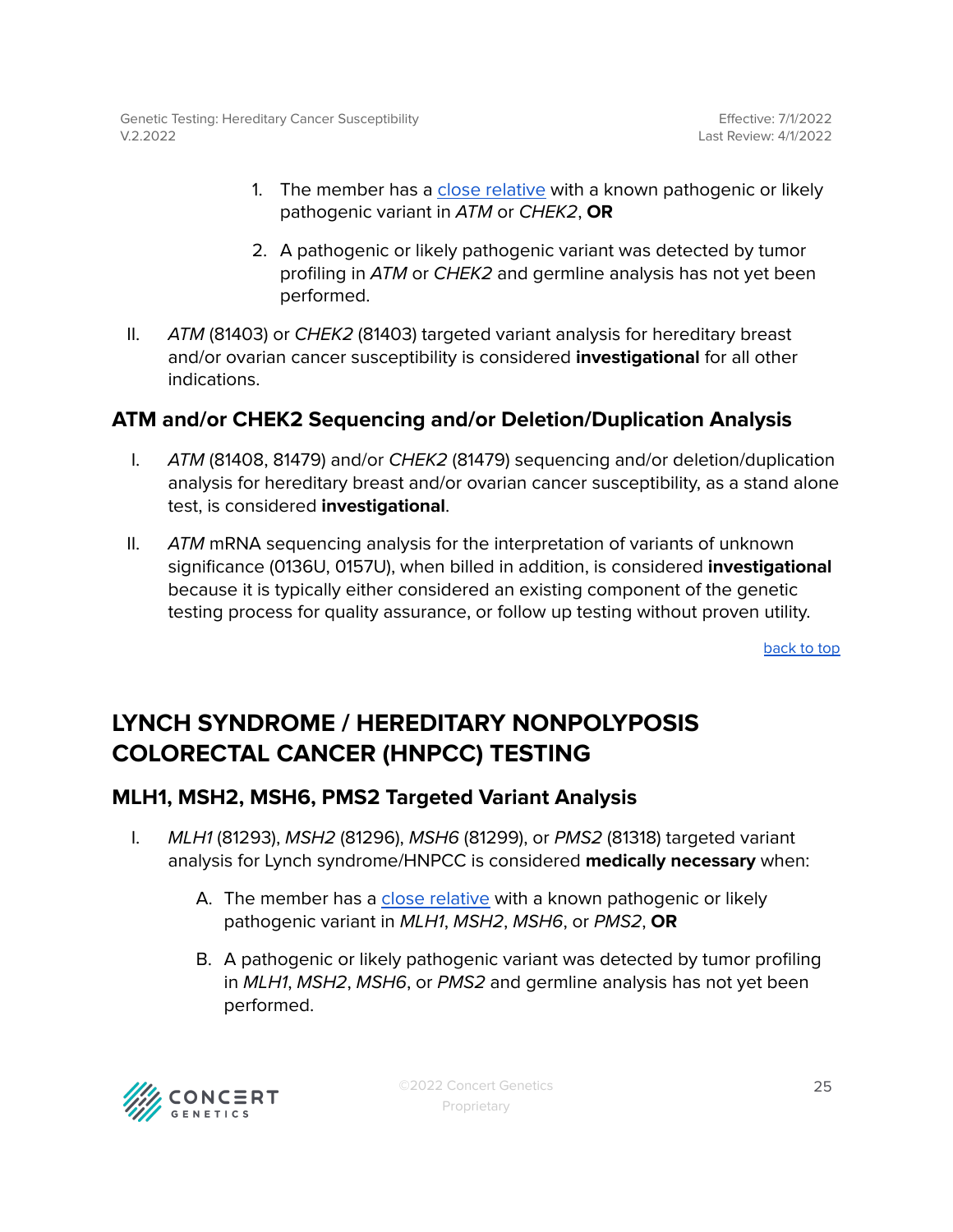1. The member has a close relative with a known pathogenic or likely pathogenic variant in *ATM* or *CHEK2*, **OR**

2. A pathogenic or likely pathogenic variant was detected by tumor profiling in *ATM* or *CHEK2* and germline analysis has not yet been performed.

II. *ATM* (81403) or *CHEK2* (81403) targeted variant analysis for hereditary breast and/or ovarian cancer susceptibility is considered **investigational** for all other indications.

### ATM and/or CHEK2 Sequencing and/or Deletion/Duplication Analysis

I. *ATM* (81408, 81479) and/or *CHEK2* (81479) sequencing and/or deletion/duplication analysis for hereditary breast and/or ovarian cancer susceptibility, as a stand alone test, is considered **investigational**.

II. *ATM* mRNA sequencing analysis for the interpretation of variants of unknown significance (0136U, 0157U), when billed in addition, is considered **investigational** because it is typically either considered an existing component of the genetic testing process for quality assurance, or follow up testing without proven utility.

back to top

## LYNCH SYNDROME / HEREDITARY NONPOLYPOSIS COLORECTAL CANCER (HNPCC) TESTING

### MLH1, MSH2, MSH6, PMS2 Targeted Variant Analysis

I. *MLH1* (81293), *MSH2* (81296), *MSH6* (81299), or *PMS2* (81318) targeted variant analysis for Lynch syndrome/HNPCC is considered **medically necessary** when:

A. The member has a close relative with a known pathogenic or likely pathogenic variant in *MLH1*, *MSH2*, *MSH6*, or *PMS2*, **OR**

B. A pathogenic or likely pathogenic variant was detected by tumor profiling in *MLH1*, *MSH2*, *MSH6*, or *PMS2* and germline analysis has not yet been performed.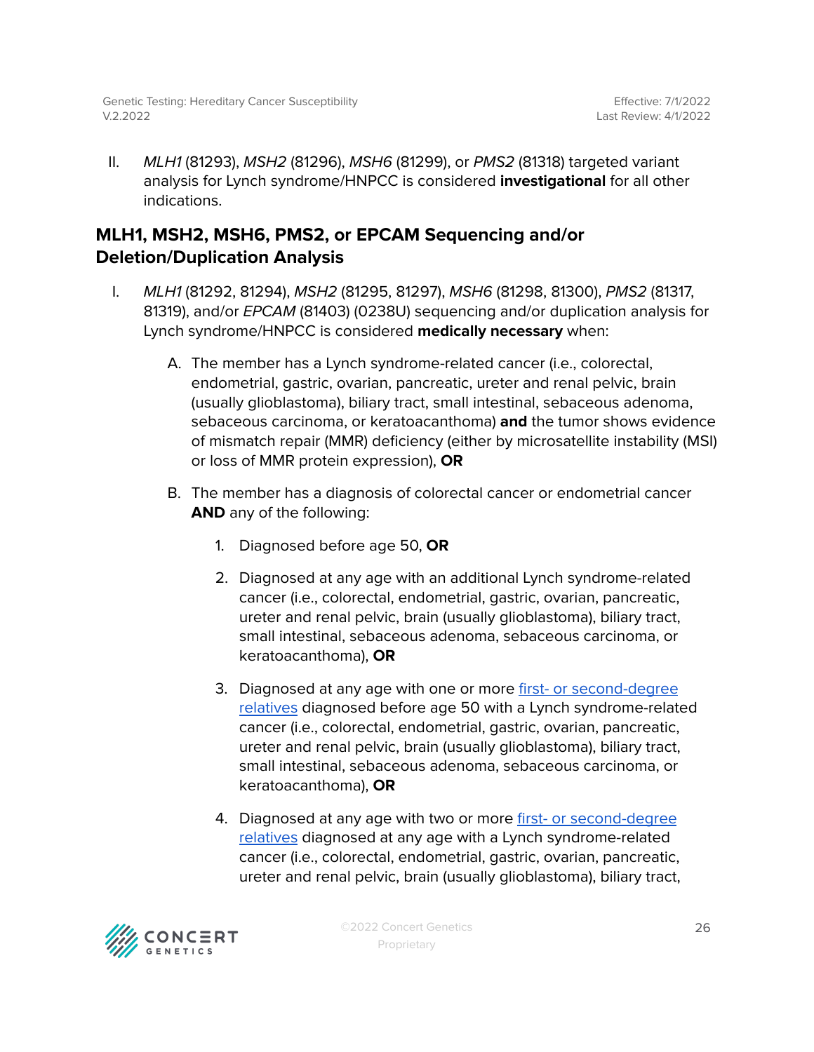II. *MLH1* (81293), *MSH2* (81296), *MSH6* (81299), or *PMS2* (81318) targeted variant analysis for Lynch syndrome/HNPCC is considered **investigational** for all other indications.

## MLH1, MSH2, MSH6, PMS2, or EPCAM Sequencing and/or Deletion/Duplication Analysis

I. *MLH1* (81292, 81294), *MSH2* (81295, 81297), *MSH6* (81298, 81300), *PMS2* (81317, 81319), and/or *EPCAM* (81403) (0238U) sequencing and/or duplication analysis for Lynch syndrome/HNPCC is considered **medically necessary** when:

   A. The member has a Lynch syndrome-related cancer (i.e., colorectal, endometrial, gastric, ovarian, pancreatic, ureter and renal pelvic, brain (usually glioblastoma), biliary tract, small intestinal, sebaceous adenoma, sebaceous carcinoma, or keratoacanthoma) **and** the tumor shows evidence of mismatch repair (MMR) deficiency (either by microsatellite instability (MSI) or loss of MMR protein expression), **OR**

   B. The member has a diagnosis of colorectal cancer or endometrial cancer **AND** any of the following:

      1. Diagnosed before age 50, **OR**

      2. Diagnosed at any age with an additional Lynch syndrome-related cancer (i.e., colorectal, endometrial, gastric, ovarian, pancreatic, ureter and renal pelvic, brain (usually glioblastoma), biliary tract, small intestinal, sebaceous adenoma, sebaceous carcinoma, or keratoacanthoma), **OR**

      3. Diagnosed at any age with one or more first- or second-degree relatives diagnosed before age 50 with a Lynch syndrome-related cancer (i.e., colorectal, endometrial, gastric, ovarian, pancreatic, ureter and renal pelvic, brain (usually glioblastoma), biliary tract, small intestinal, sebaceous adenoma, sebaceous carcinoma, or keratoacanthoma), **OR**

      4. Diagnosed at any age with two or more first- or second-degree relatives diagnosed at any age with a Lynch syndrome-related cancer (i.e., colorectal, endometrial, gastric, ovarian, pancreatic, ureter and renal pelvic, brain (usually glioblastoma), biliary tract,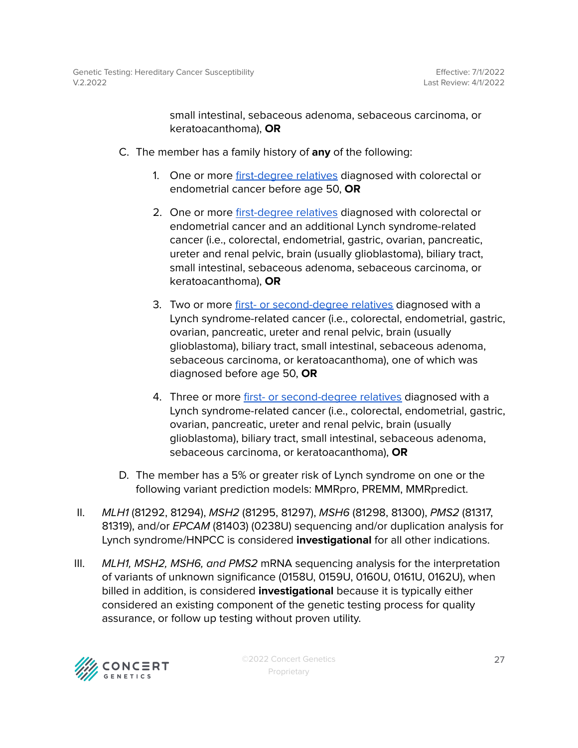small intestinal, sebaceous adenoma, sebaceous carcinoma, or keratoacanthoma), **OR**

C. The member has a family history of **any** of the following:

   1. One or more first-degree relatives diagnosed with colorectal or endometrial cancer before age 50, **OR**

   2. One or more first-degree relatives diagnosed with colorectal or endometrial cancer and an additional Lynch syndrome-related cancer (i.e., colorectal, endometrial, gastric, ovarian, pancreatic, ureter and renal pelvic, brain (usually glioblastoma), biliary tract, small intestinal, sebaceous adenoma, sebaceous carcinoma, or keratoacanthoma), **OR**

   3. Two or more first- or second-degree relatives diagnosed with a Lynch syndrome-related cancer (i.e., colorectal, endometrial, gastric, ovarian, pancreatic, ureter and renal pelvic, brain (usually glioblastoma), biliary tract, small intestinal, sebaceous adenoma, sebaceous carcinoma, or keratoacanthoma), one of which was diagnosed before age 50, **OR**

   4. Three or more first- or second-degree relatives diagnosed with a Lynch syndrome-related cancer (i.e., colorectal, endometrial, gastric, ovarian, pancreatic, ureter and renal pelvic, brain (usually glioblastoma), biliary tract, small intestinal, sebaceous adenoma, sebaceous carcinoma, or keratoacanthoma), **OR**

D. The member has a 5% or greater risk of Lynch syndrome on one or the following variant prediction models: MMRpro, PREMM, MMRpredict.

II. *MLH1* (81292, 81294), *MSH2* (81295, 81297), *MSH6* (81298, 81300), *PMS2* (81317, 81319), and/or *EPCAM* (81403) (0238U) sequencing and/or duplication analysis for Lynch syndrome/HNPCC is considered **investigational** for all other indications.

III. *MLH1, MSH2, MSH6, and PMS2* mRNA sequencing analysis for the interpretation of variants of unknown significance (0158U, 0159U, 0160U, 0161U, 0162U), when billed in addition, is considered **investigational** because it is typically either considered an existing component of the genetic testing process for quality assurance, or follow up testing without proven utility.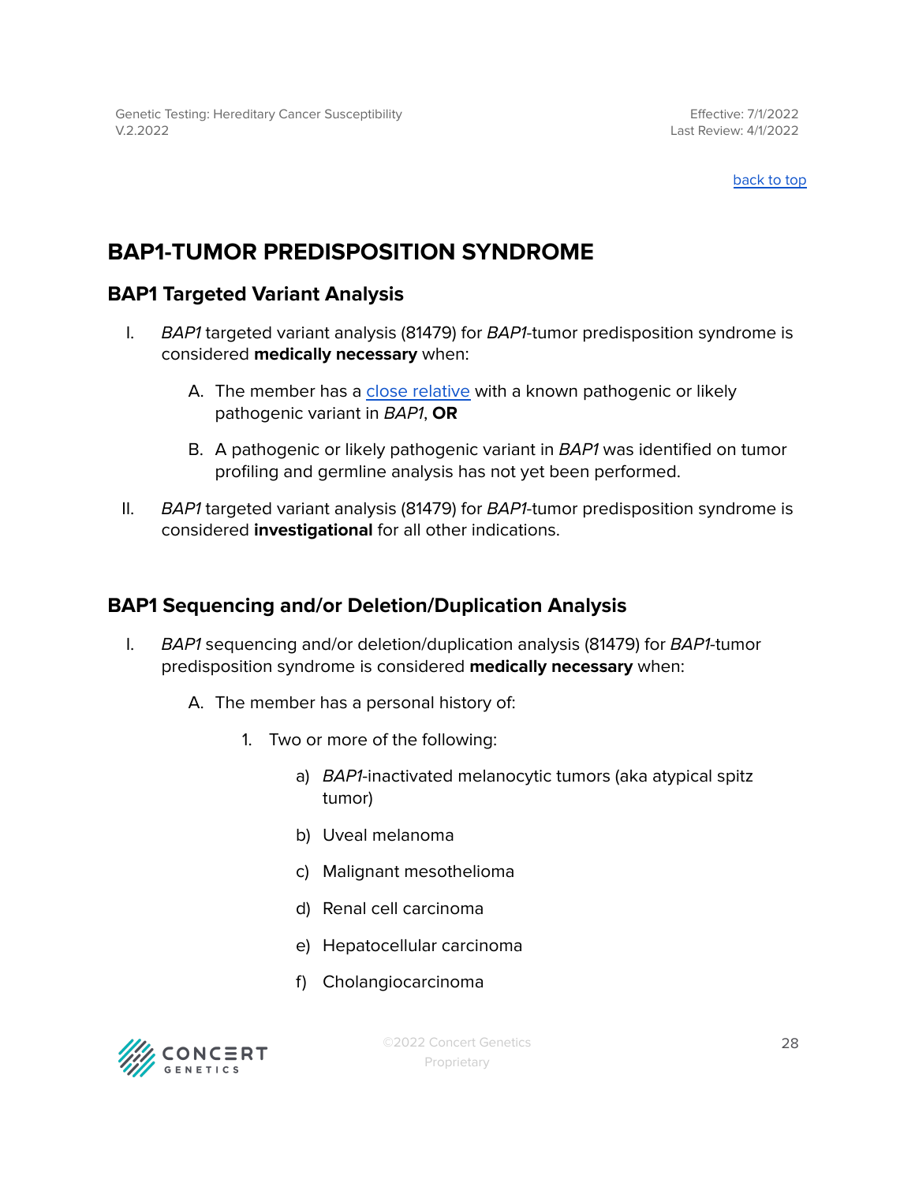## BAP1-TUMOR PREDISPOSITION SYNDROME

### BAP1 Targeted Variant Analysis

I. *BAP1* targeted variant analysis (81479) for *BAP1*-tumor predisposition syndrome is considered **medically necessary** when:

   A. The member has a close relative with a known pathogenic or likely pathogenic variant in *BAP1*, **OR**

   B. A pathogenic or likely pathogenic variant in *BAP1* was identified on tumor profiling and germline analysis has not yet been performed.

II. *BAP1* targeted variant analysis (81479) for *BAP1*-tumor predisposition syndrome is considered **investigational** for all other indications.

### BAP1 Sequencing and/or Deletion/Duplication Analysis

I. *BAP1* sequencing and/or deletion/duplication analysis (81479) for *BAP1*-tumor predisposition syndrome is considered **medically necessary** when:

   A. The member has a personal history of:

      1. Two or more of the following:

         a) *BAP1*-inactivated melanocytic tumors (aka atypical spitz tumor)

         b) Uveal melanoma

         c) Malignant mesothelioma

         d) Renal cell carcinoma

         e) Hepatocellular carcinoma

         f) Cholangiocarcinoma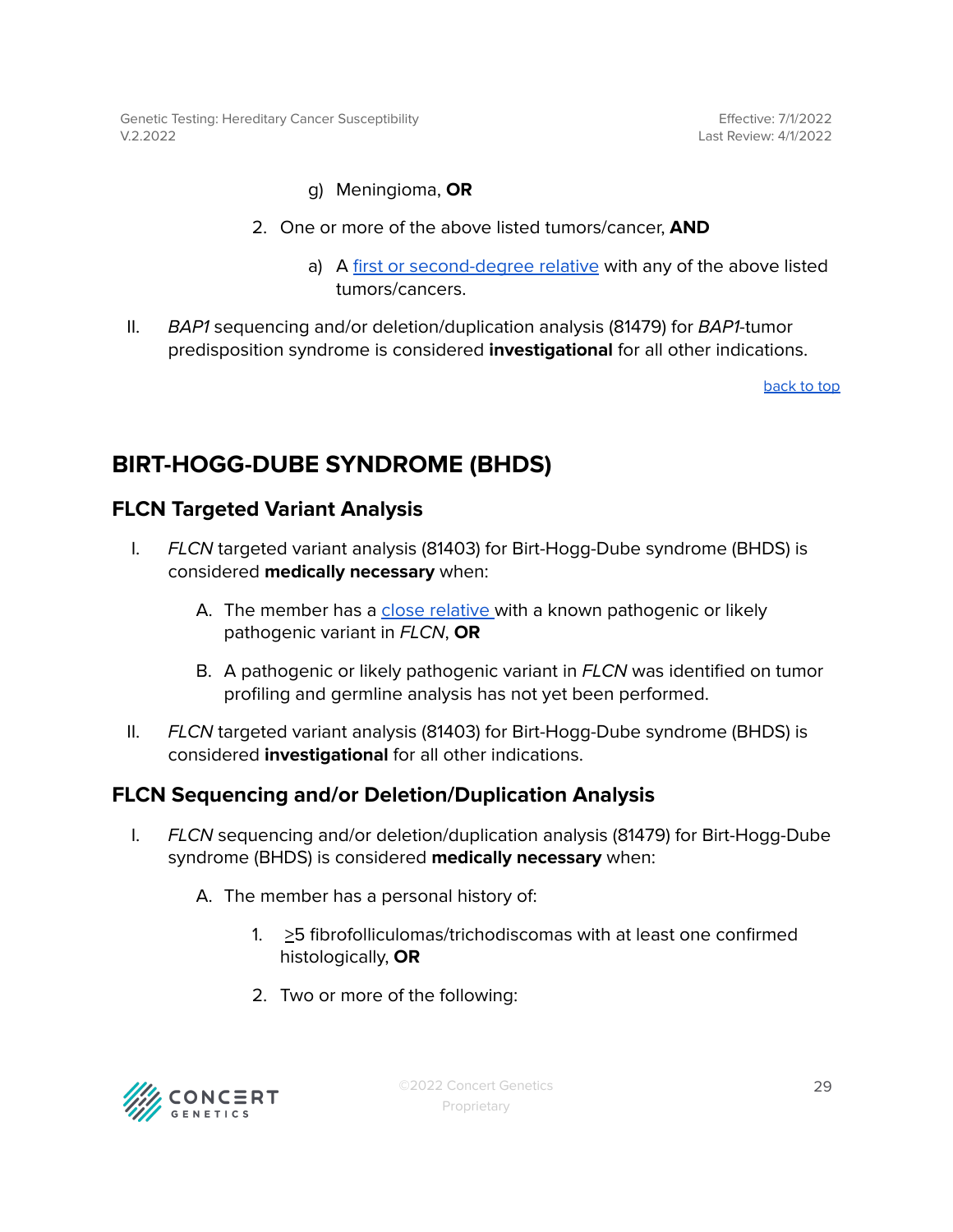g) Meningioma, **OR**

2. One or more of the above listed tumors/cancer, **AND**

   a) A [first or second-degree relative](#) with any of the above listed tumors/cancers.

II. *BAP1* sequencing and/or deletion/duplication analysis (81479) for *BAP1*-tumor predisposition syndrome is considered **investigational** for all other indications.

[back to top](#)

## BIRT-HOGG-DUBE SYNDROME (BHDS)

### FLCN Targeted Variant Analysis

I. *FLCN* targeted variant analysis (81403) for Birt-Hogg-Dube syndrome (BHDS) is considered **medically necessary** when:

   A. The member has a [close relative](#) with a known pathogenic or likely pathogenic variant in *FLCN*, **OR**

   B. A pathogenic or likely pathogenic variant in *FLCN* was identified on tumor profiling and germline analysis has not yet been performed.

II. *FLCN* targeted variant analysis (81403) for Birt-Hogg-Dube syndrome (BHDS) is considered **investigational** for all other indications.

### FLCN Sequencing and/or Deletion/Duplication Analysis

I. *FLCN* sequencing and/or deletion/duplication analysis (81479) for Birt-Hogg-Dube syndrome (BHDS) is considered **medically necessary** when:

   A. The member has a personal history of:

      1. ≥5 fibrofolliculomas/trichodiscomas with at least one confirmed histologically, **OR**

      2. Two or more of the following: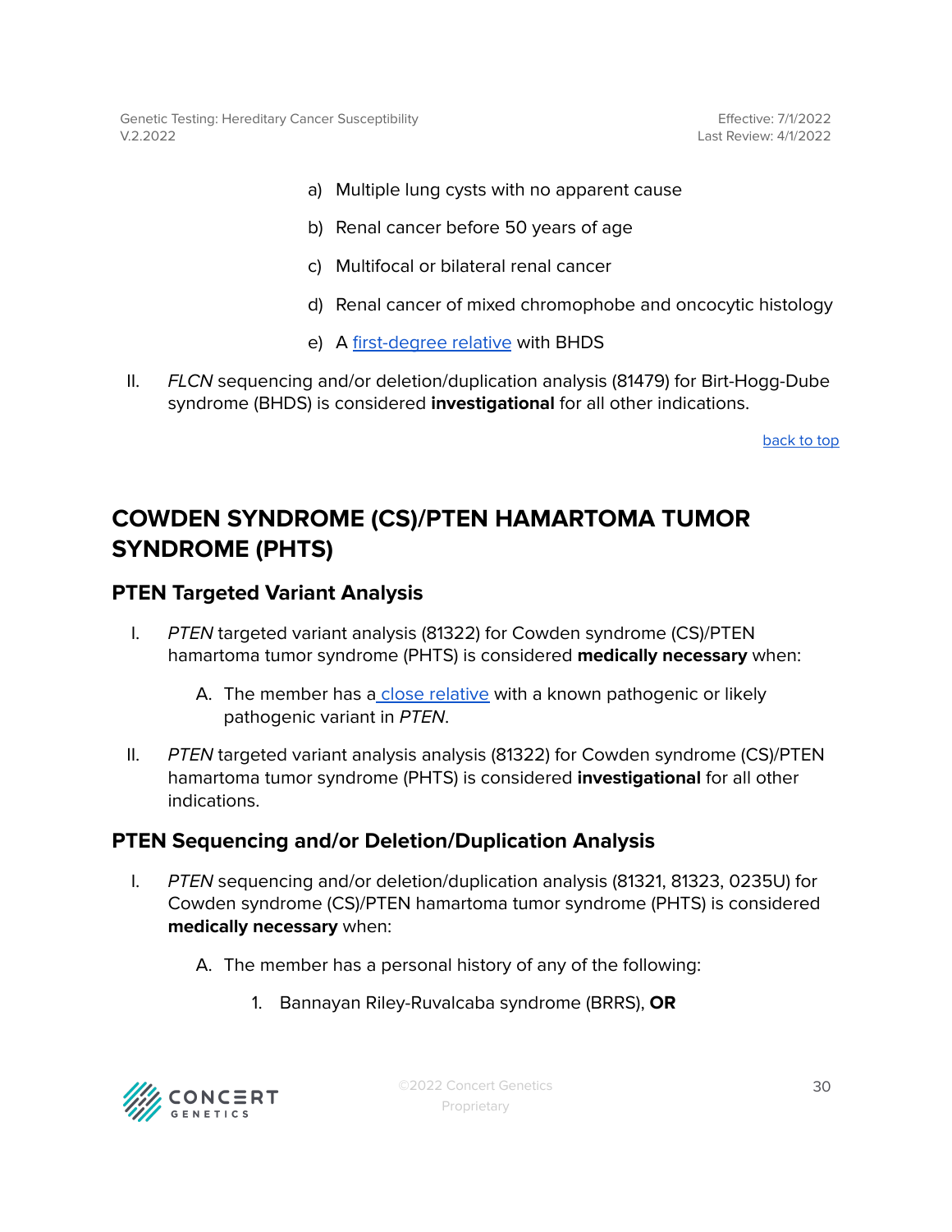a) Multiple lung cysts with no apparent cause

b) Renal cancer before 50 years of age

c) Multifocal or bilateral renal cancer

d) Renal cancer of mixed chromophobe and oncocytic histology

e) A first-degree relative with BHDS

II. *FLCN* sequencing and/or deletion/duplication analysis (81479) for Birt-Hogg-Dube syndrome (BHDS) is considered **investigational** for all other indications.

back to top

## COWDEN SYNDROME (CS)/PTEN HAMARTOMA TUMOR SYNDROME (PHTS)

### PTEN Targeted Variant Analysis

I. *PTEN* targeted variant analysis (81322) for Cowden syndrome (CS)/PTEN hamartoma tumor syndrome (PHTS) is considered **medically necessary** when:

   A. The member has a close relative with a known pathogenic or likely pathogenic variant in *PTEN*.

II. *PTEN* targeted variant analysis analysis (81322) for Cowden syndrome (CS)/PTEN hamartoma tumor syndrome (PHTS) is considered **investigational** for all other indications.

### PTEN Sequencing and/or Deletion/Duplication Analysis

I. *PTEN* sequencing and/or deletion/duplication analysis (81321, 81323, 0235U) for Cowden syndrome (CS)/PTEN hamartoma tumor syndrome (PHTS) is considered **medically necessary** when:

   A. The member has a personal history of any of the following:

      1. Bannayan Riley-Ruvalcaba syndrome (BRRS), **OR**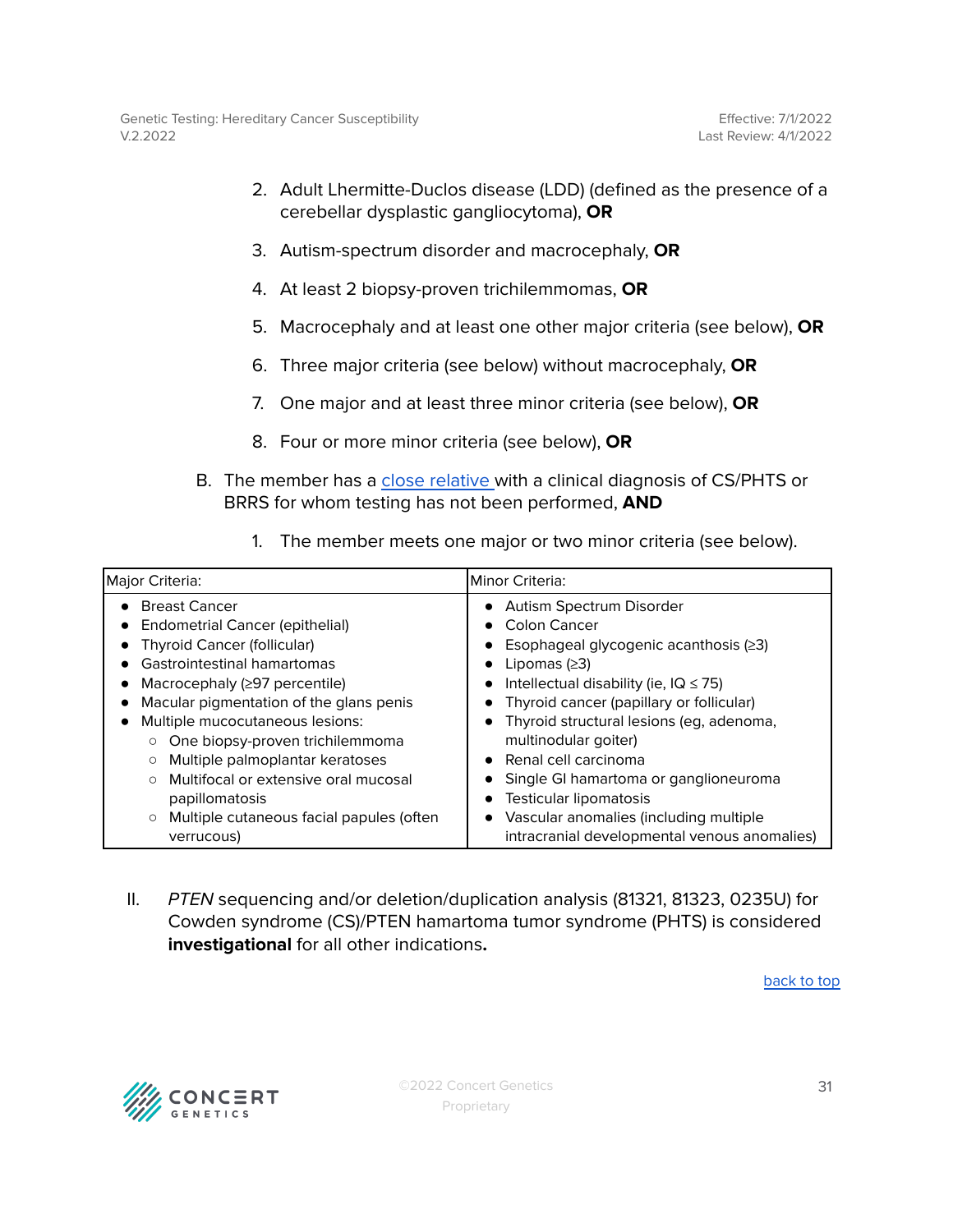2. Adult Lhermitte-Duclos disease (LDD) (defined as the presence of a cerebellar dysplastic gangliocytoma), **OR**

3. Autism-spectrum disorder and macrocephaly, **OR**

4. At least 2 biopsy-proven trichilemmomas, **OR**

5. Macrocephaly and at least one other major criteria (see below), **OR**

6. Three major criteria (see below) without macrocephaly, **OR**

7. One major and at least three minor criteria (see below), **OR**

8. Four or more minor criteria (see below), **OR**

B. The member has a close relative with a clinical diagnosis of CS/PHTS or BRRS for whom testing has not been performed, **AND**

   1. The member meets one major or two minor criteria (see below).

| Major Criteria: | Minor Criteria: |
| --- | --- |
| • Breast Cancer<br>• Endometrial Cancer (epithelial)<br>• Thyroid Cancer (follicular)<br>• Gastrointestinal hamartomas<br>• Macrocephaly (≥97 percentile)<br>• Macular pigmentation of the glans penis<br>• Multiple mucocutaneous lesions:<br>  ○ One biopsy-proven trichilemmoma<br>  ○ Multiple palmoplantar keratoses<br>  ○ Multifocal or extensive oral mucosal papillomatosis<br>  ○ Multiple cutaneous facial papules (often verrucous) | • Autism Spectrum Disorder<br>• Colon Cancer<br>• Esophageal glycogenic acanthosis (≥3)<br>• Lipomas (≥3)<br>• Intellectual disability (ie, IQ ≤ 75)<br>• Thyroid cancer (papillary or follicular)<br>• Thyroid structural lesions (eg, adenoma, multinodular goiter)<br>• Renal cell carcinoma<br>• Single GI hamartoma or ganglioneuroma<br>• Testicular lipomatosis<br>• Vascular anomalies (including multiple intracranial developmental venous anomalies) |

II. *PTEN* sequencing and/or deletion/duplication analysis (81321, 81323, 0235U) for Cowden syndrome (CS)/PTEN hamartoma tumor syndrome (PHTS) is considered **investigational** for all other indications**.**

back to top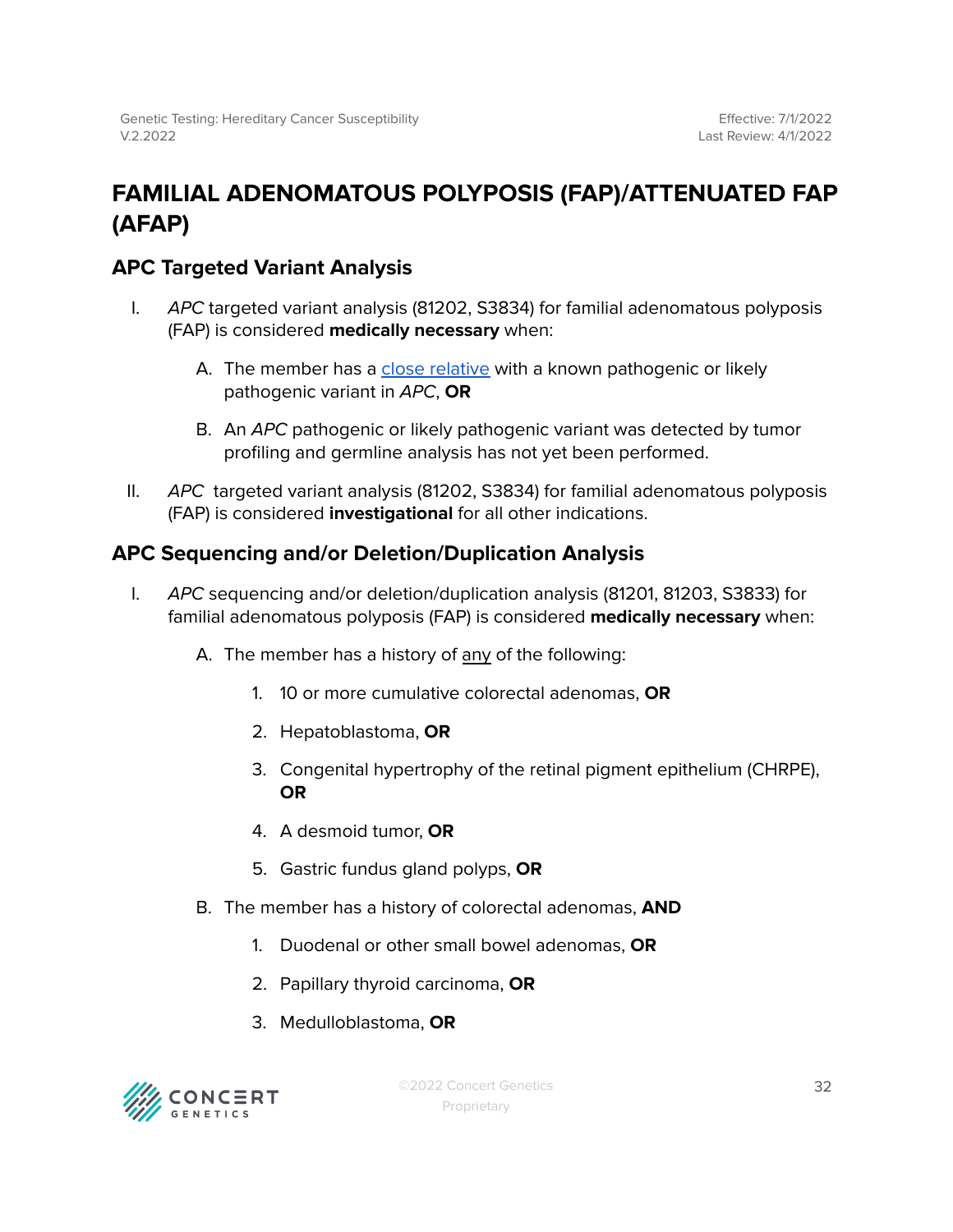# FAMILIAL ADENOMATOUS POLYPOSIS (FAP)/ATTENUATED FAP (AFAP)

## APC Targeted Variant Analysis

I. *APC* targeted variant analysis (81202, S3834) for familial adenomatous polyposis (FAP) is considered **medically necessary** when:

   A. The member has a close relative with a known pathogenic or likely pathogenic variant in *APC*, **OR**

   B. An *APC* pathogenic or likely pathogenic variant was detected by tumor profiling and germline analysis has not yet been performed.

II. *APC* targeted variant analysis (81202, S3834) for familial adenomatous polyposis (FAP) is considered **investigational** for all other indications.

## APC Sequencing and/or Deletion/Duplication Analysis

I. *APC* sequencing and/or deletion/duplication analysis (81201, 81203, S3833) for familial adenomatous polyposis (FAP) is considered **medically necessary** when:

   A. The member has a history of any of the following:

      1. 10 or more cumulative colorectal adenomas, **OR**

      2. Hepatoblastoma, **OR**

      3. Congenital hypertrophy of the retinal pigment epithelium (CHRPE), **OR**

      4. A desmoid tumor, **OR**

      5. Gastric fundus gland polyps, **OR**

   B. The member has a history of colorectal adenomas, **AND**

      1. Duodenal or other small bowel adenomas, **OR**

      2. Papillary thyroid carcinoma, **OR**

      3. Medulloblastoma, **OR**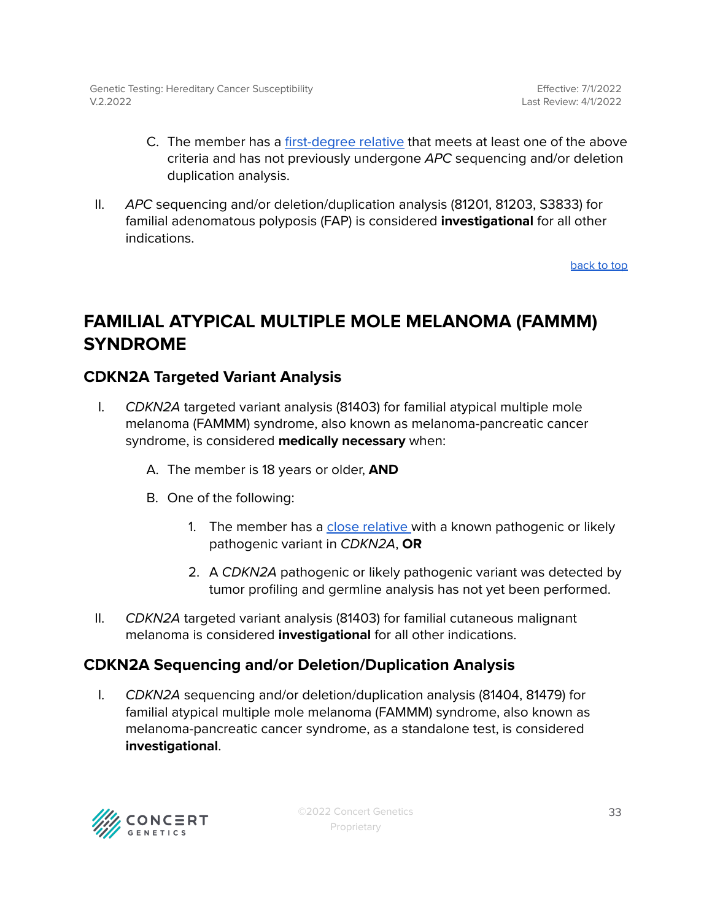C. The member has a first-degree relative that meets at least one of the above criteria and has not previously undergone *APC* sequencing and/or deletion duplication analysis.

II. *APC* sequencing and/or deletion/duplication analysis (81201, 81203, S3833) for familial adenomatous polyposis (FAP) is considered **investigational** for all other indications.

back to top

## FAMILIAL ATYPICAL MULTIPLE MOLE MELANOMA (FAMMM) SYNDROME

### CDKN2A Targeted Variant Analysis

I. *CDKN2A* targeted variant analysis (81403) for familial atypical multiple mole melanoma (FAMMM) syndrome, also known as melanoma-pancreatic cancer syndrome, is considered **medically necessary** when:

   A. The member is 18 years or older, **AND**

   B. One of the following:

      1. The member has a close relative with a known pathogenic or likely pathogenic variant in *CDKN2A*, **OR**

      2. A *CDKN2A* pathogenic or likely pathogenic variant was detected by tumor profiling and germline analysis has not yet been performed.

II. *CDKN2A* targeted variant analysis (81403) for familial cutaneous malignant melanoma is considered **investigational** for all other indications.

### CDKN2A Sequencing and/or Deletion/Duplication Analysis

I. *CDKN2A* sequencing and/or deletion/duplication analysis (81404, 81479) for familial atypical multiple mole melanoma (FAMMM) syndrome, also known as melanoma-pancreatic cancer syndrome, as a standalone test, is considered **investigational**.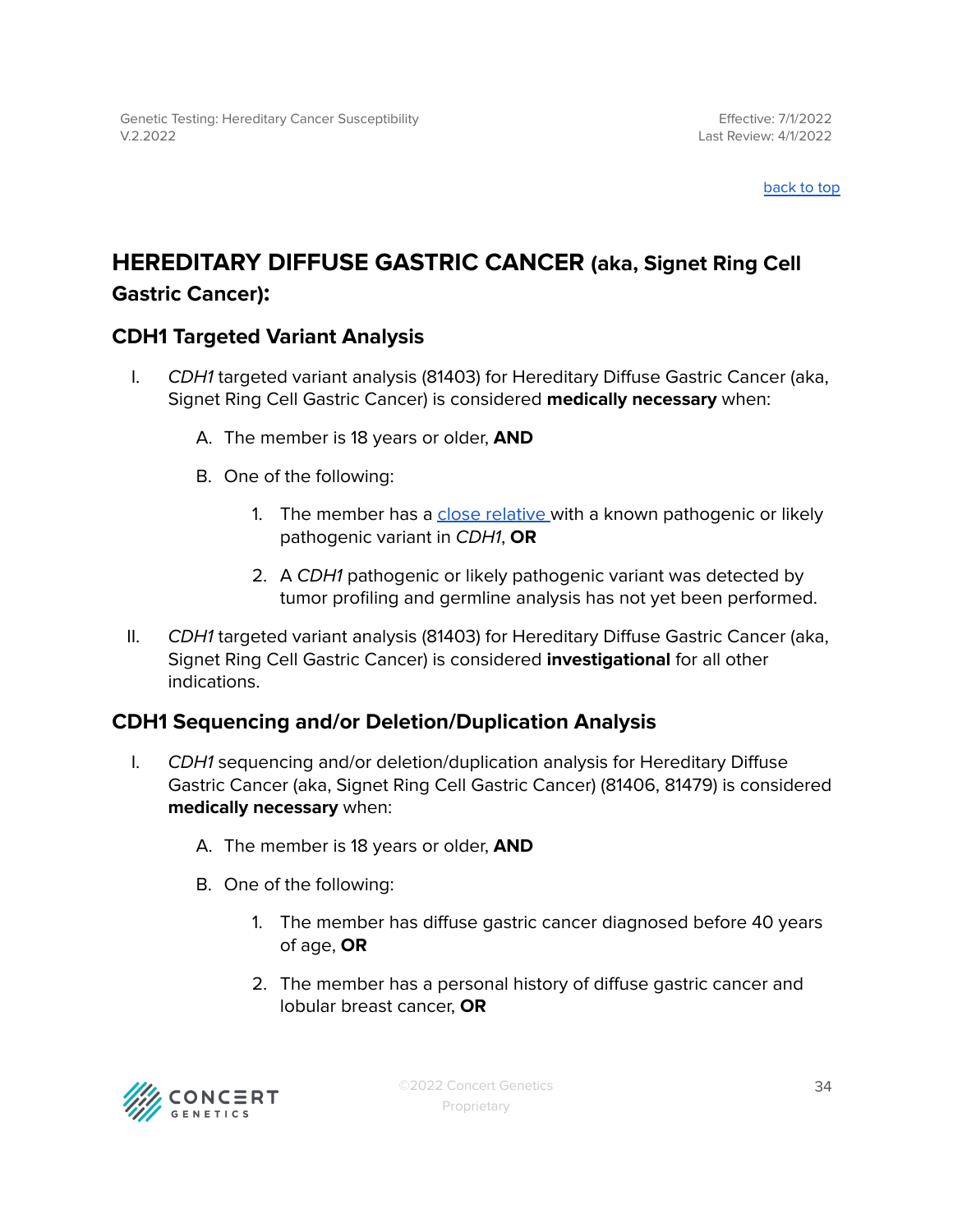## HEREDITARY DIFFUSE GASTRIC CANCER (aka, Signet Ring Cell Gastric Cancer):

### CDH1 Targeted Variant Analysis

I. *CDH1* targeted variant analysis (81403) for Hereditary Diffuse Gastric Cancer (aka, Signet Ring Cell Gastric Cancer) is considered **medically necessary** when:

   A. The member is 18 years or older, **AND**

   B. One of the following:

      1. The member has a close relative with a known pathogenic or likely pathogenic variant in *CDH1*, **OR**

      2. A *CDH1* pathogenic or likely pathogenic variant was detected by tumor profiling and germline analysis has not yet been performed.

II. *CDH1* targeted variant analysis (81403) for Hereditary Diffuse Gastric Cancer (aka, Signet Ring Cell Gastric Cancer) is considered **investigational** for all other indications.

### CDH1 Sequencing and/or Deletion/Duplication Analysis

I. *CDH1* sequencing and/or deletion/duplication analysis for Hereditary Diffuse Gastric Cancer (aka, Signet Ring Cell Gastric Cancer) (81406, 81479) is considered **medically necessary** when:

   A. The member is 18 years or older, **AND**

   B. One of the following:

      1. The member has diffuse gastric cancer diagnosed before 40 years of age, **OR**

      2. The member has a personal history of diffuse gastric cancer and lobular breast cancer, **OR**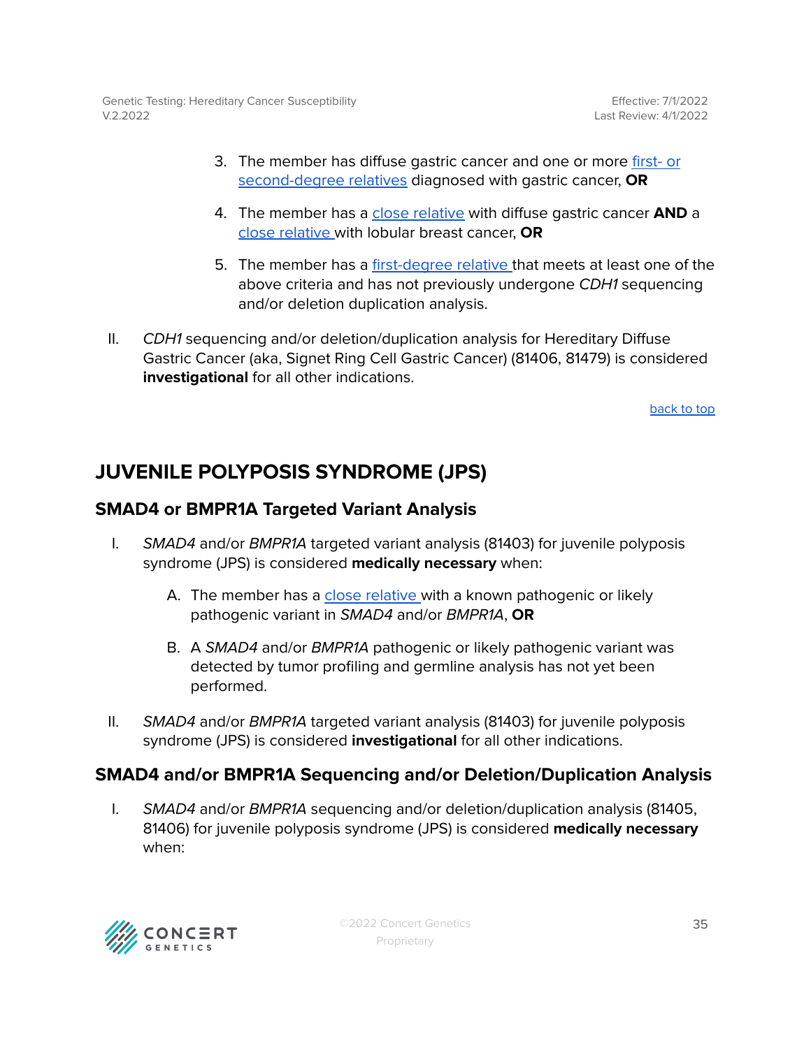3. The member has diffuse gastric cancer and one or more [first- or second-degree relatives](#) diagnosed with gastric cancer, **OR**

4. The member has a [close relative](#) with diffuse gastric cancer **AND** a [close relative](#) with lobular breast cancer, **OR**

5. The member has a [first-degree relative](#) that meets at least one of the above criteria and has not previously undergone *CDH1* sequencing and/or deletion duplication analysis.

II. *CDH1* sequencing and/or deletion/duplication analysis for Hereditary Diffuse Gastric Cancer (aka, Signet Ring Cell Gastric Cancer) (81406, 81479) is considered **investigational** for all other indications.

[back to top](#)

## JUVENILE POLYPOSIS SYNDROME (JPS)

### SMAD4 or BMPR1A Targeted Variant Analysis

I. *SMAD4* and/or *BMPR1A* targeted variant analysis (81403) for juvenile polyposis syndrome (JPS) is considered **medically necessary** when:

   A. The member has a [close relative](#) with a known pathogenic or likely pathogenic variant in *SMAD4* and/or *BMPR1A*, **OR**

   B. A *SMAD4* and/or *BMPR1A* pathogenic or likely pathogenic variant was detected by tumor profiling and germline analysis has not yet been performed.

II. *SMAD4* and/or *BMPR1A* targeted variant analysis (81403) for juvenile polyposis syndrome (JPS) is considered **investigational** for all other indications.

### SMAD4 and/or BMPR1A Sequencing and/or Deletion/Duplication Analysis

I. *SMAD4* and/or *BMPR1A* sequencing and/or deletion/duplication analysis (81405, 81406) for juvenile polyposis syndrome (JPS) is considered **medically necessary** when: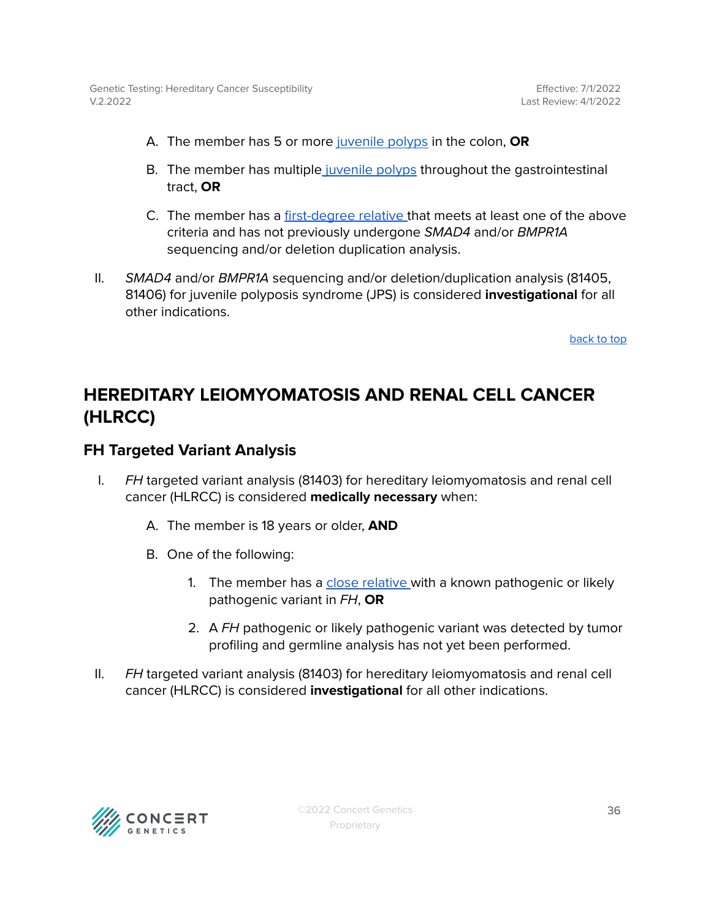A. The member has 5 or more juvenile polyps in the colon, **OR**

B. The member has multiple juvenile polyps throughout the gastrointestinal tract, **OR**

C. The member has a first-degree relative that meets at least one of the above criteria and has not previously undergone *SMAD4* and/or *BMPR1A* sequencing and/or deletion duplication analysis.

II. *SMAD4* and/or *BMPR1A* sequencing and/or deletion/duplication analysis (81405, 81406) for juvenile polyposis syndrome (JPS) is considered **investigational** for all other indications.

back to top

## HEREDITARY LEIOMYOMATOSIS AND RENAL CELL CANCER (HLRCC)

### FH Targeted Variant Analysis

I. *FH* targeted variant analysis (81403) for hereditary leiomyomatosis and renal cell cancer (HLRCC) is considered **medically necessary** when:

A. The member is 18 years or older, **AND**

B. One of the following:

1. The member has a close relative with a known pathogenic or likely pathogenic variant in *FH*, **OR**

2. A *FH* pathogenic or likely pathogenic variant was detected by tumor profiling and germline analysis has not yet been performed.

II. *FH* targeted variant analysis (81403) for hereditary leiomyomatosis and renal cell cancer (HLRCC) is considered **investigational** for all other indications.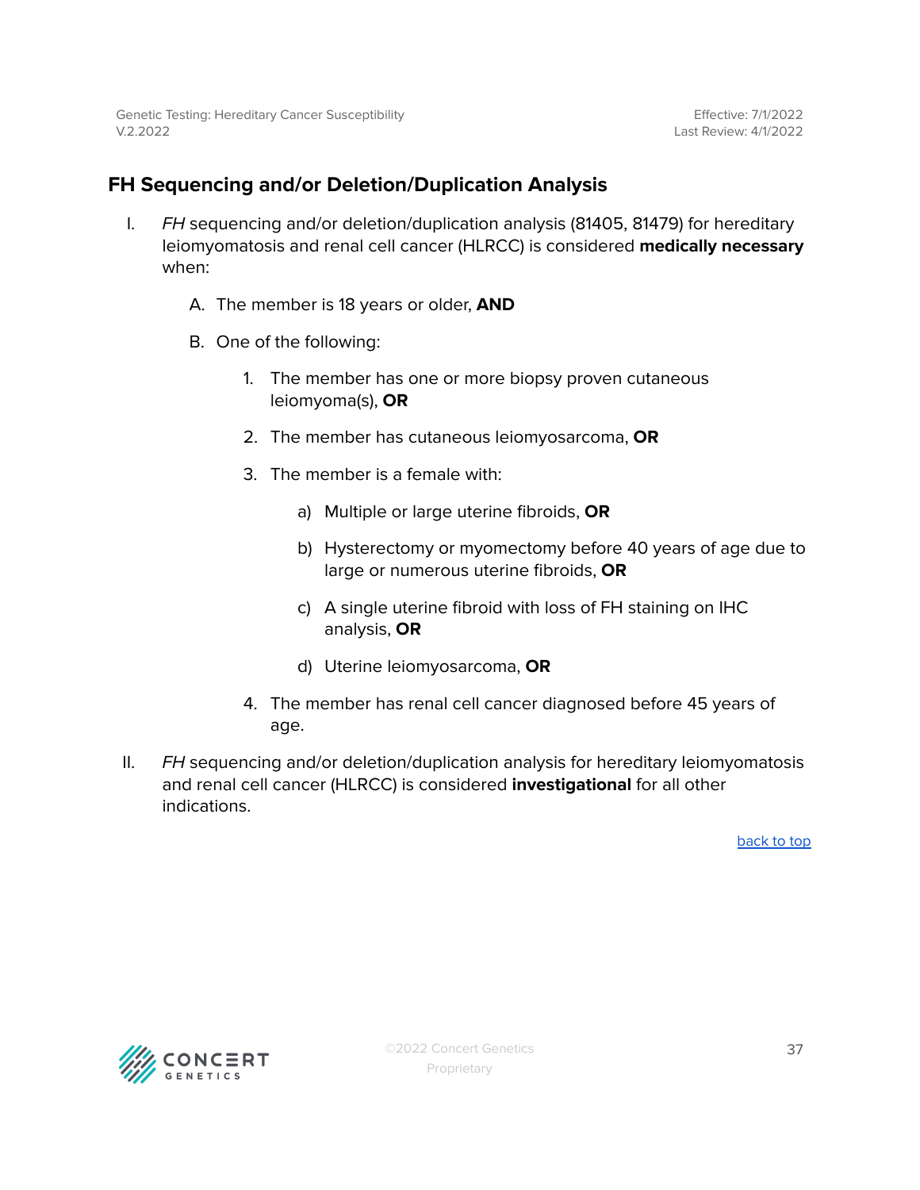## FH Sequencing and/or Deletion/Duplication Analysis

I. *FH* sequencing and/or deletion/duplication analysis (81405, 81479) for hereditary leiomyomatosis and renal cell cancer (HLRCC) is considered **medically necessary** when:

   A. The member is 18 years or older, **AND**

   B. One of the following:

      1. The member has one or more biopsy proven cutaneous leiomyoma(s), **OR**

      2. The member has cutaneous leiomyosarcoma, **OR**

      3. The member is a female with:

         a) Multiple or large uterine fibroids, **OR**

         b) Hysterectomy or myomectomy before 40 years of age due to large or numerous uterine fibroids, **OR**

         c) A single uterine fibroid with loss of FH staining on IHC analysis, **OR**

         d) Uterine leiomyosarcoma, **OR**

      4. The member has renal cell cancer diagnosed before 45 years of age.

II. *FH* sequencing and/or deletion/duplication analysis for hereditary leiomyomatosis and renal cell cancer (HLRCC) is considered **investigational** for all other indications.

back to top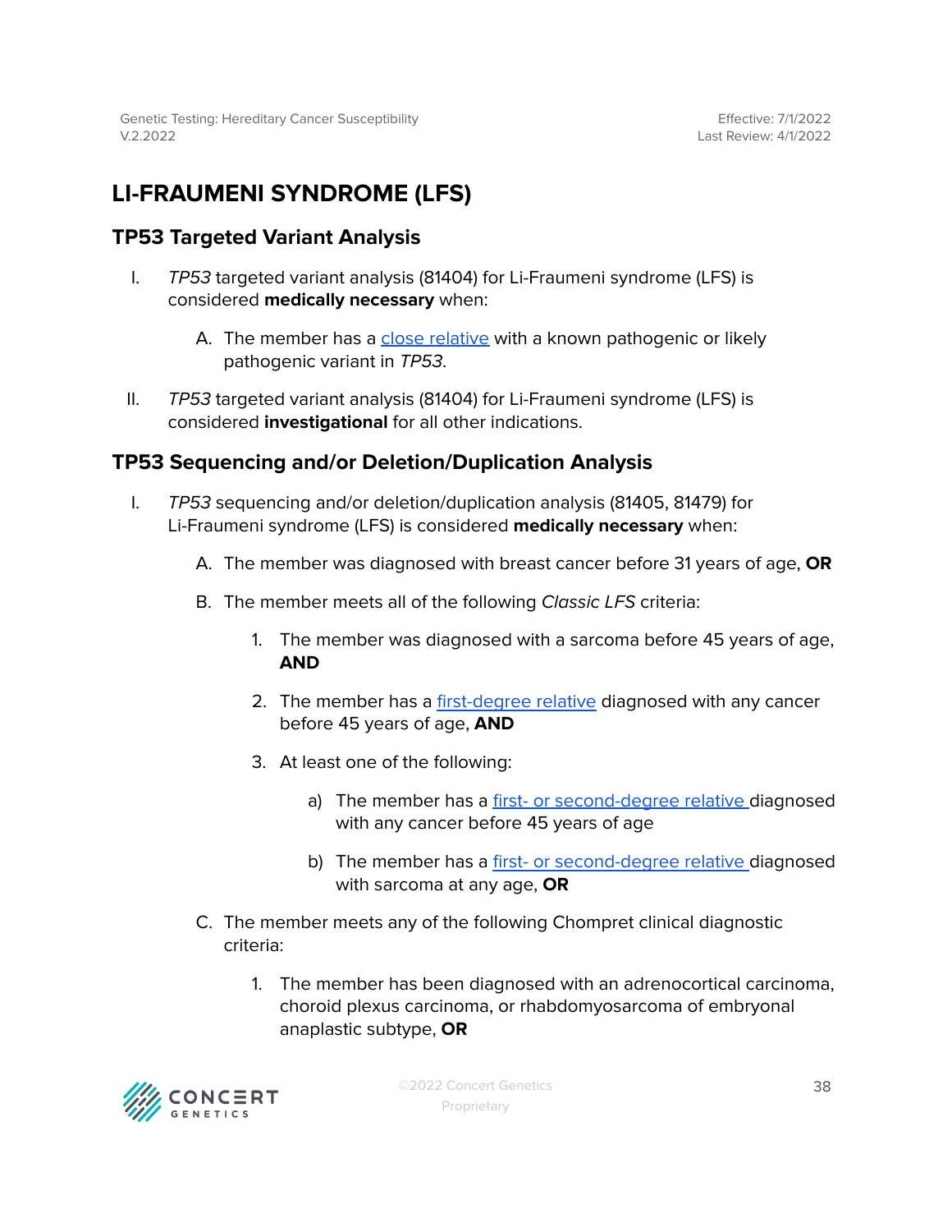## LI-FRAUMENI SYNDROME (LFS)

### TP53 Targeted Variant Analysis

I. *TP53* targeted variant analysis (81404) for Li-Fraumeni syndrome (LFS) is considered **medically necessary** when:

   A. The member has a close relative with a known pathogenic or likely pathogenic variant in *TP53*.

II. *TP53* targeted variant analysis (81404) for Li-Fraumeni syndrome (LFS) is considered **investigational** for all other indications.

### TP53 Sequencing and/or Deletion/Duplication Analysis

I. *TP53* sequencing and/or deletion/duplication analysis (81405, 81479) for Li-Fraumeni syndrome (LFS) is considered **medically necessary** when:

   A. The member was diagnosed with breast cancer before 31 years of age, **OR**

   B. The member meets all of the following *Classic LFS* criteria:

      1. The member was diagnosed with a sarcoma before 45 years of age, **AND**

      2. The member has a first-degree relative diagnosed with any cancer before 45 years of age, **AND**

      3. At least one of the following:

         a) The member has a first- or second-degree relative diagnosed with any cancer before 45 years of age

         b) The member has a first- or second-degree relative diagnosed with sarcoma at any age, **OR**

   C. The member meets any of the following Chompret clinical diagnostic criteria:

      1. The member has been diagnosed with an adrenocortical carcinoma, choroid plexus carcinoma, or rhabdomyosarcoma of embryonal anaplastic subtype, **OR**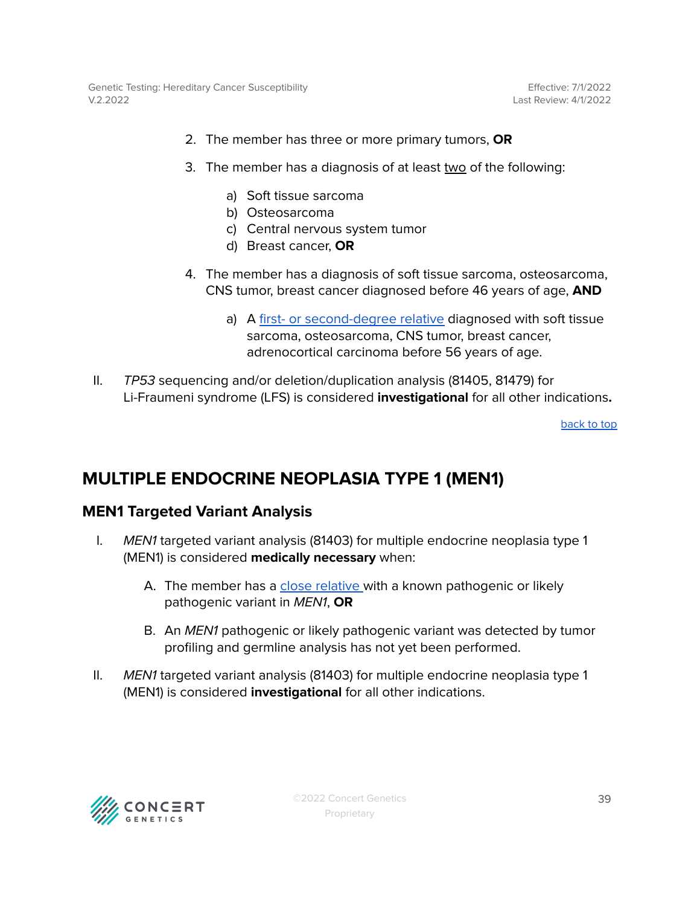2. The member has three or more primary tumors, **OR**

3. The member has a diagnosis of at least <u>two</u> of the following:

    a) Soft tissue sarcoma
    b) Osteosarcoma
    c) Central nervous system tumor
    d) Breast cancer, **OR**

4. The member has a diagnosis of soft tissue sarcoma, osteosarcoma, CNS tumor, breast cancer diagnosed before 46 years of age, **AND**

    a) A first- or second-degree relative diagnosed with soft tissue sarcoma, osteosarcoma, CNS tumor, breast cancer, adrenocortical carcinoma before 56 years of age.

II. *TP53* sequencing and/or deletion/duplication analysis (81405, 81479) for Li-Fraumeni syndrome (LFS) is considered **investigational** for all other indications**.**

back to top

## MULTIPLE ENDOCRINE NEOPLASIA TYPE 1 (MEN1)

### MEN1 Targeted Variant Analysis

I. *MEN1* targeted variant analysis (81403) for multiple endocrine neoplasia type 1 (MEN1) is considered **medically necessary** when:

   A. The member has a close relative with a known pathogenic or likely pathogenic variant in *MEN1*, **OR**

   B. An *MEN1* pathogenic or likely pathogenic variant was detected by tumor profiling and germline analysis has not yet been performed.

II. *MEN1* targeted variant analysis (81403) for multiple endocrine neoplasia type 1 (MEN1) is considered **investigational** for all other indications.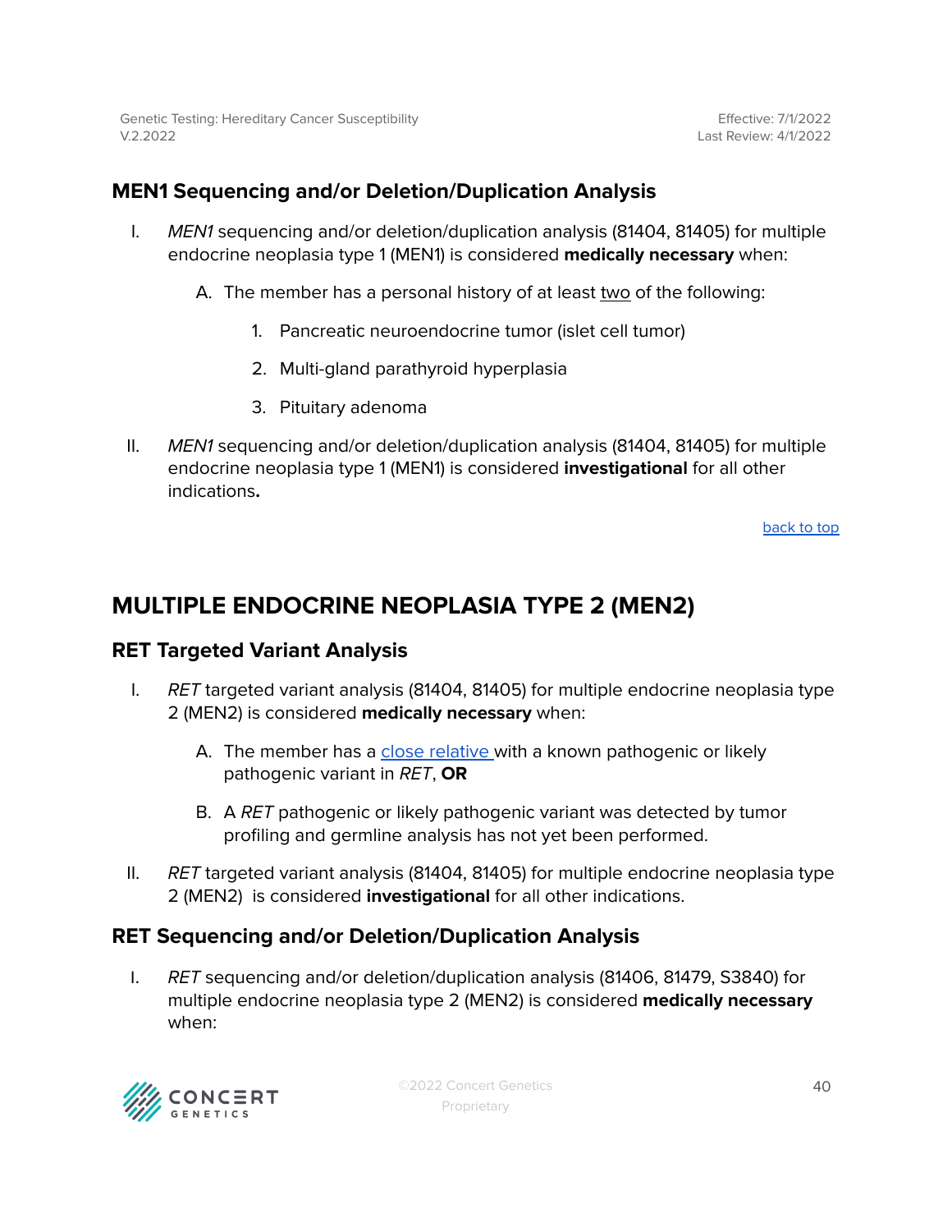### MEN1 Sequencing and/or Deletion/Duplication Analysis

I. *MEN1* sequencing and/or deletion/duplication analysis (81404, 81405) for multiple endocrine neoplasia type 1 (MEN1) is considered **medically necessary** when:

   A. The member has a personal history of at least two of the following:

      1. Pancreatic neuroendocrine tumor (islet cell tumor)

      2. Multi-gland parathyroid hyperplasia

      3. Pituitary adenoma

II. *MEN1* sequencing and/or deletion/duplication analysis (81404, 81405) for multiple endocrine neoplasia type 1 (MEN1) is considered **investigational** for all other indications**.**

back to top

## MULTIPLE ENDOCRINE NEOPLASIA TYPE 2 (MEN2)

### RET Targeted Variant Analysis

I. *RET* targeted variant analysis (81404, 81405) for multiple endocrine neoplasia type 2 (MEN2) is considered **medically necessary** when:

   A. The member has a close relative with a known pathogenic or likely pathogenic variant in *RET*, **OR**

   B. A *RET* pathogenic or likely pathogenic variant was detected by tumor profiling and germline analysis has not yet been performed.

II. *RET* targeted variant analysis (81404, 81405) for multiple endocrine neoplasia type 2 (MEN2) is considered **investigational** for all other indications.

### RET Sequencing and/or Deletion/Duplication Analysis

I. *RET* sequencing and/or deletion/duplication analysis (81406, 81479, S3840) for multiple endocrine neoplasia type 2 (MEN2) is considered **medically necessary** when: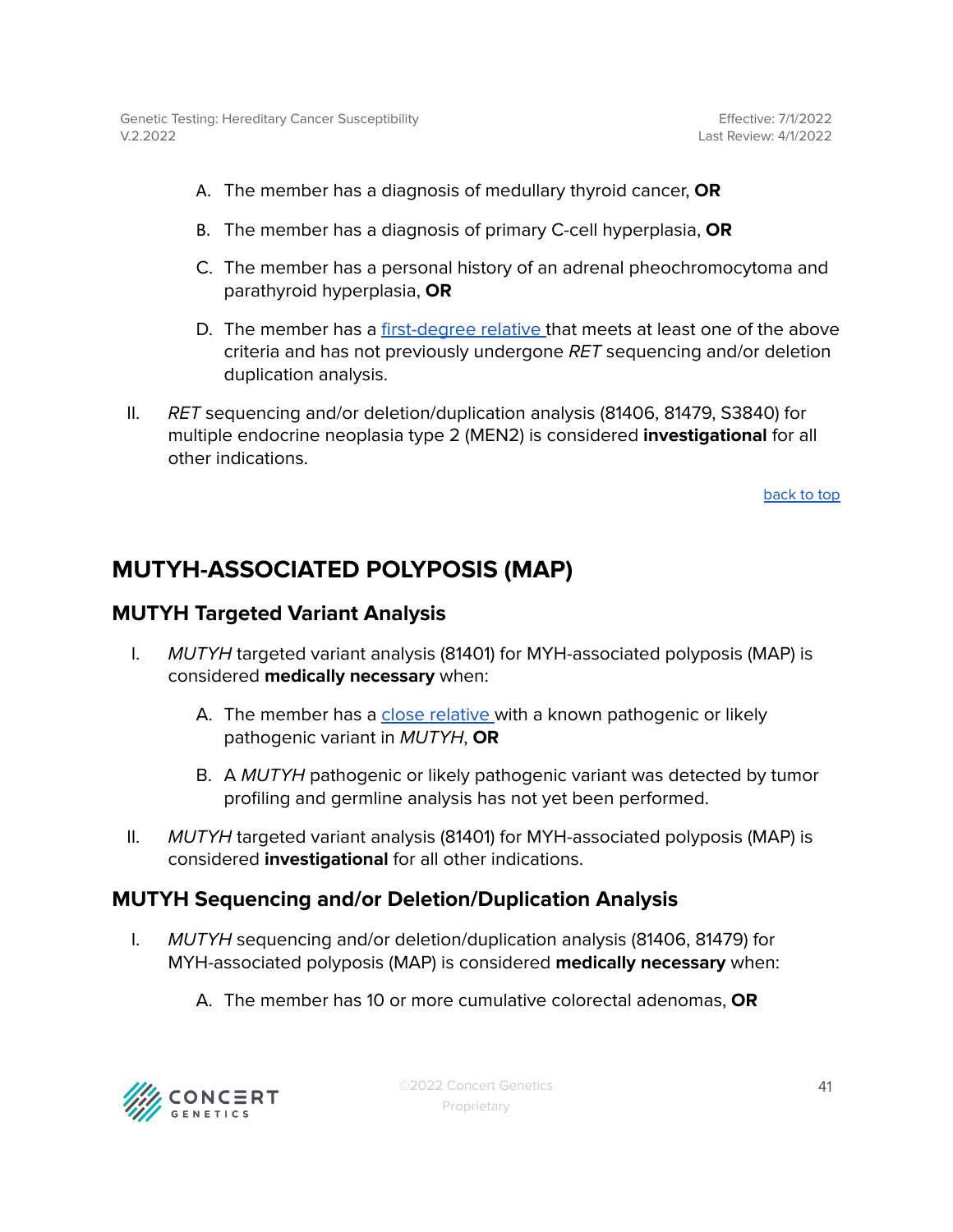A. The member has a diagnosis of medullary thyroid cancer, **OR**

   B. The member has a diagnosis of primary C-cell hyperplasia, **OR**

   C. The member has a personal history of an adrenal pheochromocytoma and parathyroid hyperplasia, **OR**

   D. The member has a [first-degree relative](#) that meets at least one of the above criteria and has not previously undergone *RET* sequencing and/or deletion duplication analysis.

II. *RET* sequencing and/or deletion/duplication analysis (81406, 81479, S3840) for multiple endocrine neoplasia type 2 (MEN2) is considered **investigational** for all other indications.

[back to top](#)

## MUTYH-ASSOCIATED POLYPOSIS (MAP)

### MUTYH Targeted Variant Analysis

I. *MUTYH* targeted variant analysis (81401) for MYH-associated polyposis (MAP) is considered **medically necessary** when:

   A. The member has a [close relative](#) with a known pathogenic or likely pathogenic variant in *MUTYH*, **OR**

   B. A *MUTYH* pathogenic or likely pathogenic variant was detected by tumor profiling and germline analysis has not yet been performed.

II. *MUTYH* targeted variant analysis (81401) for MYH-associated polyposis (MAP) is considered **investigational** for all other indications.

### MUTYH Sequencing and/or Deletion/Duplication Analysis

I. *MUTYH* sequencing and/or deletion/duplication analysis (81406, 81479) for MYH-associated polyposis (MAP) is considered **medically necessary** when:

   A. The member has 10 or more cumulative colorectal adenomas, **OR**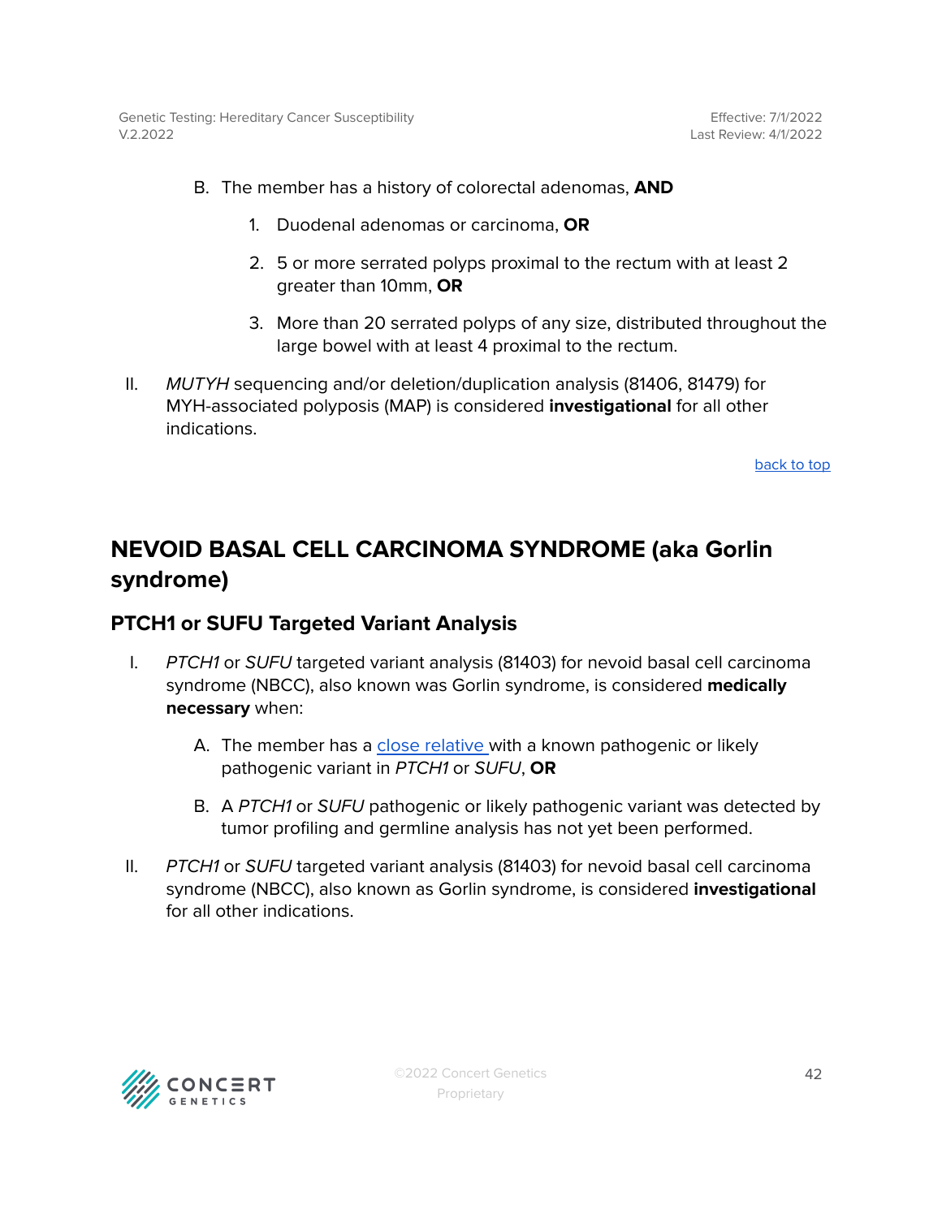B. The member has a history of colorectal adenomas, **AND**

   1. Duodenal adenomas or carcinoma, **OR**
   2. 5 or more serrated polyps proximal to the rectum with at least 2 greater than 10mm, **OR**
   3. More than 20 serrated polyps of any size, distributed throughout the large bowel with at least 4 proximal to the rectum.

II. *MUTYH* sequencing and/or deletion/duplication analysis (81406, 81479) for MYH-associated polyposis (MAP) is considered **investigational** for all other indications.

back to top

## NEVOID BASAL CELL CARCINOMA SYNDROME (aka Gorlin syndrome)

### PTCH1 or SUFU Targeted Variant Analysis

I. *PTCH1* or *SUFU* targeted variant analysis (81403) for nevoid basal cell carcinoma syndrome (NBCC), also known was Gorlin syndrome, is considered **medically necessary** when:

   A. The member has a close relative with a known pathogenic or likely pathogenic variant in *PTCH1* or *SUFU*, **OR**

   B. A *PTCH1* or *SUFU* pathogenic or likely pathogenic variant was detected by tumor profiling and germline analysis has not yet been performed.

II. *PTCH1* or *SUFU* targeted variant analysis (81403) for nevoid basal cell carcinoma syndrome (NBCC), also known as Gorlin syndrome, is considered **investigational** for all other indications.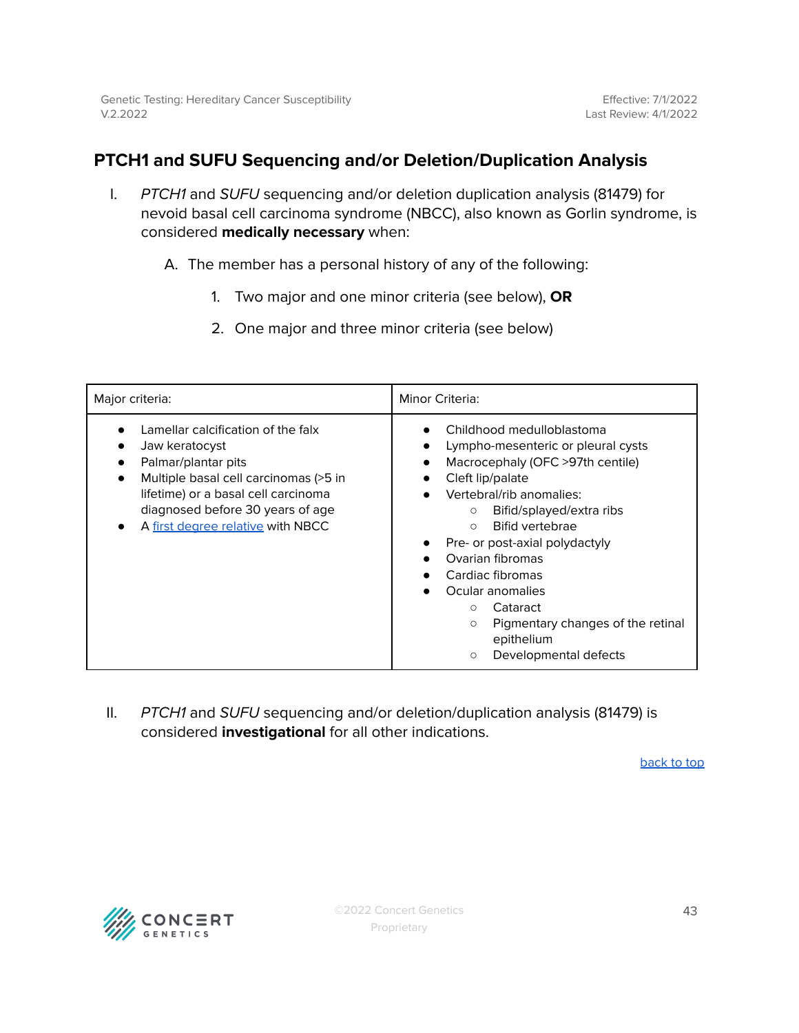## PTCH1 and SUFU Sequencing and/or Deletion/Duplication Analysis

I. *PTCH1* and *SUFU* sequencing and/or deletion duplication analysis (81479) for nevoid basal cell carcinoma syndrome (NBCC), also known as Gorlin syndrome, is considered **medically necessary** when:

   A. The member has a personal history of any of the following:

      1. Two major and one minor criteria (see below), **OR**
      2. One major and three minor criteria (see below)

| Major criteria: | Minor Criteria: |
| --- | --- |
| • Lamellar calcification of the falx<br>• Jaw keratocyst<br>• Palmar/plantar pits<br>• Multiple basal cell carcinomas (>5 in lifetime) or a basal cell carcinoma diagnosed before 30 years of age<br>• A first degree relative with NBCC | • Childhood medulloblastoma<br>• Lympho-mesenteric or pleural cysts<br>• Macrocephaly (OFC >97th centile)<br>• Cleft lip/palate<br>• Vertebral/rib anomalies:<br>  ○ Bifid/splayed/extra ribs<br>  ○ Bifid vertebrae<br>• Pre- or post-axial polydactyly<br>• Ovarian fibromas<br>• Cardiac fibromas<br>• Ocular anomalies<br>  ○ Cataract<br>  ○ Pigmentary changes of the retinal epithelium<br>  ○ Developmental defects |

II. *PTCH1* and *SUFU* sequencing and/or deletion/duplication analysis (81479) is considered **investigational** for all other indications.

back to top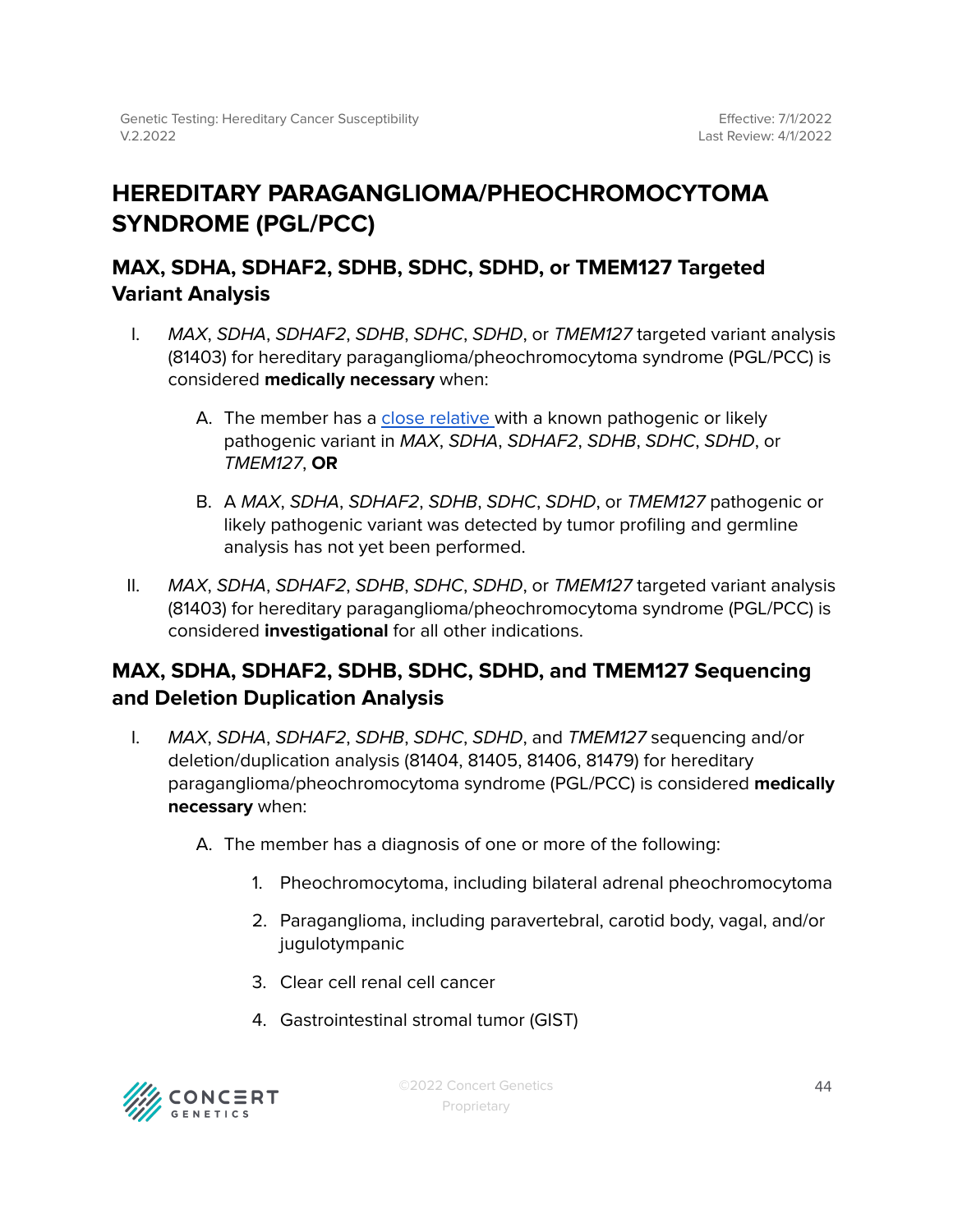# HEREDITARY PARAGANGLIOMA/PHEOCHROMOCYTOMA SYNDROME (PGL/PCC)

## MAX, SDHA, SDHAF2, SDHB, SDHC, SDHD, or TMEM127 Targeted Variant Analysis

I. *MAX*, *SDHA*, *SDHAF2*, *SDHB*, *SDHC*, *SDHD*, or *TMEM127* targeted variant analysis (81403) for hereditary paraganglioma/pheochromocytoma syndrome (PGL/PCC) is considered **medically necessary** when:

   A. The member has a close relative with a known pathogenic or likely pathogenic variant in *MAX*, *SDHA*, *SDHAF2*, *SDHB*, *SDHC*, *SDHD*, or *TMEM127*, **OR**

   B. A *MAX*, *SDHA*, *SDHAF2*, *SDHB*, *SDHC*, *SDHD*, or *TMEM127* pathogenic or likely pathogenic variant was detected by tumor profiling and germline analysis has not yet been performed.

II. *MAX*, *SDHA*, *SDHAF2*, *SDHB*, *SDHC*, *SDHD*, or *TMEM127* targeted variant analysis (81403) for hereditary paraganglioma/pheochromocytoma syndrome (PGL/PCC) is considered **investigational** for all other indications.

## MAX, SDHA, SDHAF2, SDHB, SDHC, SDHD, and TMEM127 Sequencing and Deletion Duplication Analysis

I. *MAX*, *SDHA*, *SDHAF2*, *SDHB*, *SDHC*, *SDHD*, and *TMEM127* sequencing and/or deletion/duplication analysis (81404, 81405, 81406, 81479) for hereditary paraganglioma/pheochromocytoma syndrome (PGL/PCC) is considered **medically necessary** when:

   A. The member has a diagnosis of one or more of the following:

      1. Pheochromocytoma, including bilateral adrenal pheochromocytoma

      2. Paraganglioma, including paravertebral, carotid body, vagal, and/or jugulotympanic

      3. Clear cell renal cell cancer

      4. Gastrointestinal stromal tumor (GIST)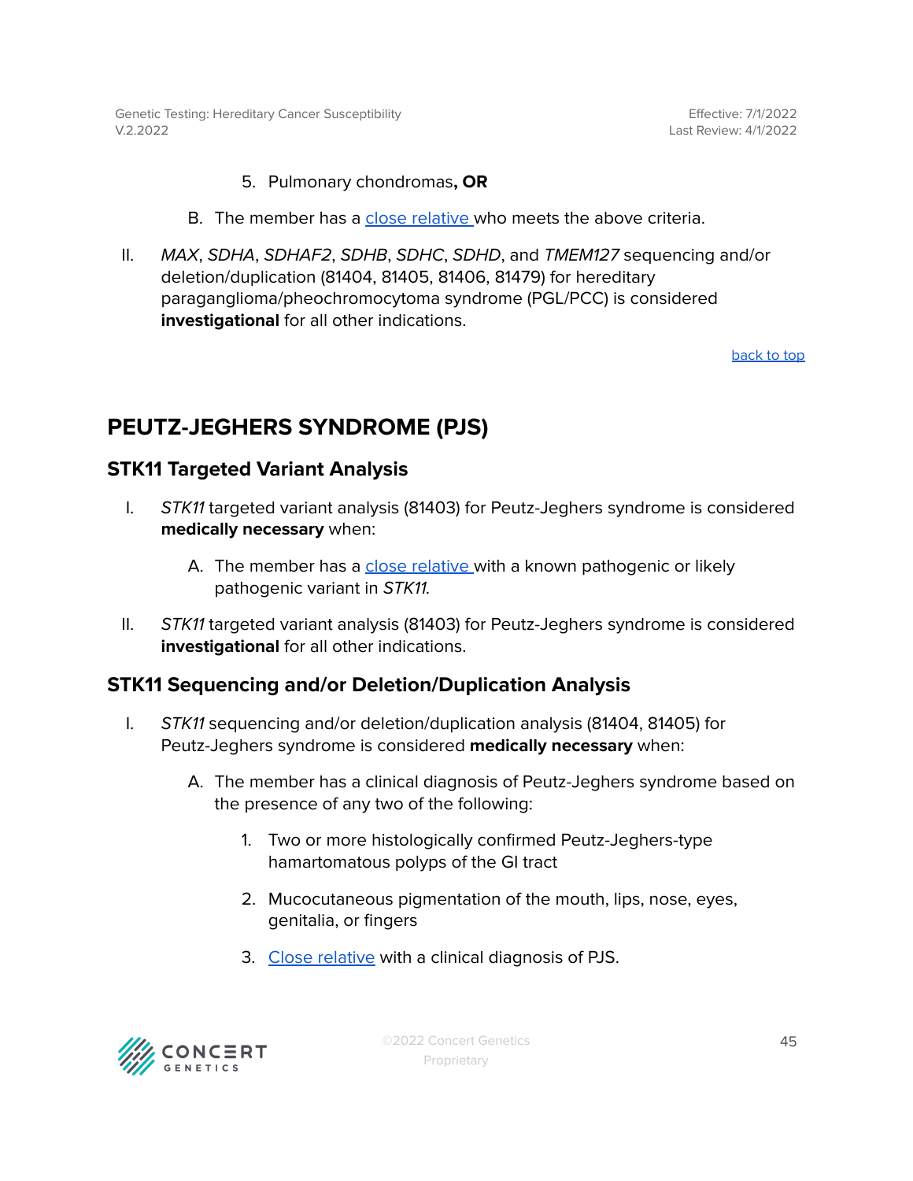5. Pulmonary chondromas**, OR**

B. The member has a close relative who meets the above criteria.

II. *MAX*, *SDHA*, *SDHAF2*, *SDHB*, *SDHC*, *SDHD*, and *TMEM127* sequencing and/or deletion/duplication (81404, 81405, 81406, 81479) for hereditary paraganglioma/pheochromocytoma syndrome (PGL/PCC) is considered **investigational** for all other indications.

back to top

## PEUTZ-JEGHERS SYNDROME (PJS)

### STK11 Targeted Variant Analysis

I. *STK11* targeted variant analysis (81403) for Peutz-Jeghers syndrome is considered **medically necessary** when:

A. The member has a close relative with a known pathogenic or likely pathogenic variant in *STK11*.

II. *STK11* targeted variant analysis (81403) for Peutz-Jeghers syndrome is considered **investigational** for all other indications.

### STK11 Sequencing and/or Deletion/Duplication Analysis

I. *STK11* sequencing and/or deletion/duplication analysis (81404, 81405) for Peutz-Jeghers syndrome is considered **medically necessary** when:

A. The member has a clinical diagnosis of Peutz-Jeghers syndrome based on the presence of any two of the following:

1. Two or more histologically confirmed Peutz-Jeghers-type hamartomatous polyps of the GI tract

2. Mucocutaneous pigmentation of the mouth, lips, nose, eyes, genitalia, or fingers

3. Close relative with a clinical diagnosis of PJS.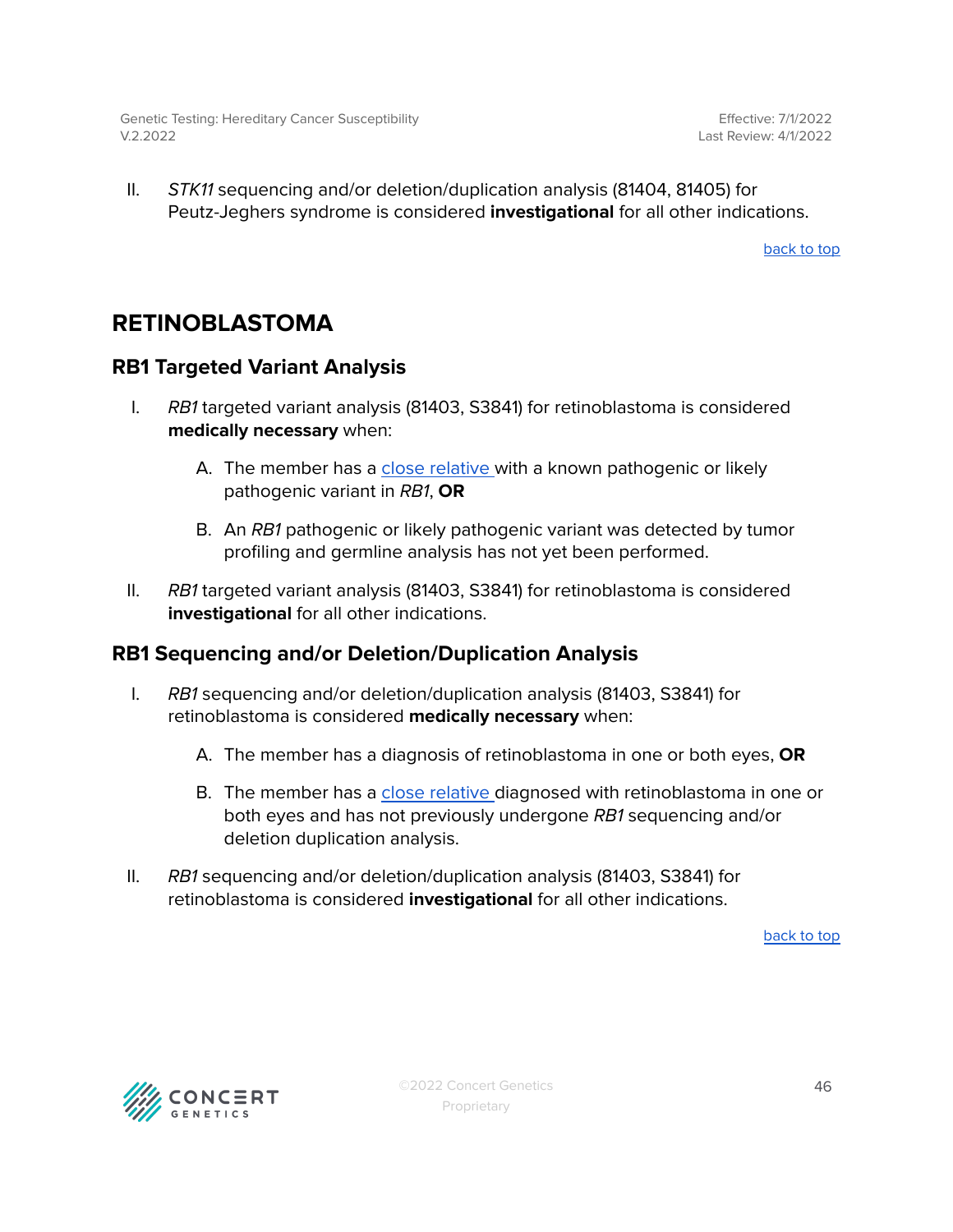II. *STK11* sequencing and/or deletion/duplication analysis (81404, 81405) for Peutz-Jeghers syndrome is considered **investigational** for all other indications.

back to top

## RETINOBLASTOMA

### RB1 Targeted Variant Analysis

I. *RB1* targeted variant analysis (81403, S3841) for retinoblastoma is considered **medically necessary** when:

   A. The member has a close relative with a known pathogenic or likely pathogenic variant in *RB1*, **OR**

   B. An *RB1* pathogenic or likely pathogenic variant was detected by tumor profiling and germline analysis has not yet been performed.

II. *RB1* targeted variant analysis (81403, S3841) for retinoblastoma is considered **investigational** for all other indications.

### RB1 Sequencing and/or Deletion/Duplication Analysis

I. *RB1* sequencing and/or deletion/duplication analysis (81403, S3841) for retinoblastoma is considered **medically necessary** when:

   A. The member has a diagnosis of retinoblastoma in one or both eyes, **OR**

   B. The member has a close relative diagnosed with retinoblastoma in one or both eyes and has not previously undergone *RB1* sequencing and/or deletion duplication analysis.

II. *RB1* sequencing and/or deletion/duplication analysis (81403, S3841) for retinoblastoma is considered **investigational** for all other indications.

back to top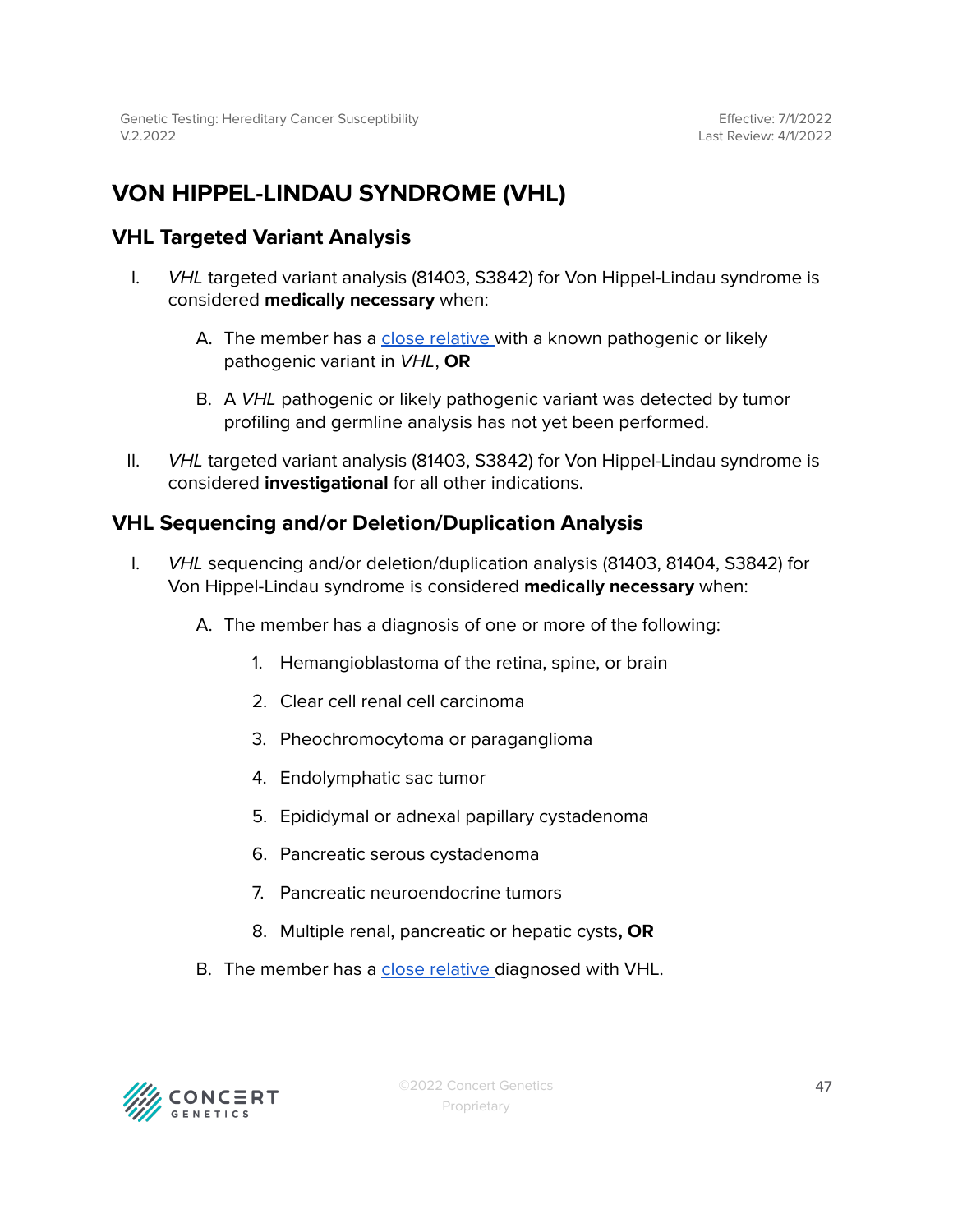# VON HIPPEL-LINDAU SYNDROME (VHL)

## VHL Targeted Variant Analysis

I. *VHL* targeted variant analysis (81403, S3842) for Von Hippel-Lindau syndrome is considered **medically necessary** when:

   A. The member has a close relative with a known pathogenic or likely pathogenic variant in *VHL*, **OR**

   B. A *VHL* pathogenic or likely pathogenic variant was detected by tumor profiling and germline analysis has not yet been performed.

II. *VHL* targeted variant analysis (81403, S3842) for Von Hippel-Lindau syndrome is considered **investigational** for all other indications.

## VHL Sequencing and/or Deletion/Duplication Analysis

I. *VHL* sequencing and/or deletion/duplication analysis (81403, 81404, S3842) for Von Hippel-Lindau syndrome is considered **medically necessary** when:

   A. The member has a diagnosis of one or more of the following:

      1. Hemangioblastoma of the retina, spine, or brain
      2. Clear cell renal cell carcinoma
      3. Pheochromocytoma or paraganglioma
      4. Endolymphatic sac tumor
      5. Epididymal or adnexal papillary cystadenoma
      6. Pancreatic serous cystadenoma
      7. Pancreatic neuroendocrine tumors
      8. Multiple renal, pancreatic or hepatic cysts**, OR**

   B. The member has a close relative diagnosed with VHL.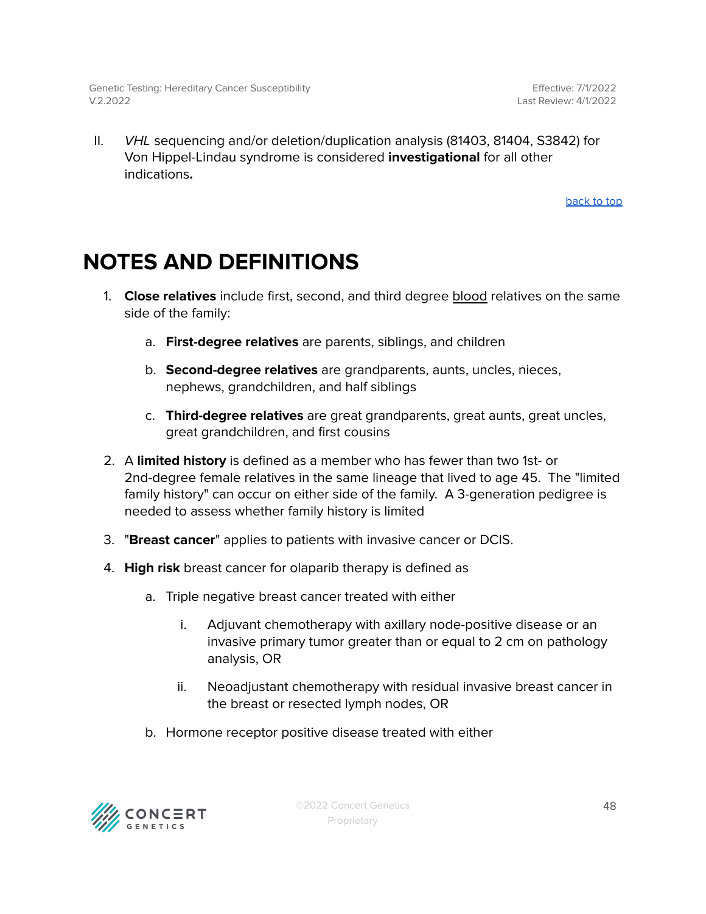II. *VHL* sequencing and/or deletion/duplication analysis (81403, 81404, S3842) for Von Hippel-Lindau syndrome is considered **investigational** for all other indications**.**

back to top

# NOTES AND DEFINITIONS

1. **Close relatives** include first, second, and third degree blood relatives on the same side of the family:
   a. **First-degree relatives** are parents, siblings, and children
   b. **Second-degree relatives** are grandparents, aunts, uncles, nieces, nephews, grandchildren, and half siblings
   c. **Third-degree relatives** are great grandparents, great aunts, great uncles, great grandchildren, and first cousins
2. A **limited history** is defined as a member who has fewer than two 1st- or 2nd-degree female relatives in the same lineage that lived to age 45. The "limited family history" can occur on either side of the family. A 3-generation pedigree is needed to assess whether family history is limited
3. "**Breast cancer**" applies to patients with invasive cancer or DCIS.
4. **High risk** breast cancer for olaparib therapy is defined as
   a. Triple negative breast cancer treated with either
      i. Adjuvant chemotherapy with axillary node-positive disease or an invasive primary tumor greater than or equal to 2 cm on pathology analysis, OR
      ii. Neoadjustant chemotherapy with residual invasive breast cancer in the breast or resected lymph nodes, OR
   b. Hormone receptor positive disease treated with either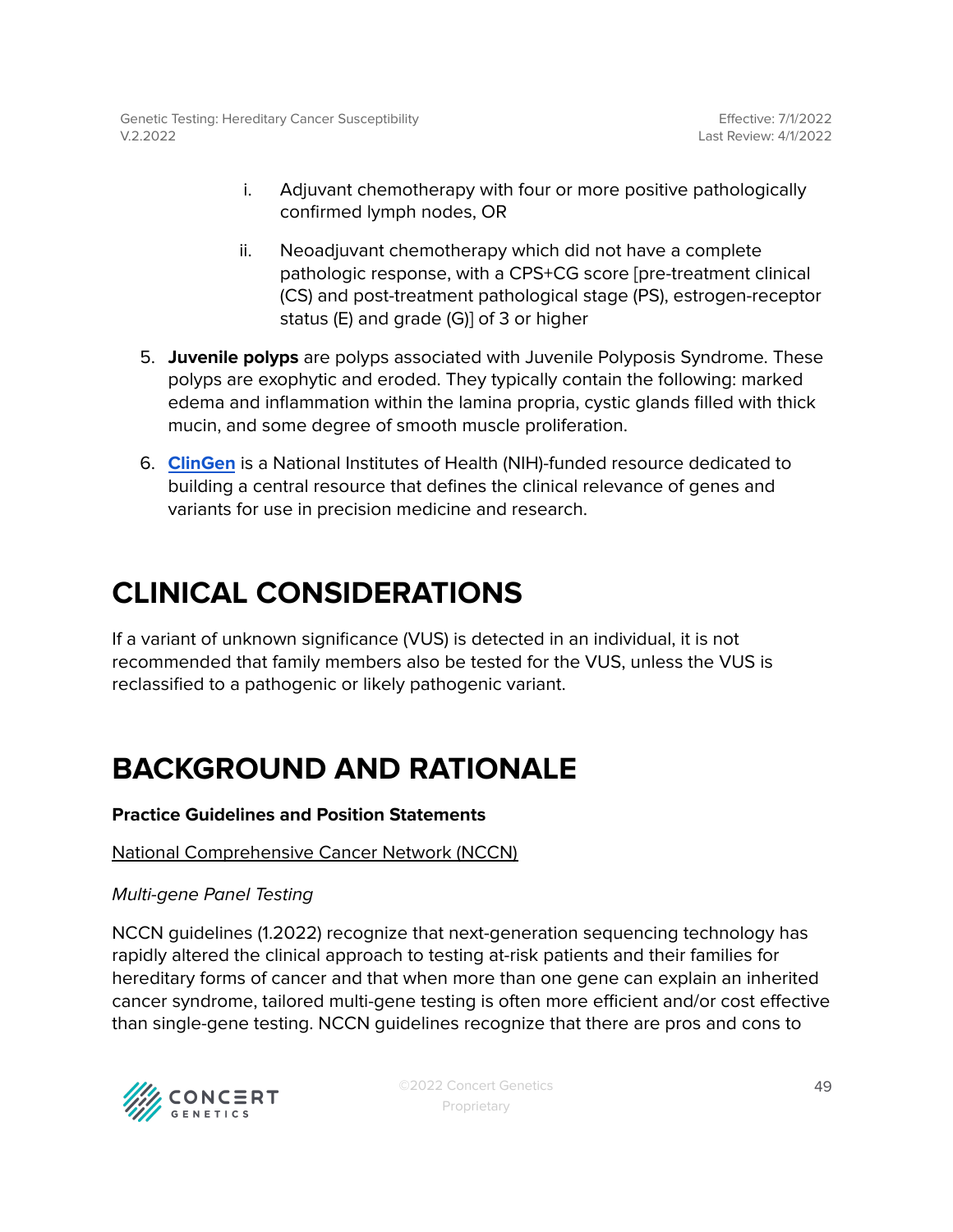i. Adjuvant chemotherapy with four or more positive pathologically confirmed lymph nodes, OR

ii. Neoadjuvant chemotherapy which did not have a complete pathologic response, with a CPS+CG score [pre-treatment clinical (CS) and post-treatment pathological stage (PS), estrogen-receptor status (E) and grade (G)] of 3 or higher

5. **Juvenile polyps** are polyps associated with Juvenile Polyposis Syndrome. These polyps are exophytic and eroded. They typically contain the following: marked edema and inflammation within the lamina propria, cystic glands filled with thick mucin, and some degree of smooth muscle proliferation.

6. **ClinGen** is a National Institutes of Health (NIH)-funded resource dedicated to building a central resource that defines the clinical relevance of genes and variants for use in precision medicine and research.

# CLINICAL CONSIDERATIONS

If a variant of unknown significance (VUS) is detected in an individual, it is not recommended that family members also be tested for the VUS, unless the VUS is reclassified to a pathogenic or likely pathogenic variant.

# BACKGROUND AND RATIONALE

**Practice Guidelines and Position Statements**

National Comprehensive Cancer Network (NCCN)

*Multi-gene Panel Testing*

NCCN guidelines (1.2022) recognize that next-generation sequencing technology has rapidly altered the clinical approach to testing at-risk patients and their families for hereditary forms of cancer and that when more than one gene can explain an inherited cancer syndrome, tailored multi-gene testing is often more efficient and/or cost effective than single-gene testing. NCCN guidelines recognize that there are pros and cons to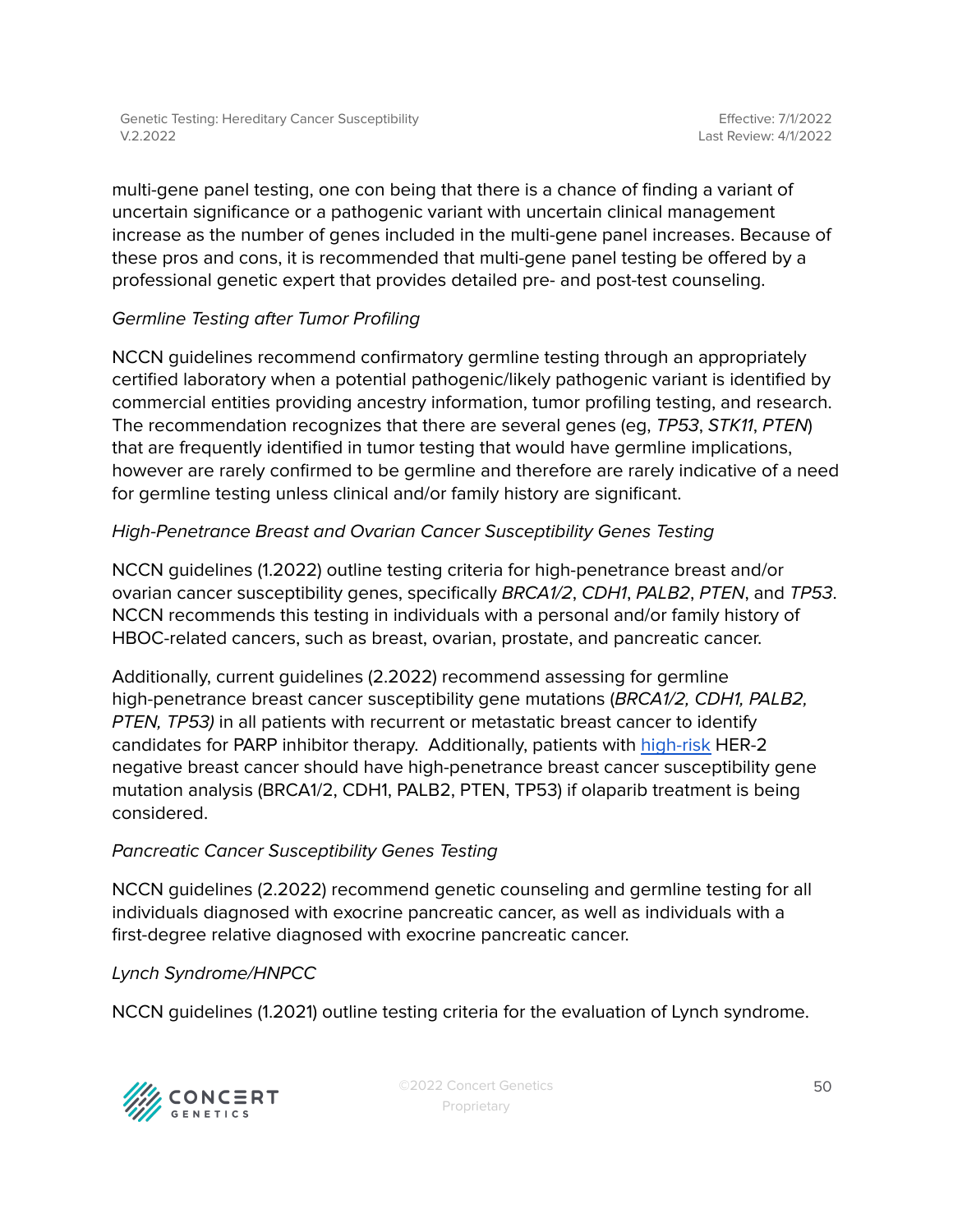multi-gene panel testing, one con being that there is a chance of finding a variant of uncertain significance or a pathogenic variant with uncertain clinical management increase as the number of genes included in the multi-gene panel increases. Because of these pros and cons, it is recommended that multi-gene panel testing be offered by a professional genetic expert that provides detailed pre- and post-test counseling.

*Germline Testing after Tumor Profiling*

NCCN guidelines recommend confirmatory germline testing through an appropriately certified laboratory when a potential pathogenic/likely pathogenic variant is identified by commercial entities providing ancestry information, tumor profiling testing, and research. The recommendation recognizes that there are several genes (eg, *TP53*, *STK11*, *PTEN*) that are frequently identified in tumor testing that would have germline implications, however are rarely confirmed to be germline and therefore are rarely indicative of a need for germline testing unless clinical and/or family history are significant.

*High-Penetrance Breast and Ovarian Cancer Susceptibility Genes Testing*

NCCN guidelines (1.2022) outline testing criteria for high-penetrance breast and/or ovarian cancer susceptibility genes, specifically *BRCA1/2*, *CDH1*, *PALB2*, *PTEN*, and *TP53*. NCCN recommends this testing in individuals with a personal and/or family history of HBOC-related cancers, such as breast, ovarian, prostate, and pancreatic cancer.

Additionally, current guidelines (2.2022) recommend assessing for germline high-penetrance breast cancer susceptibility gene mutations (*BRCA1/2, CDH1, PALB2, PTEN, TP53)* in all patients with recurrent or metastatic breast cancer to identify candidates for PARP inhibitor therapy. Additionally, patients with high-risk HER-2 negative breast cancer should have high-penetrance breast cancer susceptibility gene mutation analysis (BRCA1/2, CDH1, PALB2, PTEN, TP53) if olaparib treatment is being considered.

*Pancreatic Cancer Susceptibility Genes Testing*

NCCN guidelines (2.2022) recommend genetic counseling and germline testing for all individuals diagnosed with exocrine pancreatic cancer, as well as individuals with a first-degree relative diagnosed with exocrine pancreatic cancer.

*Lynch Syndrome/HNPCC*

NCCN guidelines (1.2021) outline testing criteria for the evaluation of Lynch syndrome.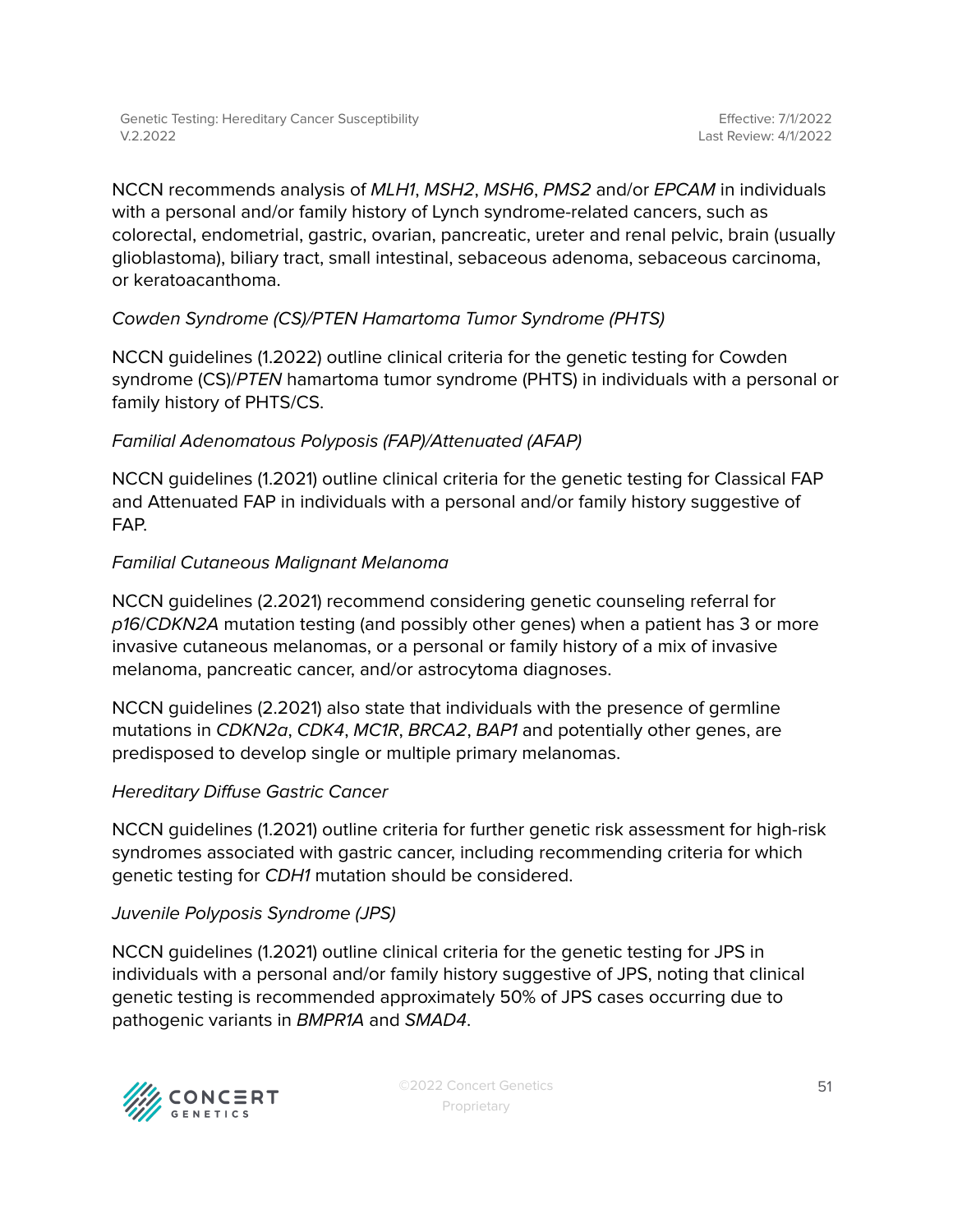NCCN recommends analysis of *MLH1*, *MSH2*, *MSH6*, *PMS2* and/or *EPCAM* in individuals with a personal and/or family history of Lynch syndrome-related cancers, such as colorectal, endometrial, gastric, ovarian, pancreatic, ureter and renal pelvic, brain (usually glioblastoma), biliary tract, small intestinal, sebaceous adenoma, sebaceous carcinoma, or keratoacanthoma.

*Cowden Syndrome (CS)/PTEN Hamartoma Tumor Syndrome (PHTS)*

NCCN guidelines (1.2022) outline clinical criteria for the genetic testing for Cowden syndrome (CS)/*PTEN* hamartoma tumor syndrome (PHTS) in individuals with a personal or family history of PHTS/CS.

*Familial Adenomatous Polyposis (FAP)/Attenuated (AFAP)*

NCCN guidelines (1.2021) outline clinical criteria for the genetic testing for Classical FAP and Attenuated FAP in individuals with a personal and/or family history suggestive of FAP.

*Familial Cutaneous Malignant Melanoma*

NCCN guidelines (2.2021) recommend considering genetic counseling referral for *p16*/*CDKN2A* mutation testing (and possibly other genes) when a patient has 3 or more invasive cutaneous melanomas, or a personal or family history of a mix of invasive melanoma, pancreatic cancer, and/or astrocytoma diagnoses.

NCCN guidelines (2.2021) also state that individuals with the presence of germline mutations in *CDKN2a*, *CDK4*, *MC1R*, *BRCA2*, *BAP1* and potentially other genes, are predisposed to develop single or multiple primary melanomas.

*Hereditary Diffuse Gastric Cancer*

NCCN guidelines (1.2021) outline criteria for further genetic risk assessment for high-risk syndromes associated with gastric cancer, including recommending criteria for which genetic testing for *CDH1* mutation should be considered.

*Juvenile Polyposis Syndrome (JPS)*

NCCN guidelines (1.2021) outline clinical criteria for the genetic testing for JPS in individuals with a personal and/or family history suggestive of JPS, noting that clinical genetic testing is recommended approximately 50% of JPS cases occurring due to pathogenic variants in *BMPR1A* and *SMAD4*.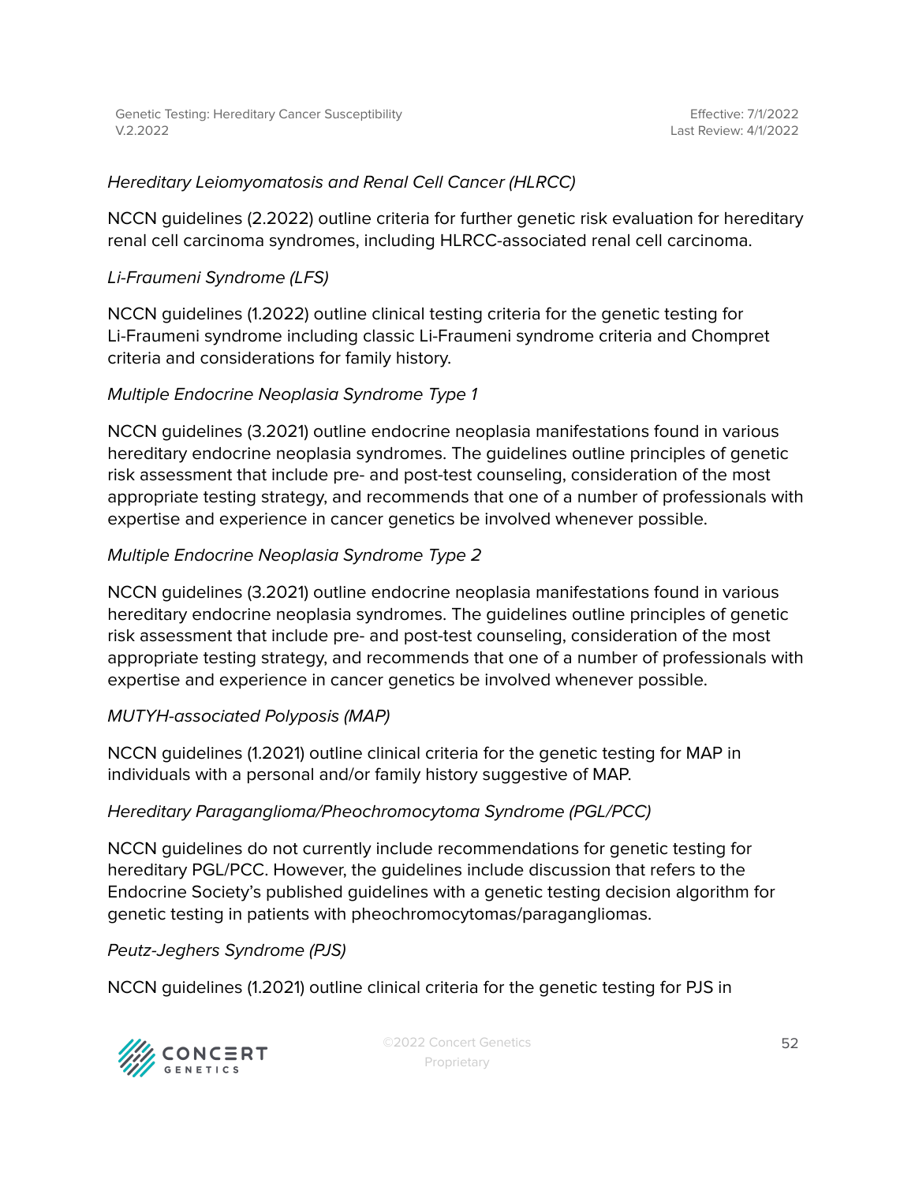*Hereditary Leiomyomatosis and Renal Cell Cancer (HLRCC)*

NCCN guidelines (2.2022) outline criteria for further genetic risk evaluation for hereditary renal cell carcinoma syndromes, including HLRCC-associated renal cell carcinoma.

*Li-Fraumeni Syndrome (LFS)*

NCCN guidelines (1.2022) outline clinical testing criteria for the genetic testing for Li-Fraumeni syndrome including classic Li-Fraumeni syndrome criteria and Chompret criteria and considerations for family history.

*Multiple Endocrine Neoplasia Syndrome Type 1*

NCCN guidelines (3.2021) outline endocrine neoplasia manifestations found in various hereditary endocrine neoplasia syndromes. The guidelines outline principles of genetic risk assessment that include pre- and post-test counseling, consideration of the most appropriate testing strategy, and recommends that one of a number of professionals with expertise and experience in cancer genetics be involved whenever possible.

*Multiple Endocrine Neoplasia Syndrome Type 2*

NCCN guidelines (3.2021) outline endocrine neoplasia manifestations found in various hereditary endocrine neoplasia syndromes. The guidelines outline principles of genetic risk assessment that include pre- and post-test counseling, consideration of the most appropriate testing strategy, and recommends that one of a number of professionals with expertise and experience in cancer genetics be involved whenever possible.

*MUTYH-associated Polyposis (MAP)*

NCCN guidelines (1.2021) outline clinical criteria for the genetic testing for MAP in individuals with a personal and/or family history suggestive of MAP.

*Hereditary Paraganglioma/Pheochromocytoma Syndrome (PGL/PCC)*

NCCN guidelines do not currently include recommendations for genetic testing for hereditary PGL/PCC. However, the guidelines include discussion that refers to the Endocrine Society's published guidelines with a genetic testing decision algorithm for genetic testing in patients with pheochromocytomas/paragangliomas.

*Peutz-Jeghers Syndrome (PJS)*

NCCN guidelines (1.2021) outline clinical criteria for the genetic testing for PJS in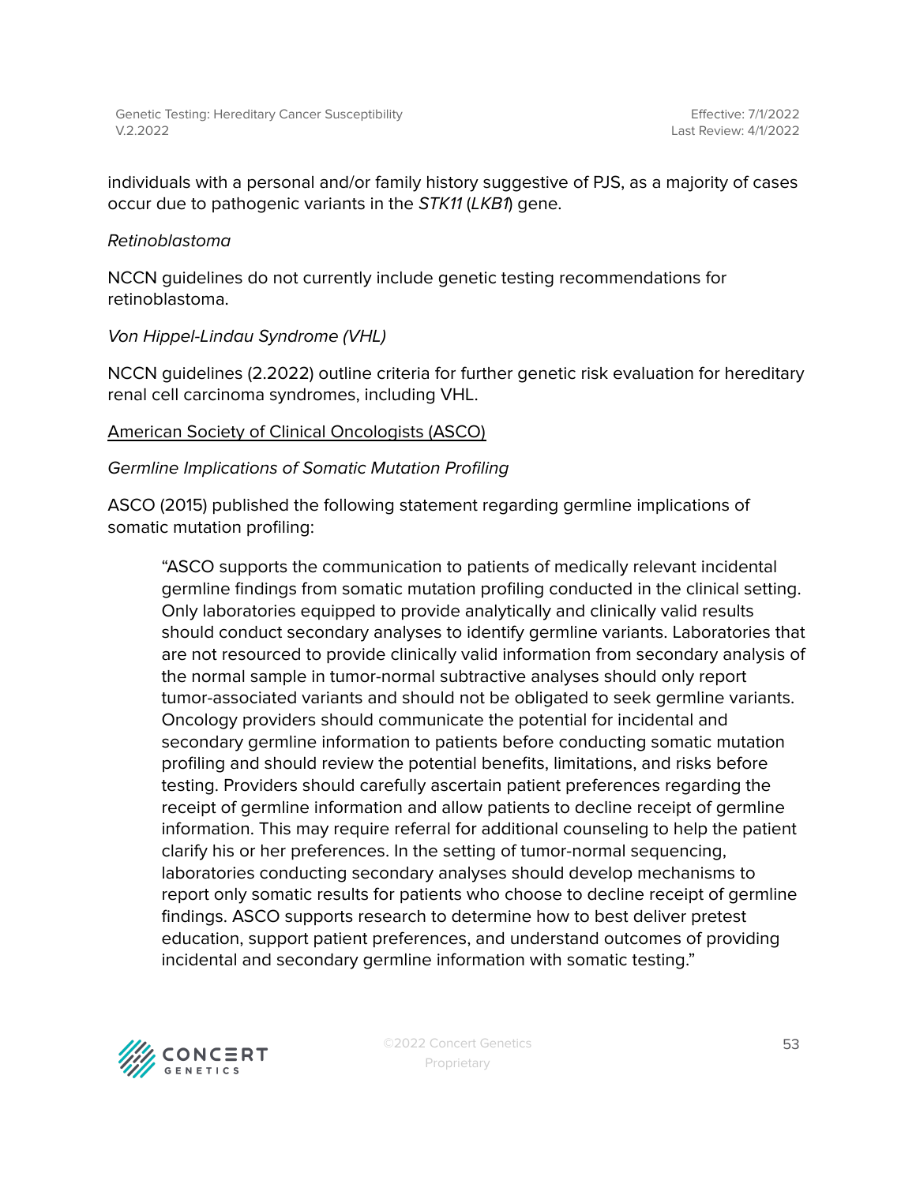individuals with a personal and/or family history suggestive of PJS, as a majority of cases occur due to pathogenic variants in the *STK11* (*LKB1*) gene.

*Retinoblastoma*

NCCN guidelines do not currently include genetic testing recommendations for retinoblastoma.

*Von Hippel-Lindau Syndrome (VHL)*

NCCN guidelines (2.2022) outline criteria for further genetic risk evaluation for hereditary renal cell carcinoma syndromes, including VHL.

<u>American Society of Clinical Oncologists (ASCO)</u>

*Germline Implications of Somatic Mutation Profiling*

ASCO (2015) published the following statement regarding germline implications of somatic mutation profiling:

> "ASCO supports the communication to patients of medically relevant incidental germline findings from somatic mutation profiling conducted in the clinical setting. Only laboratories equipped to provide analytically and clinically valid results should conduct secondary analyses to identify germline variants. Laboratories that are not resourced to provide clinically valid information from secondary analysis of the normal sample in tumor-normal subtractive analyses should only report tumor-associated variants and should not be obligated to seek germline variants. Oncology providers should communicate the potential for incidental and secondary germline information to patients before conducting somatic mutation profiling and should review the potential benefits, limitations, and risks before testing. Providers should carefully ascertain patient preferences regarding the receipt of germline information and allow patients to decline receipt of germline information. This may require referral for additional counseling to help the patient clarify his or her preferences. In the setting of tumor-normal sequencing, laboratories conducting secondary analyses should develop mechanisms to report only somatic results for patients who choose to decline receipt of germline findings. ASCO supports research to determine how to best deliver pretest education, support patient preferences, and understand outcomes of providing incidental and secondary germline information with somatic testing."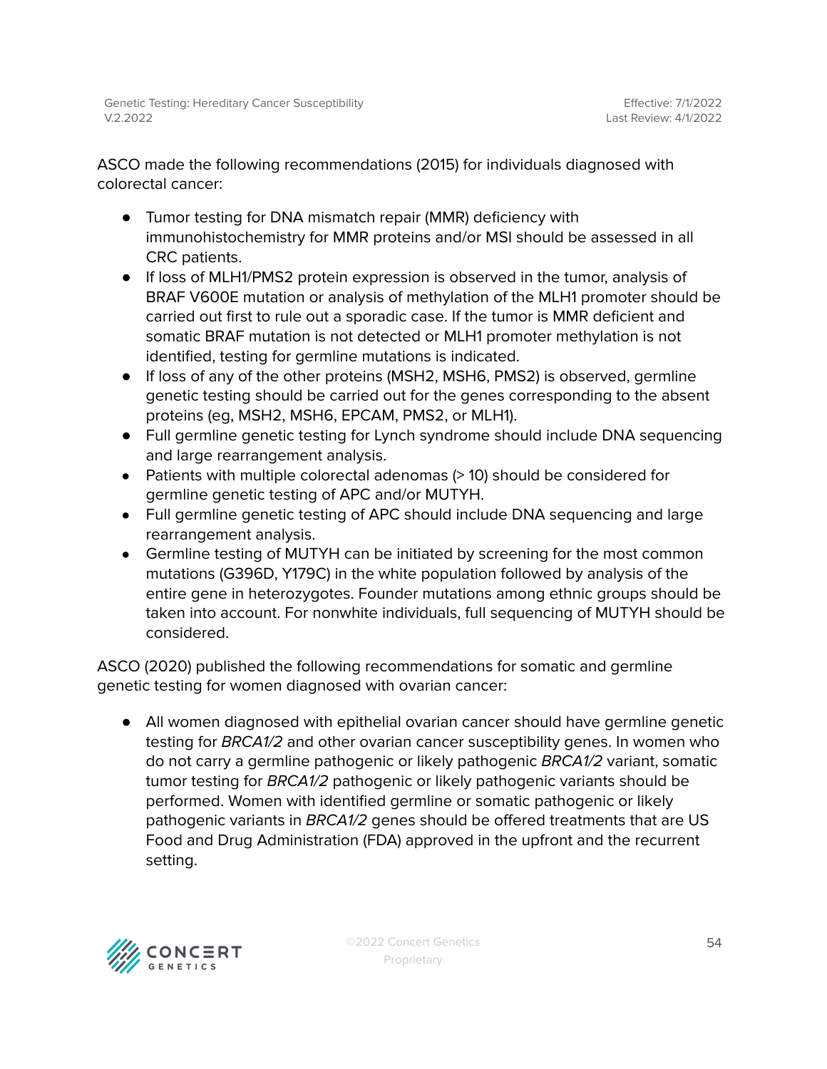ASCO made the following recommendations (2015) for individuals diagnosed with colorectal cancer:

- Tumor testing for DNA mismatch repair (MMR) deficiency with immunohistochemistry for MMR proteins and/or MSI should be assessed in all CRC patients.
- If loss of MLH1/PMS2 protein expression is observed in the tumor, analysis of BRAF V600E mutation or analysis of methylation of the MLH1 promoter should be carried out first to rule out a sporadic case. If the tumor is MMR deficient and somatic BRAF mutation is not detected or MLH1 promoter methylation is not identified, testing for germline mutations is indicated.
- If loss of any of the other proteins (MSH2, MSH6, PMS2) is observed, germline genetic testing should be carried out for the genes corresponding to the absent proteins (eg, MSH2, MSH6, EPCAM, PMS2, or MLH1).
- Full germline genetic testing for Lynch syndrome should include DNA sequencing and large rearrangement analysis.
- Patients with multiple colorectal adenomas (> 10) should be considered for germline genetic testing of APC and/or MUTYH.
- Full germline genetic testing of APC should include DNA sequencing and large rearrangement analysis.
- Germline testing of MUTYH can be initiated by screening for the most common mutations (G396D, Y179C) in the white population followed by analysis of the entire gene in heterozygotes. Founder mutations among ethnic groups should be taken into account. For nonwhite individuals, full sequencing of MUTYH should be considered.

ASCO (2020) published the following recommendations for somatic and germline genetic testing for women diagnosed with ovarian cancer:

- All women diagnosed with epithelial ovarian cancer should have germline genetic testing for *BRCA1/2* and other ovarian cancer susceptibility genes. In women who do not carry a germline pathogenic or likely pathogenic *BRCA1/2* variant, somatic tumor testing for *BRCA1/2* pathogenic or likely pathogenic variants should be performed. Women with identified germline or somatic pathogenic or likely pathogenic variants in *BRCA1/2* genes should be offered treatments that are US Food and Drug Administration (FDA) approved in the upfront and the recurrent setting.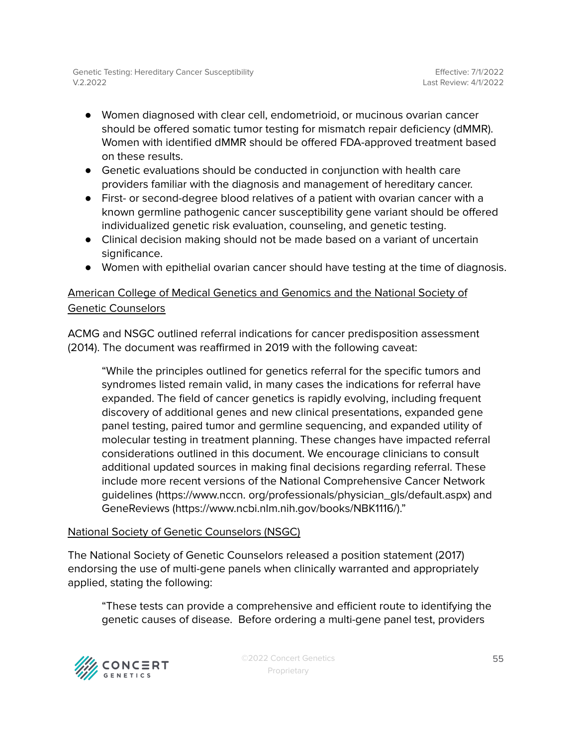- Women diagnosed with clear cell, endometrioid, or mucinous ovarian cancer should be offered somatic tumor testing for mismatch repair deficiency (dMMR). Women with identified dMMR should be offered FDA-approved treatment based on these results.
- Genetic evaluations should be conducted in conjunction with health care providers familiar with the diagnosis and management of hereditary cancer.
- First- or second-degree blood relatives of a patient with ovarian cancer with a known germline pathogenic cancer susceptibility gene variant should be offered individualized genetic risk evaluation, counseling, and genetic testing.
- Clinical decision making should not be made based on a variant of uncertain significance.
- Women with epithelial ovarian cancer should have testing at the time of diagnosis.

American College of Medical Genetics and Genomics and the National Society of Genetic Counselors

ACMG and NSGC outlined referral indications for cancer predisposition assessment (2014). The document was reaffirmed in 2019 with the following caveat:

> "While the principles outlined for genetics referral for the specific tumors and syndromes listed remain valid, in many cases the indications for referral have expanded. The field of cancer genetics is rapidly evolving, including frequent discovery of additional genes and new clinical presentations, expanded gene panel testing, paired tumor and germline sequencing, and expanded utility of molecular testing in treatment planning. These changes have impacted referral considerations outlined in this document. We encourage clinicians to consult additional updated sources in making final decisions regarding referral. These include more recent versions of the National Comprehensive Cancer Network guidelines (https://www.nccn. org/professionals/physician_gls/default.aspx) and GeneReviews (https://www.ncbi.nlm.nih.gov/books/NBK1116/)."

National Society of Genetic Counselors (NSGC)

The National Society of Genetic Counselors released a position statement (2017) endorsing the use of multi-gene panels when clinically warranted and appropriately applied, stating the following:

> "These tests can provide a comprehensive and efficient route to identifying the genetic causes of disease. Before ordering a multi-gene panel test, providers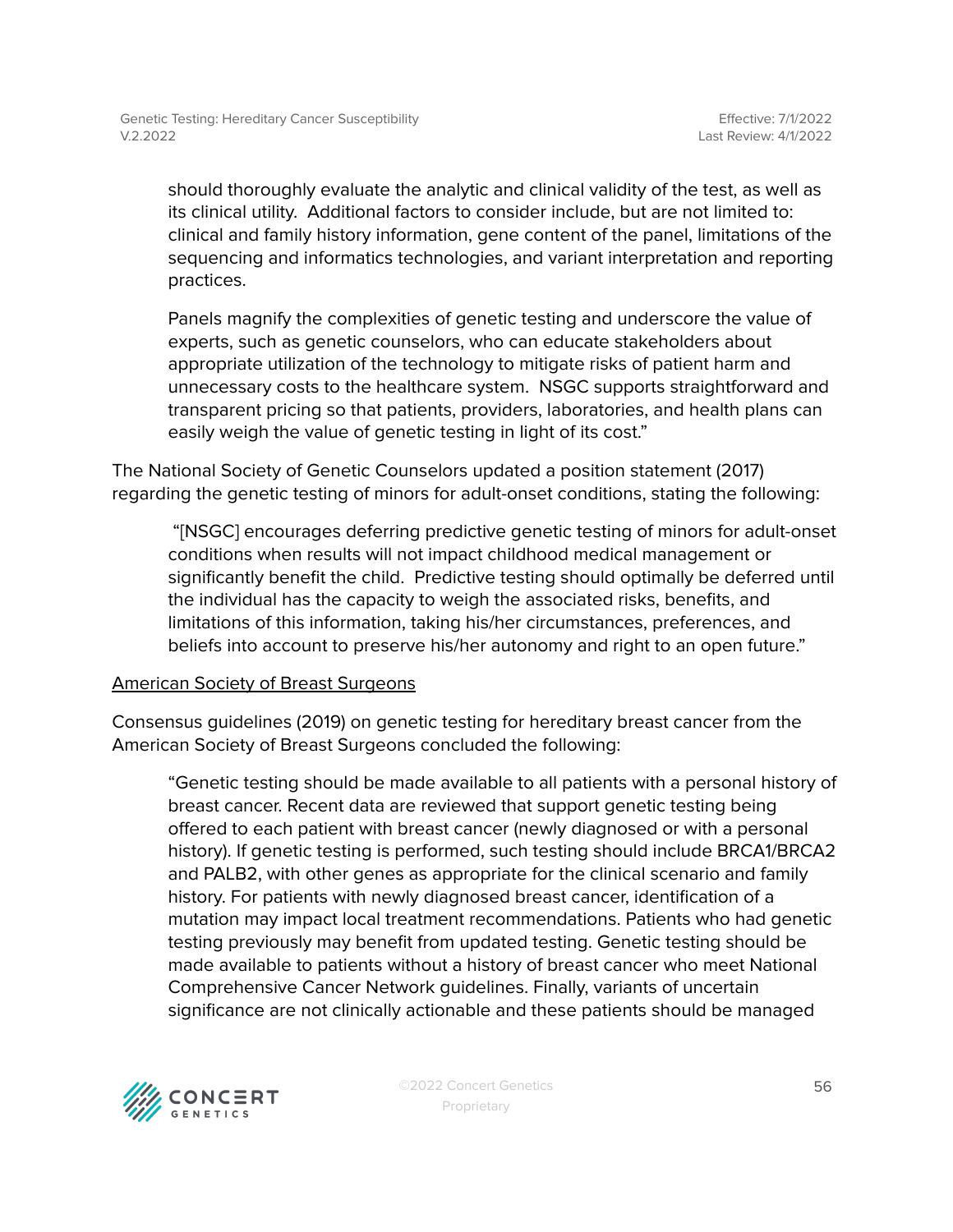> should thoroughly evaluate the analytic and clinical validity of the test, as well as its clinical utility. Additional factors to consider include, but are not limited to: clinical and family history information, gene content of the panel, limitations of the sequencing and informatics technologies, and variant interpretation and reporting practices.
>
> Panels magnify the complexities of genetic testing and underscore the value of experts, such as genetic counselors, who can educate stakeholders about appropriate utilization of the technology to mitigate risks of patient harm and unnecessary costs to the healthcare system. NSGC supports straightforward and transparent pricing so that patients, providers, laboratories, and health plans can easily weigh the value of genetic testing in light of its cost."

The National Society of Genetic Counselors updated a position statement (2017) regarding the genetic testing of minors for adult-onset conditions, stating the following:

> "[NSGC] encourages deferring predictive genetic testing of minors for adult-onset conditions when results will not impact childhood medical management or significantly benefit the child. Predictive testing should optimally be deferred until the individual has the capacity to weigh the associated risks, benefits, and limitations of this information, taking his/her circumstances, preferences, and beliefs into account to preserve his/her autonomy and right to an open future."

American Society of Breast Surgeons

Consensus guidelines (2019) on genetic testing for hereditary breast cancer from the American Society of Breast Surgeons concluded the following:

> "Genetic testing should be made available to all patients with a personal history of breast cancer. Recent data are reviewed that support genetic testing being offered to each patient with breast cancer (newly diagnosed or with a personal history). If genetic testing is performed, such testing should include BRCA1/BRCA2 and PALB2, with other genes as appropriate for the clinical scenario and family history. For patients with newly diagnosed breast cancer, identification of a mutation may impact local treatment recommendations. Patients who had genetic testing previously may benefit from updated testing. Genetic testing should be made available to patients without a history of breast cancer who meet National Comprehensive Cancer Network guidelines. Finally, variants of uncertain significance are not clinically actionable and these patients should be managed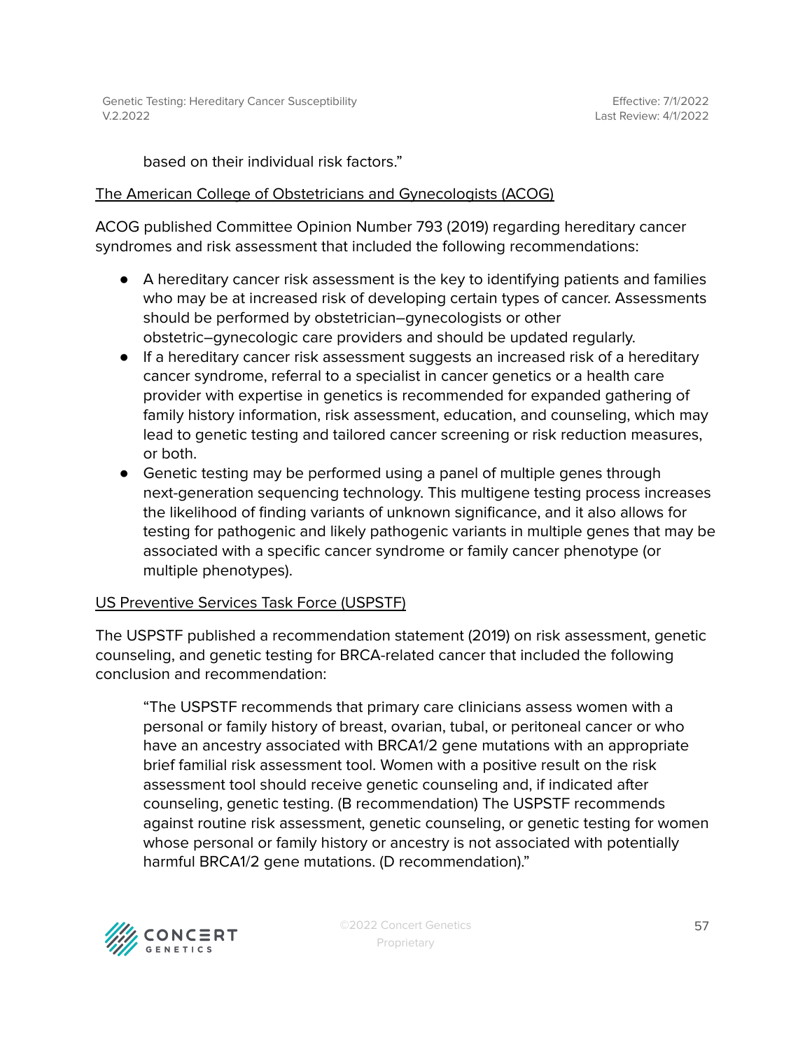based on their individual risk factors."

The American College of Obstetricians and Gynecologists (ACOG)

ACOG published Committee Opinion Number 793 (2019) regarding hereditary cancer syndromes and risk assessment that included the following recommendations:

- A hereditary cancer risk assessment is the key to identifying patients and families who may be at increased risk of developing certain types of cancer. Assessments should be performed by obstetrician–gynecologists or other obstetric–gynecologic care providers and should be updated regularly.
- If a hereditary cancer risk assessment suggests an increased risk of a hereditary cancer syndrome, referral to a specialist in cancer genetics or a health care provider with expertise in genetics is recommended for expanded gathering of family history information, risk assessment, education, and counseling, which may lead to genetic testing and tailored cancer screening or risk reduction measures, or both.
- Genetic testing may be performed using a panel of multiple genes through next-generation sequencing technology. This multigene testing process increases the likelihood of finding variants of unknown significance, and it also allows for testing for pathogenic and likely pathogenic variants in multiple genes that may be associated with a specific cancer syndrome or family cancer phenotype (or multiple phenotypes).

US Preventive Services Task Force (USPSTF)

The USPSTF published a recommendation statement (2019) on risk assessment, genetic counseling, and genetic testing for BRCA-related cancer that included the following conclusion and recommendation:

> "The USPSTF recommends that primary care clinicians assess women with a personal or family history of breast, ovarian, tubal, or peritoneal cancer or who have an ancestry associated with BRCA1/2 gene mutations with an appropriate brief familial risk assessment tool. Women with a positive result on the risk assessment tool should receive genetic counseling and, if indicated after counseling, genetic testing. (B recommendation) The USPSTF recommends against routine risk assessment, genetic counseling, or genetic testing for women whose personal or family history or ancestry is not associated with potentially harmful BRCA1/2 gene mutations. (D recommendation)."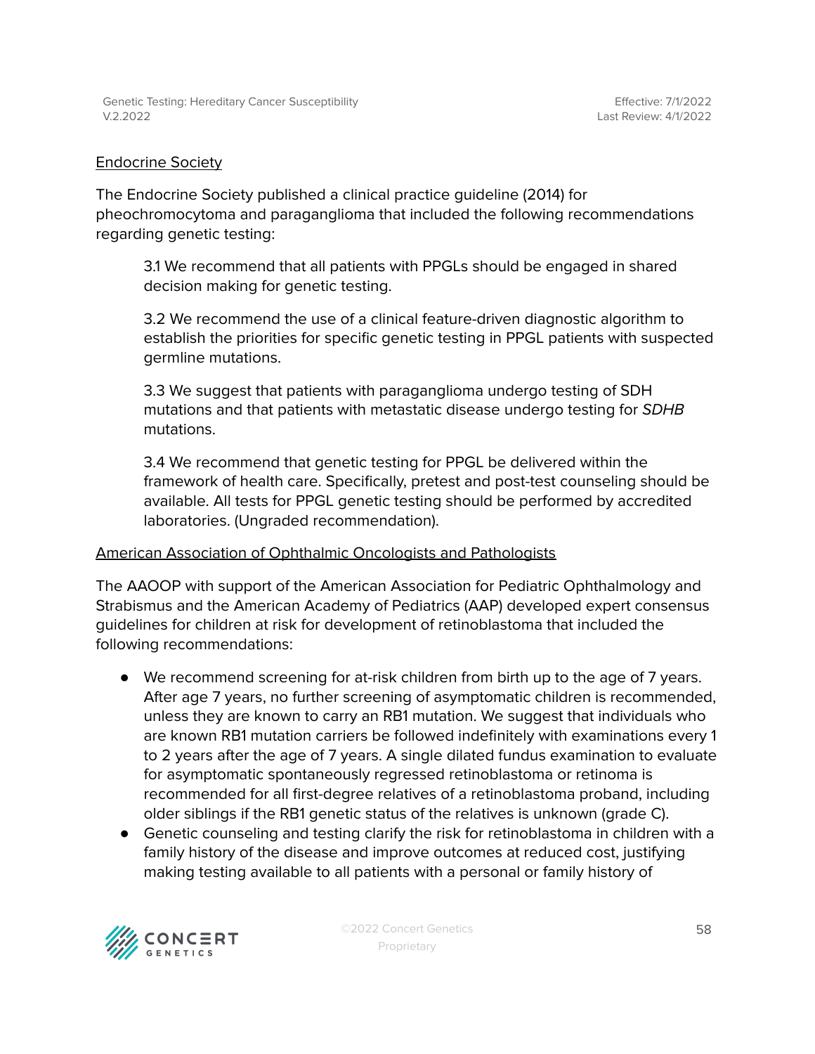## Endocrine Society

The Endocrine Society published a clinical practice guideline (2014) for pheochromocytoma and paraganglioma that included the following recommendations regarding genetic testing:

> 3.1 We recommend that all patients with PPGLs should be engaged in shared decision making for genetic testing.
>
> 3.2 We recommend the use of a clinical feature-driven diagnostic algorithm to establish the priorities for specific genetic testing in PPGL patients with suspected germline mutations.
>
> 3.3 We suggest that patients with paraganglioma undergo testing of SDH mutations and that patients with metastatic disease undergo testing for *SDHB* mutations.
>
> 3.4 We recommend that genetic testing for PPGL be delivered within the framework of health care. Specifically, pretest and post-test counseling should be available. All tests for PPGL genetic testing should be performed by accredited laboratories. (Ungraded recommendation).

## American Association of Ophthalmic Oncologists and Pathologists

The AAOOP with support of the American Association for Pediatric Ophthalmology and Strabismus and the American Academy of Pediatrics (AAP) developed expert consensus guidelines for children at risk for development of retinoblastoma that included the following recommendations:

- We recommend screening for at-risk children from birth up to the age of 7 years. After age 7 years, no further screening of asymptomatic children is recommended, unless they are known to carry an RB1 mutation. We suggest that individuals who are known RB1 mutation carriers be followed indefinitely with examinations every 1 to 2 years after the age of 7 years. A single dilated fundus examination to evaluate for asymptomatic spontaneously regressed retinoblastoma or retinoma is recommended for all first-degree relatives of a retinoblastoma proband, including older siblings if the RB1 genetic status of the relatives is unknown (grade C).
- Genetic counseling and testing clarify the risk for retinoblastoma in children with a family history of the disease and improve outcomes at reduced cost, justifying making testing available to all patients with a personal or family history of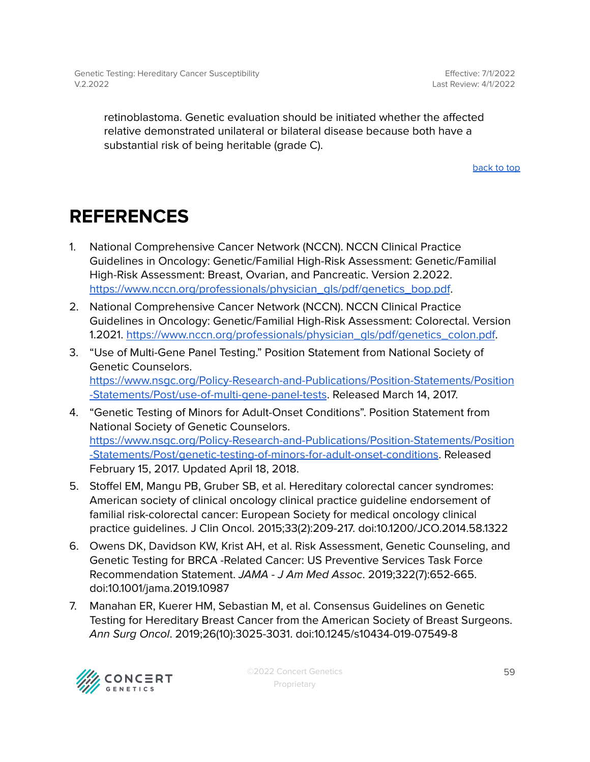retinoblastoma. Genetic evaluation should be initiated whether the affected relative demonstrated unilateral or bilateral disease because both have a substantial risk of being heritable (grade C).

back to top

# REFERENCES

1. National Comprehensive Cancer Network (NCCN). NCCN Clinical Practice Guidelines in Oncology: Genetic/Familial High-Risk Assessment: Genetic/Familial High-Risk Assessment: Breast, Ovarian, and Pancreatic. Version 2.2022. https://www.nccn.org/professionals/physician_gls/pdf/genetics_bop.pdf.
2. National Comprehensive Cancer Network (NCCN). NCCN Clinical Practice Guidelines in Oncology: Genetic/Familial High-Risk Assessment: Colorectal. Version 1.2021. https://www.nccn.org/professionals/physician_gls/pdf/genetics_colon.pdf.
3. "Use of Multi-Gene Panel Testing." Position Statement from National Society of Genetic Counselors. https://www.nsgc.org/Policy-Research-and-Publications/Position-Statements/Position-Statements/Post/use-of-multi-gene-panel-tests. Released March 14, 2017.
4. "Genetic Testing of Minors for Adult-Onset Conditions". Position Statement from National Society of Genetic Counselors. https://www.nsgc.org/Policy-Research-and-Publications/Position-Statements/Position-Statements/Post/genetic-testing-of-minors-for-adult-onset-conditions. Released February 15, 2017. Updated April 18, 2018.
5. Stoffel EM, Mangu PB, Gruber SB, et al. Hereditary colorectal cancer syndromes: American society of clinical oncology clinical practice guideline endorsement of familial risk-colorectal cancer: European Society for medical oncology clinical practice guidelines. J Clin Oncol. 2015;33(2):209-217. doi:10.1200/JCO.2014.58.1322
6. Owens DK, Davidson KW, Krist AH, et al. Risk Assessment, Genetic Counseling, and Genetic Testing for BRCA -Related Cancer: US Preventive Services Task Force Recommendation Statement. *JAMA - J Am Med Assoc*. 2019;322(7):652-665. doi:10.1001/jama.2019.10987
7. Manahan ER, Kuerer HM, Sebastian M, et al. Consensus Guidelines on Genetic Testing for Hereditary Breast Cancer from the American Society of Breast Surgeons. *Ann Surg Oncol*. 2019;26(10):3025-3031. doi:10.1245/s10434-019-07549-8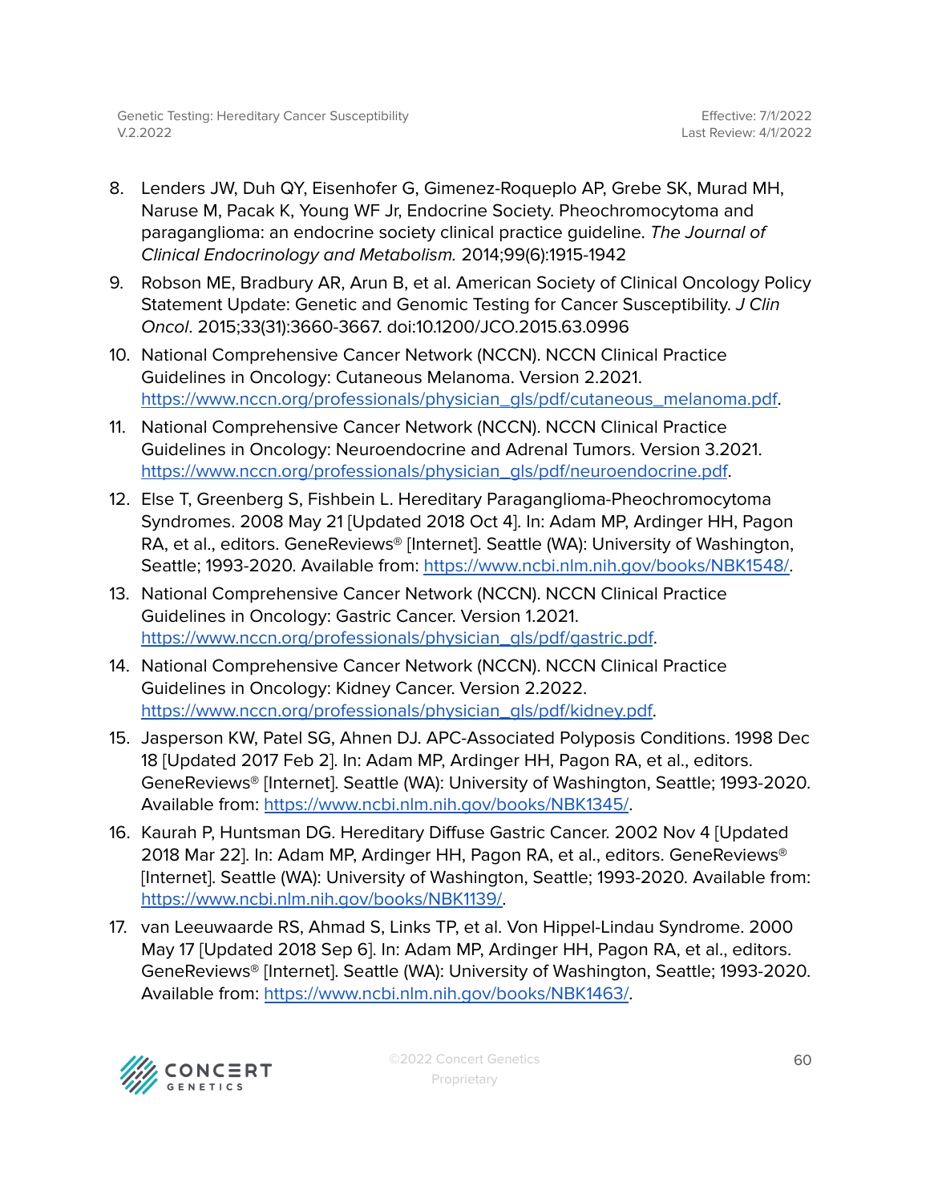8. Lenders JW, Duh QY, Eisenhofer G, Gimenez-Roqueplo AP, Grebe SK, Murad MH, Naruse M, Pacak K, Young WF Jr, Endocrine Society. Pheochromocytoma and paraganglioma: an endocrine society clinical practice guideline. *The Journal of Clinical Endocrinology and Metabolism.* 2014;99(6):1915-1942
9. Robson ME, Bradbury AR, Arun B, et al. American Society of Clinical Oncology Policy Statement Update: Genetic and Genomic Testing for Cancer Susceptibility. *J Clin Oncol*. 2015;33(31):3660-3667. doi:10.1200/JCO.2015.63.0996
10. National Comprehensive Cancer Network (NCCN). NCCN Clinical Practice Guidelines in Oncology: Cutaneous Melanoma. Version 2.2021. https://www.nccn.org/professionals/physician_gls/pdf/cutaneous_melanoma.pdf.
11. National Comprehensive Cancer Network (NCCN). NCCN Clinical Practice Guidelines in Oncology: Neuroendocrine and Adrenal Tumors. Version 3.2021. https://www.nccn.org/professionals/physician_gls/pdf/neuroendocrine.pdf.
12. Else T, Greenberg S, Fishbein L. Hereditary Paraganglioma-Pheochromocytoma Syndromes. 2008 May 21 [Updated 2018 Oct 4]. In: Adam MP, Ardinger HH, Pagon RA, et al., editors. GeneReviews® [Internet]. Seattle (WA): University of Washington, Seattle; 1993-2020. Available from: https://www.ncbi.nlm.nih.gov/books/NBK1548/.
13. National Comprehensive Cancer Network (NCCN). NCCN Clinical Practice Guidelines in Oncology: Gastric Cancer. Version 1.2021. https://www.nccn.org/professionals/physician_gls/pdf/gastric.pdf.
14. National Comprehensive Cancer Network (NCCN). NCCN Clinical Practice Guidelines in Oncology: Kidney Cancer. Version 2.2022. https://www.nccn.org/professionals/physician_gls/pdf/kidney.pdf.
15. Jasperson KW, Patel SG, Ahnen DJ. APC-Associated Polyposis Conditions. 1998 Dec 18 [Updated 2017 Feb 2]. In: Adam MP, Ardinger HH, Pagon RA, et al., editors. GeneReviews® [Internet]. Seattle (WA): University of Washington, Seattle; 1993-2020. Available from: https://www.ncbi.nlm.nih.gov/books/NBK1345/.
16. Kaurah P, Huntsman DG. Hereditary Diffuse Gastric Cancer. 2002 Nov 4 [Updated 2018 Mar 22]. In: Adam MP, Ardinger HH, Pagon RA, et al., editors. GeneReviews® [Internet]. Seattle (WA): University of Washington, Seattle; 1993-2020. Available from: https://www.ncbi.nlm.nih.gov/books/NBK1139/.
17. van Leeuwaarde RS, Ahmad S, Links TP, et al. Von Hippel-Lindau Syndrome. 2000 May 17 [Updated 2018 Sep 6]. In: Adam MP, Ardinger HH, Pagon RA, et al., editors. GeneReviews® [Internet]. Seattle (WA): University of Washington, Seattle; 1993-2020. Available from: https://www.ncbi.nlm.nih.gov/books/NBK1463/.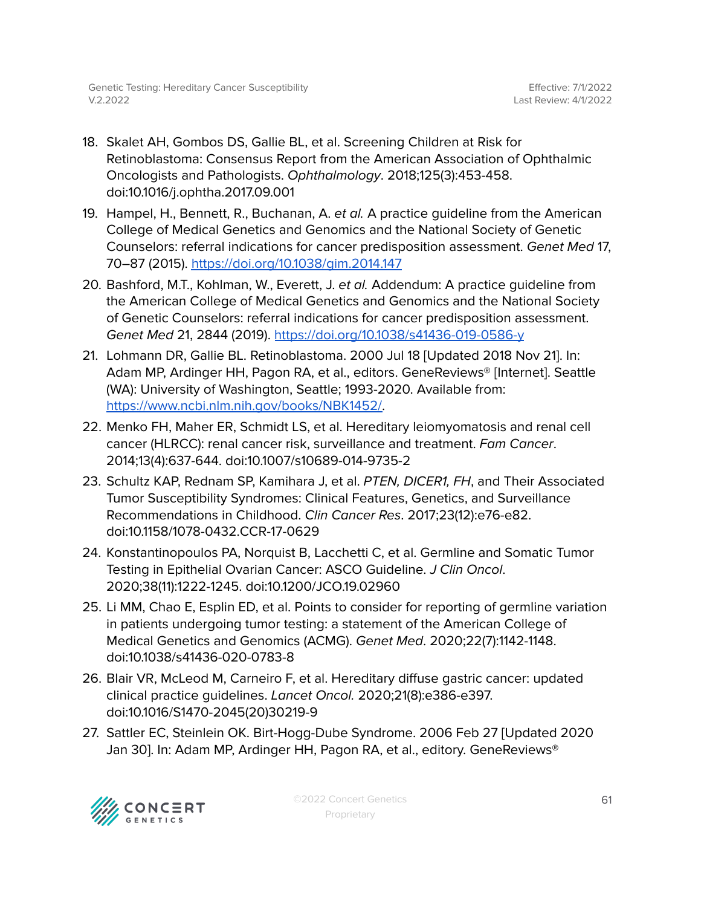18. Skalet AH, Gombos DS, Gallie BL, et al. Screening Children at Risk for Retinoblastoma: Consensus Report from the American Association of Ophthalmic Oncologists and Pathologists. *Ophthalmology*. 2018;125(3):453-458. doi:10.1016/j.ophtha.2017.09.001
19. Hampel, H., Bennett, R., Buchanan, A. *et al.* A practice guideline from the American College of Medical Genetics and Genomics and the National Society of Genetic Counselors: referral indications for cancer predisposition assessment. *Genet Med* 17, 70–87 (2015). https://doi.org/10.1038/gim.2014.147
20. Bashford, M.T., Kohlman, W., Everett, J. *et al.* Addendum: A practice guideline from the American College of Medical Genetics and Genomics and the National Society of Genetic Counselors: referral indications for cancer predisposition assessment. *Genet Med* 21, 2844 (2019). https://doi.org/10.1038/s41436-019-0586-y
21. Lohmann DR, Gallie BL. Retinoblastoma. 2000 Jul 18 [Updated 2018 Nov 21]. In: Adam MP, Ardinger HH, Pagon RA, et al., editors. GeneReviews® [Internet]. Seattle (WA): University of Washington, Seattle; 1993-2020. Available from: https://www.ncbi.nlm.nih.gov/books/NBK1452/.
22. Menko FH, Maher ER, Schmidt LS, et al. Hereditary leiomyomatosis and renal cell cancer (HLRCC): renal cancer risk, surveillance and treatment. *Fam Cancer*. 2014;13(4):637-644. doi:10.1007/s10689-014-9735-2
23. Schultz KAP, Rednam SP, Kamihara J, et al. *PTEN, DICER1, FH*, and Their Associated Tumor Susceptibility Syndromes: Clinical Features, Genetics, and Surveillance Recommendations in Childhood. *Clin Cancer Res*. 2017;23(12):e76-e82. doi:10.1158/1078-0432.CCR-17-0629
24. Konstantinopoulos PA, Norquist B, Lacchetti C, et al. Germline and Somatic Tumor Testing in Epithelial Ovarian Cancer: ASCO Guideline. *J Clin Oncol*. 2020;38(11):1222-1245. doi:10.1200/JCO.19.02960
25. Li MM, Chao E, Esplin ED, et al. Points to consider for reporting of germline variation in patients undergoing tumor testing: a statement of the American College of Medical Genetics and Genomics (ACMG). *Genet Med*. 2020;22(7):1142-1148. doi:10.1038/s41436-020-0783-8
26. Blair VR, McLeod M, Carneiro F, et al. Hereditary diffuse gastric cancer: updated clinical practice guidelines. *Lancet Oncol.* 2020;21(8):e386-e397. doi:10.1016/S1470-2045(20)30219-9
27. Sattler EC, Steinlein OK. Birt-Hogg-Dube Syndrome. 2006 Feb 27 [Updated 2020 Jan 30]. In: Adam MP, Ardinger HH, Pagon RA, et al., editory. GeneReviews®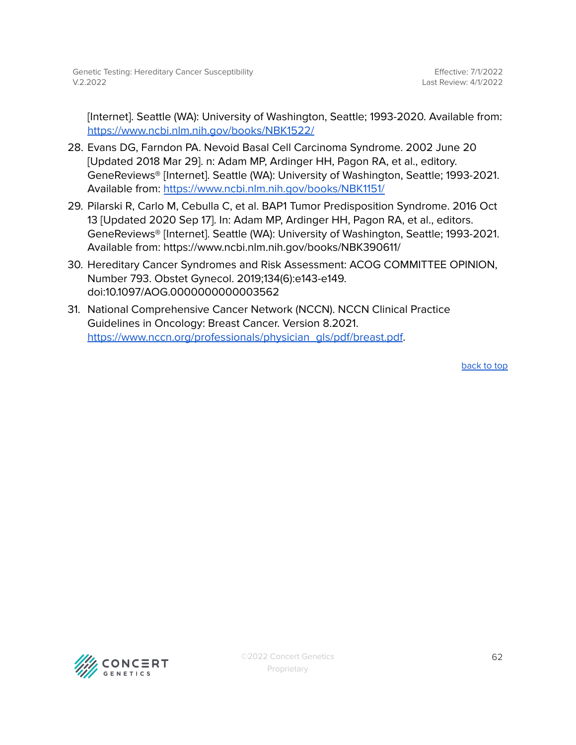[Internet]. Seattle (WA): University of Washington, Seattle; 1993-2020. Available from: https://www.ncbi.nlm.nih.gov/books/NBK1522/

28. Evans DG, Farndon PA. Nevoid Basal Cell Carcinoma Syndrome. 2002 June 20 [Updated 2018 Mar 29]. n: Adam MP, Ardinger HH, Pagon RA, et al., editory. GeneReviews® [Internet]. Seattle (WA): University of Washington, Seattle; 1993-2021. Available from: https://www.ncbi.nlm.nih.gov/books/NBK1151/
29. Pilarski R, Carlo M, Cebulla C, et al. BAP1 Tumor Predisposition Syndrome. 2016 Oct 13 [Updated 2020 Sep 17]. In: Adam MP, Ardinger HH, Pagon RA, et al., editors. GeneReviews® [Internet]. Seattle (WA): University of Washington, Seattle; 1993-2021. Available from: https://www.ncbi.nlm.nih.gov/books/NBK390611/
30. Hereditary Cancer Syndromes and Risk Assessment: ACOG COMMITTEE OPINION, Number 793. Obstet Gynecol. 2019;134(6):e143-e149. doi:10.1097/AOG.0000000000003562
31. National Comprehensive Cancer Network (NCCN). NCCN Clinical Practice Guidelines in Oncology: Breast Cancer. Version 8.2021. https://www.nccn.org/professionals/physician_gls/pdf/breast.pdf.

back to top